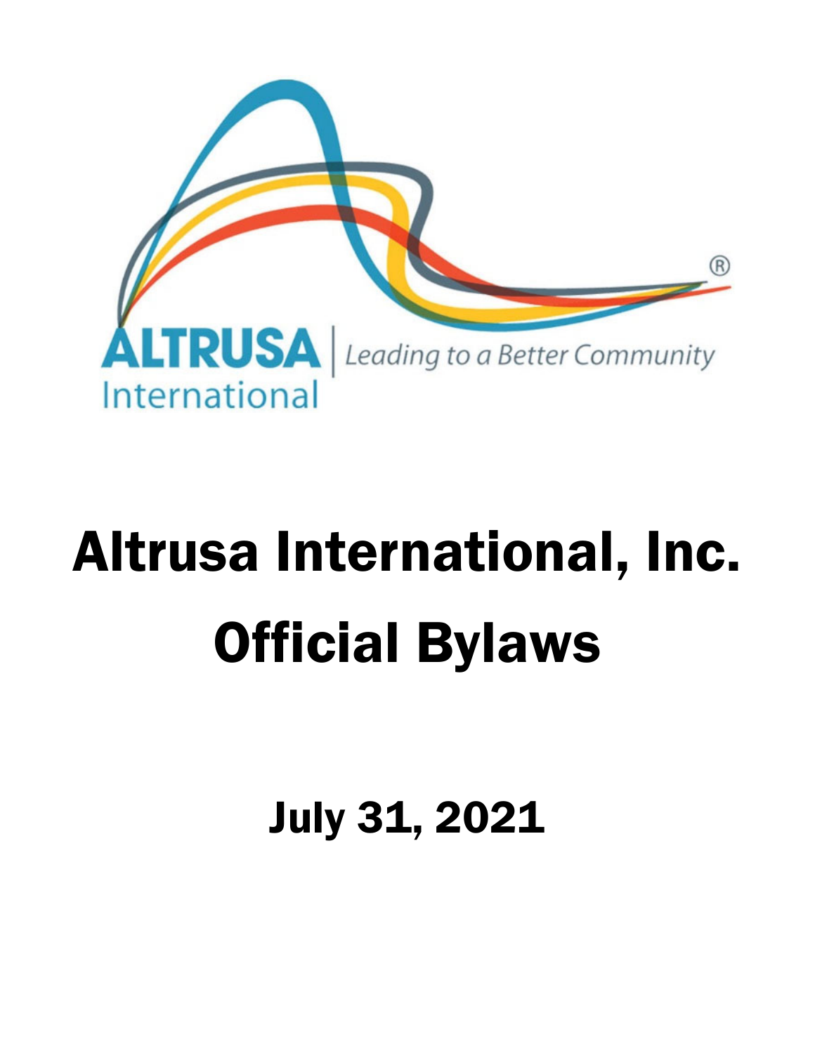ALTRUSA International | Leading to a Better Community®

# Altrusa International, Inc. Official Bylaws

## July 31, 2021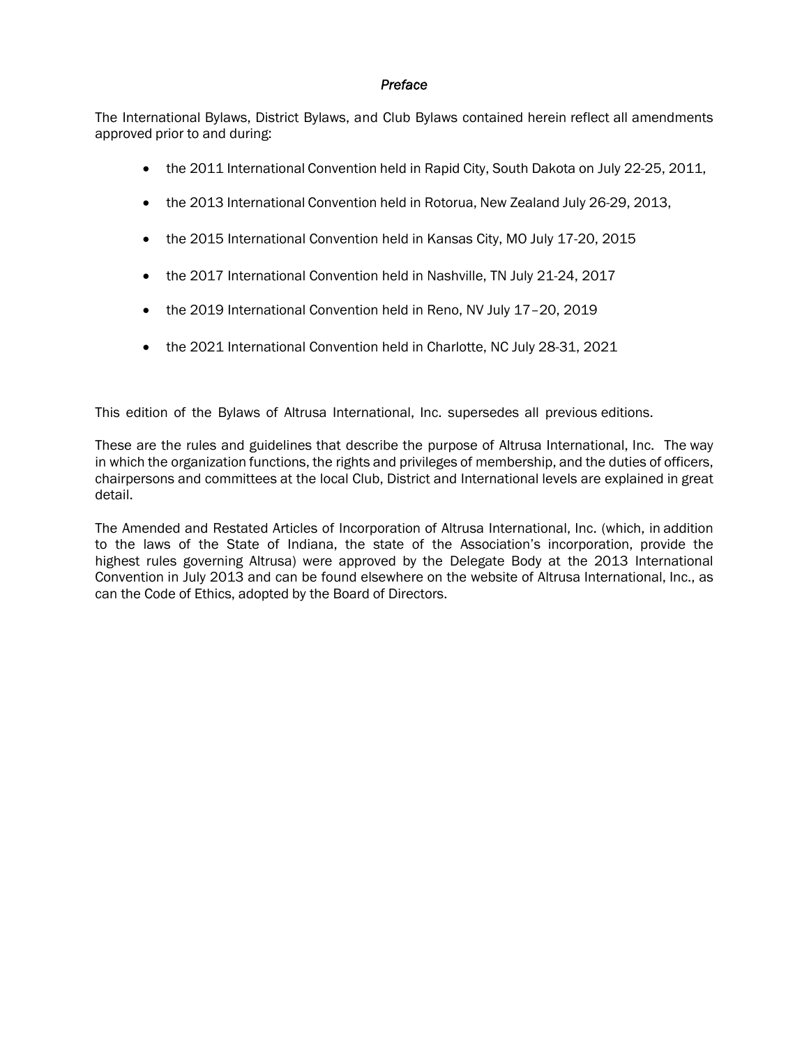## *Preface*

The International Bylaws, District Bylaws, and Club Bylaws contained herein reflect all amendments approved prior to and during:

- the 2011 International Convention held in Rapid City, South Dakota on July 22-25, 2011,
- the 2013 International Convention held in Rotorua, New Zealand July 26-29, 2013,
- the 2015 International Convention held in Kansas City, MO July 17-20, 2015
- the 2017 International Convention held in Nashville, TN July 21-24, 2017
- the 2019 International Convention held in Reno, NV July 17–20, 2019
- the 2021 International Convention held in Charlotte, NC July 28-31, 2021

This edition of the Bylaws of Altrusa International, Inc. supersedes all previous editions.

These are the rules and guidelines that describe the purpose of Altrusa International, Inc. The way in which the organization functions, the rights and privileges of membership, and the duties of officers, chairpersons and committees at the local Club, District and International levels are explained in great detail.

The Amended and Restated Articles of Incorporation of Altrusa International, Inc. (which, in addition to the laws of the State of Indiana, the state of the Association's incorporation, provide the highest rules governing Altrusa) were approved by the Delegate Body at the 2013 International Convention in July 2013 and can be found elsewhere on the website of Altrusa International, Inc., as can the Code of Ethics, adopted by the Board of Directors.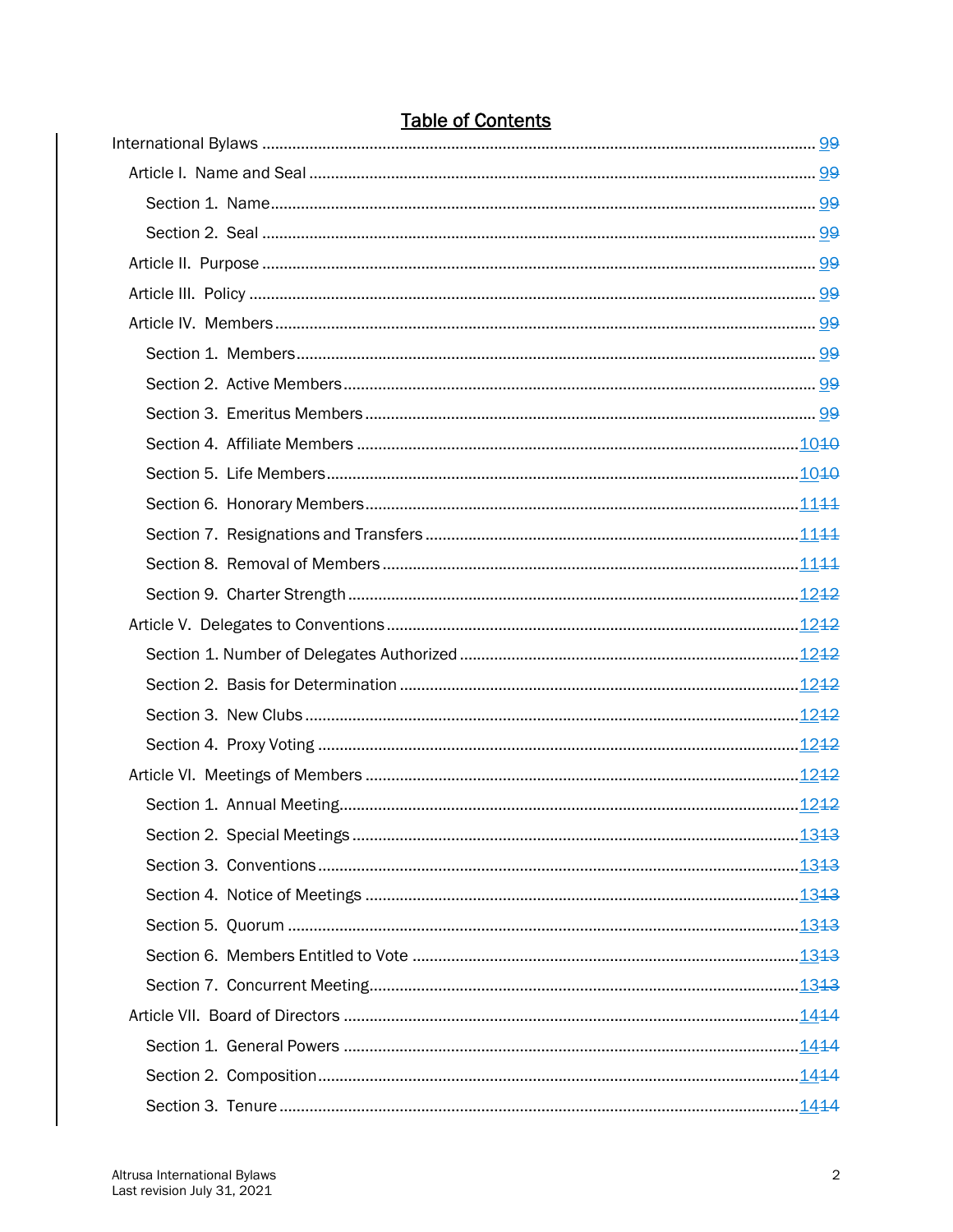# Table of Contents

International Bylaws ........................................ 99

- Article I. Name and Seal ........................................ 99
  - Section 1. Name ........................................ 99
  - Section 2. Seal ........................................ 99
- Article II. Purpose ........................................ 99
- Article III. Policy ........................................ 99
- Article IV. Members ........................................ 99
  - Section 1. Members ........................................ 99
  - Section 2. Active Members ........................................ 99
  - Section 3. Emeritus Members ........................................ 99
  - Section 4. Affiliate Members ........................................ 1010
  - Section 5. Life Members ........................................ 1010
  - Section 6. Honorary Members ........................................ 1111
  - Section 7. Resignations and Transfers ........................................ 1111
  - Section 8. Removal of Members ........................................ 1111
  - Section 9. Charter Strength ........................................ 1212
- Article V. Delegates to Conventions ........................................ 1212
  - Section 1. Number of Delegates Authorized ........................................ 1212
  - Section 2. Basis for Determination ........................................ 1212
  - Section 3. New Clubs ........................................ 1212
  - Section 4. Proxy Voting ........................................ 1212
- Article VI. Meetings of Members ........................................ 1212
  - Section 1. Annual Meeting ........................................ 1212
  - Section 2. Special Meetings ........................................ 1313
  - Section 3. Conventions ........................................ 1313
  - Section 4. Notice of Meetings ........................................ 1313
  - Section 5. Quorum ........................................ 1313
  - Section 6. Members Entitled to Vote ........................................ 1313
  - Section 7. Concurrent Meeting ........................................ 1313
- Article VII. Board of Directors ........................................ 1414
  - Section 1. General Powers ........................................ 1414
  - Section 2. Composition ........................................ 1414
  - Section 3. Tenure ........................................ 1414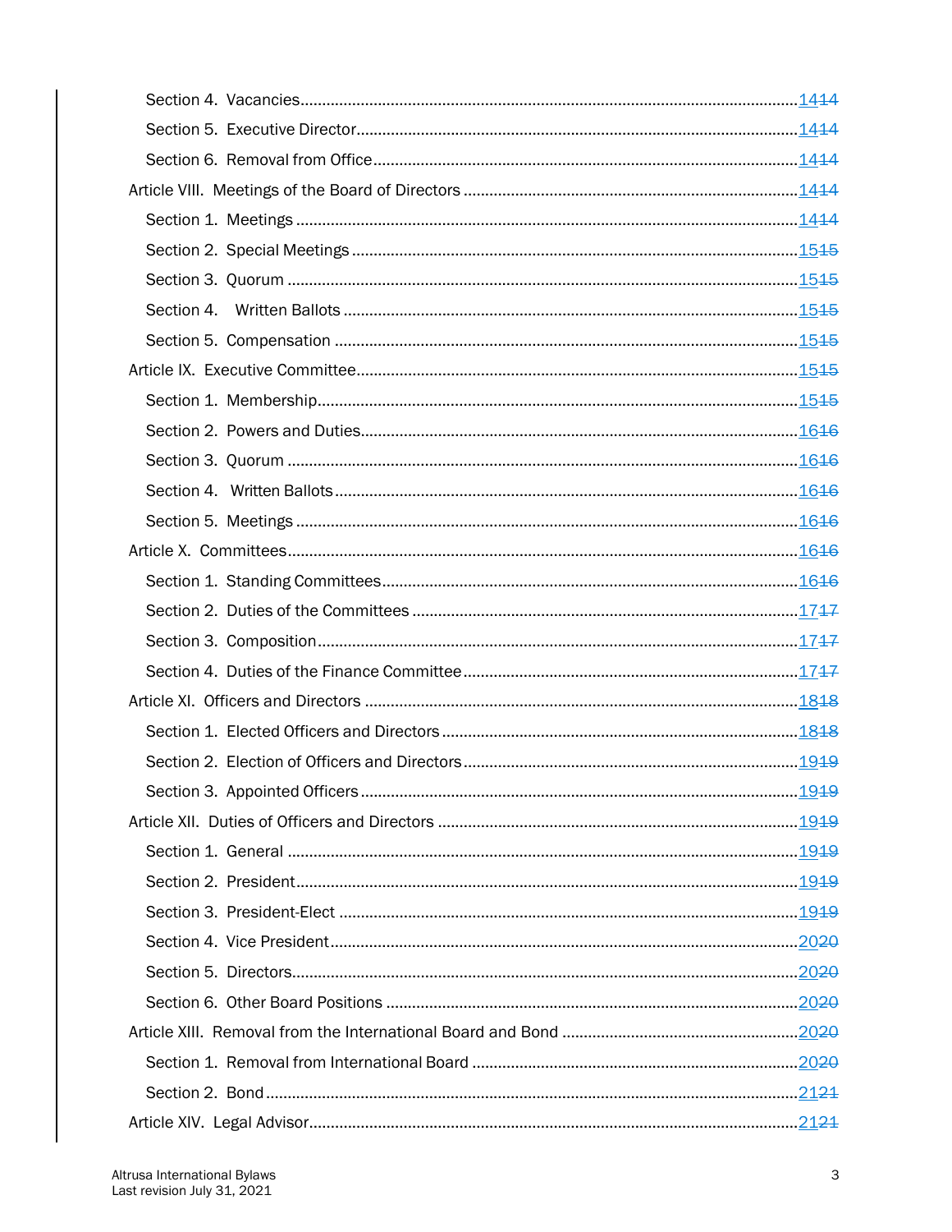Section 4. Vacancies .......... 14~~14~~

Section 5. Executive Director .......... 14~~14~~

Section 6. Removal from Office .......... 14~~14~~

Article VIII. Meetings of the Board of Directors .......... 14~~14~~

Section 1. Meetings .......... 14~~14~~

Section 2. Special Meetings .......... 15~~15~~

Section 3. Quorum .......... 15~~15~~

Section 4. Written Ballots .......... 15~~15~~

Section 5. Compensation .......... 15~~15~~

Article IX. Executive Committee .......... 15~~15~~

Section 1. Membership .......... 15~~15~~

Section 2. Powers and Duties .......... 16~~16~~

Section 3. Quorum .......... 16~~16~~

Section 4. Written Ballots .......... 16~~16~~

Section 5. Meetings .......... 16~~16~~

Article X. Committees .......... 16~~16~~

Section 1. Standing Committees .......... 16~~16~~

Section 2. Duties of the Committees .......... 17~~17~~

Section 3. Composition .......... 17~~17~~

Section 4. Duties of the Finance Committee .......... 17~~17~~

Article XI. Officers and Directors .......... 18~~18~~

Section 1. Elected Officers and Directors .......... 18~~18~~

Section 2. Election of Officers and Directors .......... 19~~19~~

Section 3. Appointed Officers .......... 19~~19~~

Article XII. Duties of Officers and Directors .......... 19~~19~~

Section 1. General .......... 19~~19~~

Section 2. President .......... 19~~19~~

Section 3. President-Elect .......... 19~~19~~

Section 4. Vice President .......... 20~~20~~

Section 5. Directors .......... 20~~20~~

Section 6. Other Board Positions .......... 20~~20~~

Article XIII. Removal from the International Board and Bond .......... 20~~20~~

Section 1. Removal from International Board .......... 20~~20~~

Section 2. Bond .......... 21~~21~~

Article XIV. Legal Advisor .......... 21~~21~~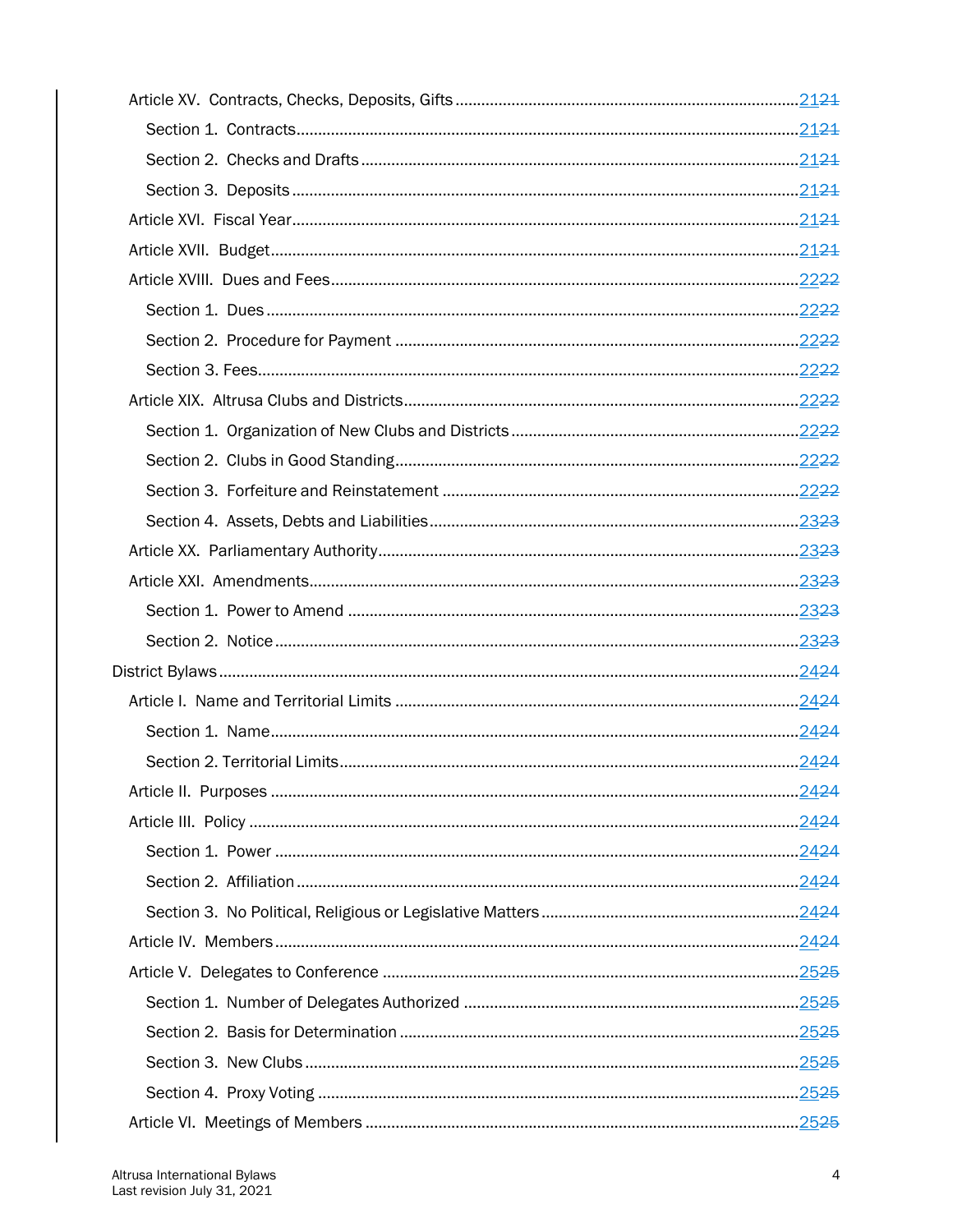- Article XV. Contracts, Checks, Deposits, Gifts ........ 21~~21~~
  - Section 1. Contracts ........ 21~~21~~
  - Section 2. Checks and Drafts ........ 21~~21~~
  - Section 3. Deposits ........ 21~~21~~
- Article XVI. Fiscal Year ........ 21~~21~~
- Article XVII. Budget ........ 21~~21~~
- Article XVIII. Dues and Fees ........ 22~~22~~
  - Section 1. Dues ........ 22~~22~~
  - Section 2. Procedure for Payment ........ 22~~22~~
  - Section 3. Fees ........ 22~~22~~
- Article XIX. Altrusa Clubs and Districts ........ 22~~22~~
  - Section 1. Organization of New Clubs and Districts ........ 22~~22~~
  - Section 2. Clubs in Good Standing ........ 22~~22~~
  - Section 3. Forfeiture and Reinstatement ........ 22~~22~~
  - Section 4. Assets, Debts and Liabilities ........ 23~~23~~
- Article XX. Parliamentary Authority ........ 23~~23~~
- Article XXI. Amendments ........ 23~~23~~
  - Section 1. Power to Amend ........ 23~~23~~
  - Section 2. Notice ........ 23~~23~~

District Bylaws ........ 24~~24~~

- Article I. Name and Territorial Limits ........ 24~~24~~
  - Section 1. Name ........ 24~~24~~
  - Section 2. Territorial Limits ........ 24~~24~~
- Article II. Purposes ........ 24~~24~~
- Article III. Policy ........ 24~~24~~
  - Section 1. Power ........ 24~~24~~
  - Section 2. Affiliation ........ 24~~24~~
  - Section 3. No Political, Religious or Legislative Matters ........ 24~~24~~
- Article IV. Members ........ 24~~24~~
- Article V. Delegates to Conference ........ 25~~25~~
  - Section 1. Number of Delegates Authorized ........ 25~~25~~
  - Section 2. Basis for Determination ........ 25~~25~~
  - Section 3. New Clubs ........ 25~~25~~
  - Section 4. Proxy Voting ........ 25~~25~~
- Article VI. Meetings of Members ........ 25~~25~~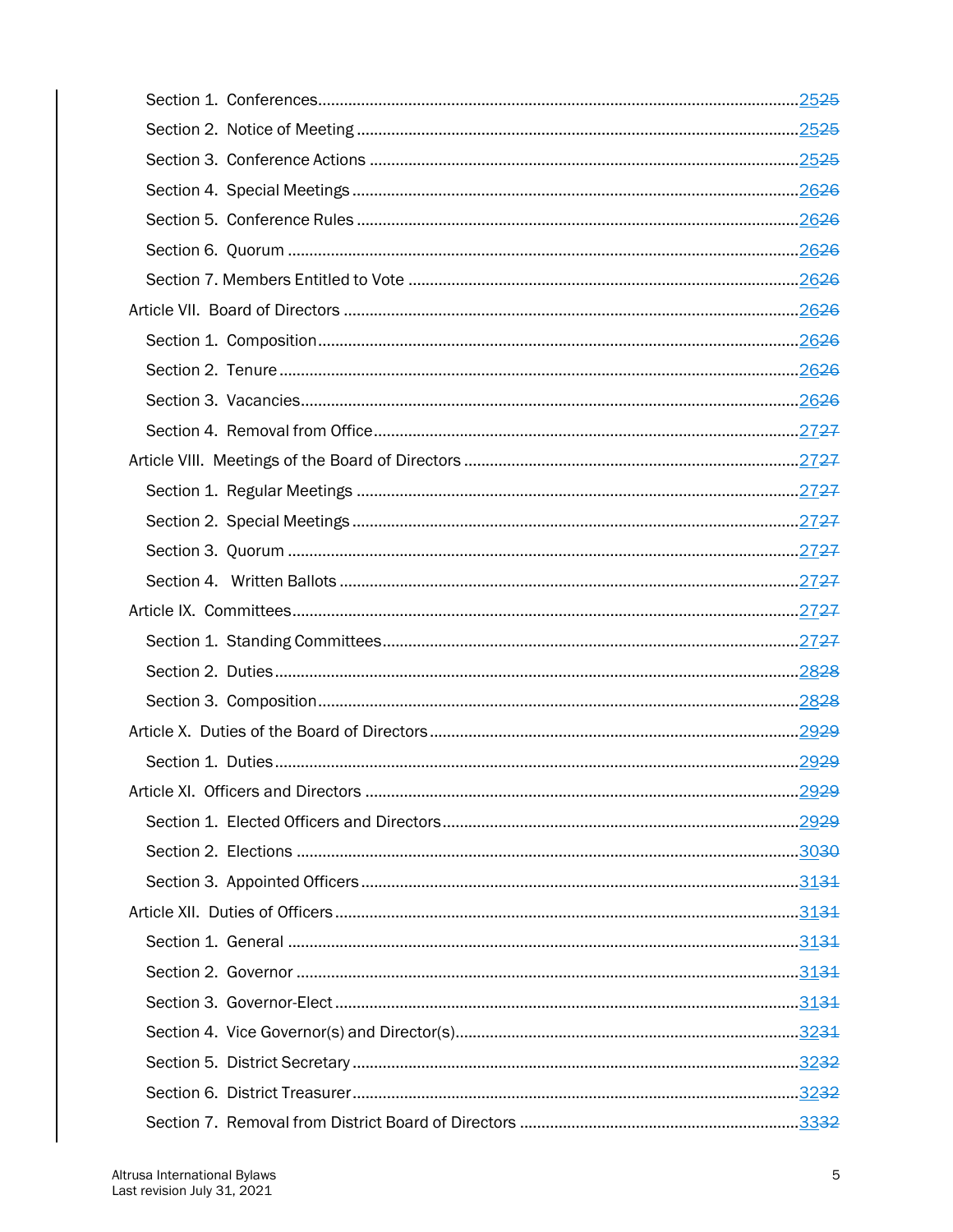Section 1. Conferences ........................................................................................ 2525

Section 2. Notice of Meeting ................................................................................ 2525

Section 3. Conference Actions ............................................................................. 2525

Section 4. Special Meetings ................................................................................. 2626

Section 5. Conference Rules ................................................................................ 2626

Section 6. Quorum ................................................................................................ 2626

Section 7. Members Entitled to Vote ................................................................... 2626

Article VII. Board of Directors .................................................................................. 2626

Section 1. Composition ........................................................................................ 2626

Section 2. Tenure .................................................................................................. 2626

Section 3. Vacancies ............................................................................................. 2626

Section 4. Removal from Office ............................................................................ 2727

Article VIII. Meetings of the Board of Directors ........................................................ 2727

Section 1. Regular Meetings ................................................................................ 2727

Section 2. Special Meetings ................................................................................. 2727

Section 3. Quorum ................................................................................................ 2727

Section 4. Written Ballots ..................................................................................... 2727

Article IX. Committees ............................................................................................... 2727

Section 1. Standing Committees .......................................................................... 2727

Section 2. Duties ................................................................................................... 2828

Section 3. Composition ......................................................................................... 2828

Article X. Duties of the Board of Directors ................................................................ 2929

Section 1. Duties ................................................................................................... 2929

Article XI. Officers and Directors .............................................................................. 2929

Section 1. Elected Officers and Directors ............................................................. 2929

Section 2. Elections .............................................................................................. 3030

Section 3. Appointed Officers ............................................................................... 3131

Article XII. Duties of Officers ..................................................................................... 3131

Section 1. General ................................................................................................ 3131

Section 2. Governor .............................................................................................. 3131

Section 3. Governor-Elect ..................................................................................... 3131

Section 4. Vice Governor(s) and Director(s) .......................................................... 3231

Section 5. District Secretary ................................................................................. 3232

Section 6. District Treasurer ................................................................................. 3232

Section 7. Removal from District Board of Directors ........................................... 3332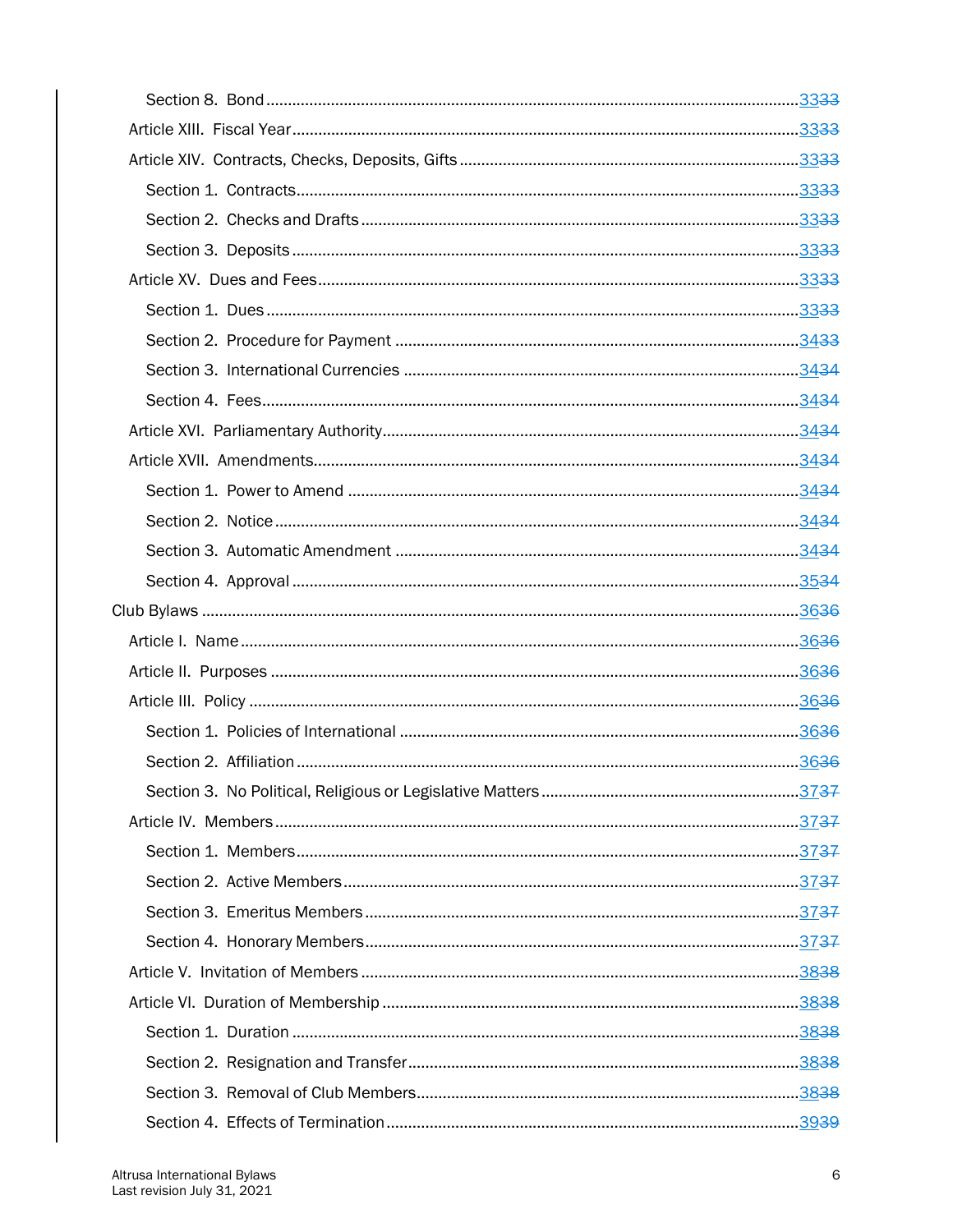Section 8. Bond ........................................................................................................................3333

Article XIII. Fiscal Year.................................................................................................................3333

Article XIV. Contracts, Checks, Deposits, Gifts ..........................................................................3333

Section 1. Contracts.................................................................................................................3333

Section 2. Checks and Drafts ..................................................................................................3333

Section 3. Deposits ..................................................................................................................3333

Article XV. Dues and Fees...........................................................................................................3333

Section 1. Dues ........................................................................................................................3333

Section 2. Procedure for Payment ..........................................................................................3433

Section 3. International Currencies ........................................................................................3434

Section 4. Fees.........................................................................................................................3434

Article XVI. Parliamentary Authority.............................................................................................3434

Article XVII. Amendments.............................................................................................................3434

Section 1. Power to Amend .....................................................................................................3434

Section 2. Notice ......................................................................................................................3434

Section 3. Automatic Amendment ..........................................................................................3434

Section 4. Approval ..................................................................................................................3534

Club Bylaws .....................................................................................................................................3636

Article I. Name ..............................................................................................................................3636

Article II. Purposes ........................................................................................................................3636

Article III. Policy ............................................................................................................................3636

Section 1. Policies of International .........................................................................................3636

Section 2. Affiliation .................................................................................................................3636

Section 3. No Political, Religious or Legislative Matters .........................................................3737

Article IV. Members.......................................................................................................................3737

Section 1. Members..................................................................................................................3737

Section 2. Active Members.......................................................................................................3737

Section 3. Emeritus Members .................................................................................................3737

Section 4. Honorary Members..................................................................................................3737

Article V. Invitation of Members ...................................................................................................3838

Article VI. Duration of Membership ..............................................................................................3838

Section 1. Duration ..................................................................................................................3838

Section 2. Resignation and Transfer........................................................................................3838

Section 3. Removal of Club Members......................................................................................3838

Section 4. Effects of Termination.............................................................................................3939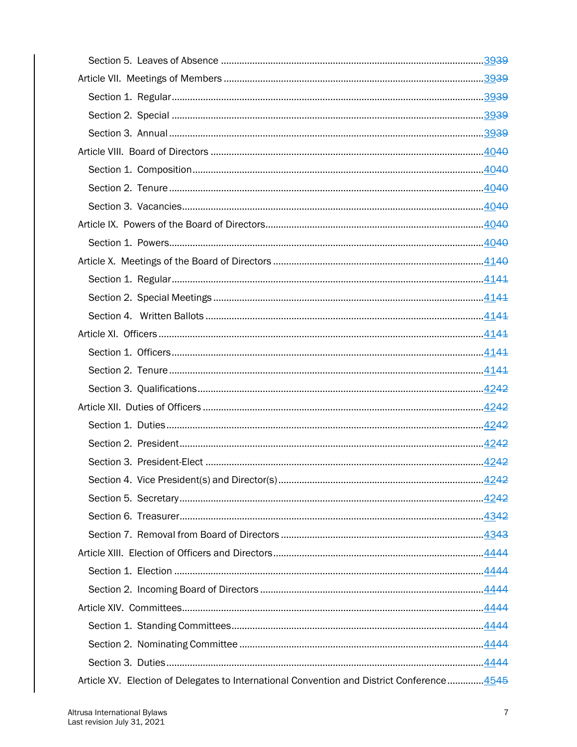Section 5. Leaves of Absence ............................................................................................3939

Article VII. Meetings of Members ......................................................................................3939

Section 1. Regular ...........................................................................................................3939

Section 2. Special ............................................................................................................3939

Section 3. Annual .............................................................................................................3939

Article VIII. Board of Directors ..........................................................................................4040

Section 1. Composition .....................................................................................................4040

Section 2. Tenure ..............................................................................................................4040

Section 3. Vacancies .........................................................................................................4040

Article IX. Powers of the Board of Directors .......................................................................4040

Section 1. Powers .............................................................................................................4040

Article X. Meetings of the Board of Directors ......................................................................4140

Section 1. Regular .............................................................................................................4141

Section 2. Special Meetings ...............................................................................................4141

Section 4. Written Ballots ..................................................................................................4141

Article XI. Officers ...............................................................................................................4141

Section 1. Officers .............................................................................................................4141

Section 2. Tenure ..............................................................................................................4141

Section 3. Qualifications ....................................................................................................4242

Article XII. Duties of Officers ...............................................................................................4242

Section 1. Duties ...............................................................................................................4242

Section 2. President ..........................................................................................................4242

Section 3. President-Elect ..................................................................................................4242

Section 4. Vice President(s) and Director(s) ......................................................................4242

Section 5. Secretary ..........................................................................................................4242

Section 6. Treasurer ..........................................................................................................4342

Section 7. Removal from Board of Directors .....................................................................4343

Article XIII. Election of Officers and Directors .....................................................................4444

Section 1. Election .............................................................................................................4444

Section 2. Incoming Board of Directors .............................................................................4444

Article XIV. Committees ......................................................................................................4444

Section 1. Standing Committees ........................................................................................4444

Section 2. Nominating Committee .....................................................................................4444

Section 3. Duties ...............................................................................................................4444

Article XV. Election of Delegates to International Convention and District Conference .............4545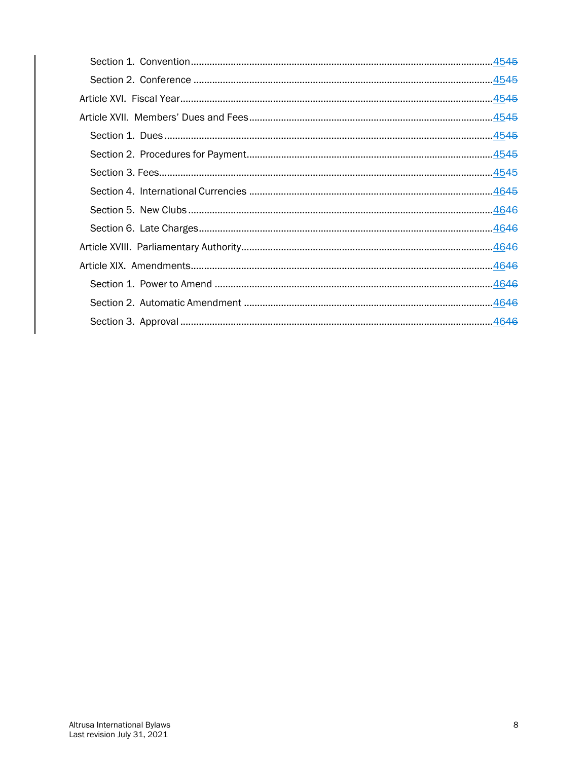Section 1. Convention ........................................................................................................ 4545

Section 2. Conference ........................................................................................................ 4545

Article XVI. Fiscal Year ........................................................................................................ 4545

Article XVII. Members' Dues and Fees ................................................................................... 4545

Section 1. Dues ................................................................................................................ 4545

Section 2. Procedures for Payment ...................................................................................... 4545

Section 3. Fees ................................................................................................................ 4545

Section 4. International Currencies ..................................................................................... 4645

Section 5. New Clubs ........................................................................................................ 4646

Section 6. Late Charges ..................................................................................................... 4646

Article XVIII. Parliamentary Authority ................................................................................... 4646

Article XIX. Amendments ...................................................................................................... 4646

Section 1. Power to Amend ................................................................................................ 4646

Section 2. Automatic Amendment ....................................................................................... 4646

Section 3. Approval ........................................................................................................... 4646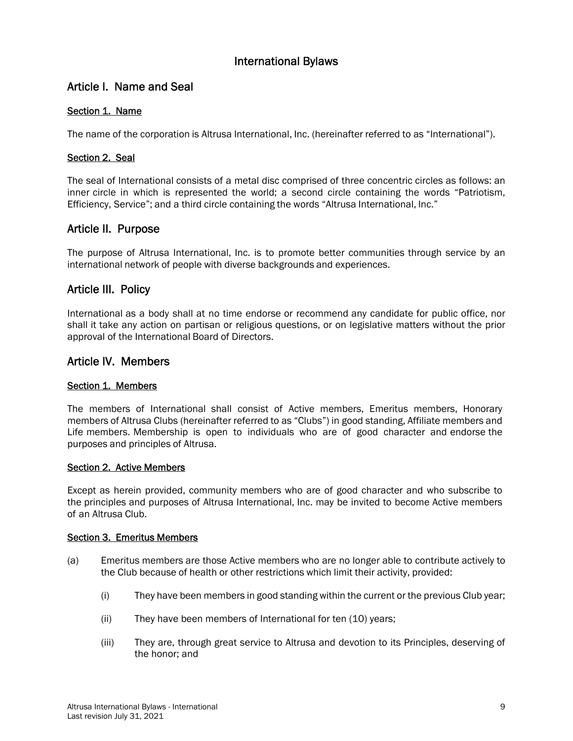# International Bylaws

## Article I. Name and Seal

### Section 1. Name

The name of the corporation is Altrusa International, Inc. (hereinafter referred to as "International").

### Section 2. Seal

The seal of International consists of a metal disc comprised of three concentric circles as follows: an inner circle in which is represented the world; a second circle containing the words "Patriotism, Efficiency, Service"; and a third circle containing the words "Altrusa International, Inc."

## Article II. Purpose

The purpose of Altrusa International, Inc. is to promote better communities through service by an international network of people with diverse backgrounds and experiences.

## Article III. Policy

International as a body shall at no time endorse or recommend any candidate for public office, nor shall it take any action on partisan or religious questions, or on legislative matters without the prior approval of the International Board of Directors.

## Article IV. Members

### Section 1. Members

The members of International shall consist of Active members, Emeritus members, Honorary members of Altrusa Clubs (hereinafter referred to as "Clubs") in good standing, Affiliate members and Life members. Membership is open to individuals who are of good character and endorse the purposes and principles of Altrusa.

### Section 2. Active Members

Except as herein provided, community members who are of good character and who subscribe to the principles and purposes of Altrusa International, Inc. may be invited to become Active members of an Altrusa Club.

### Section 3. Emeritus Members

(a) Emeritus members are those Active members who are no longer able to contribute actively to the Club because of health or other restrictions which limit their activity, provided:

   (i) They have been members in good standing within the current or the previous Club year;

   (ii) They have been members of International for ten (10) years;

   (iii) They are, through great service to Altrusa and devotion to its Principles, deserving of the honor; and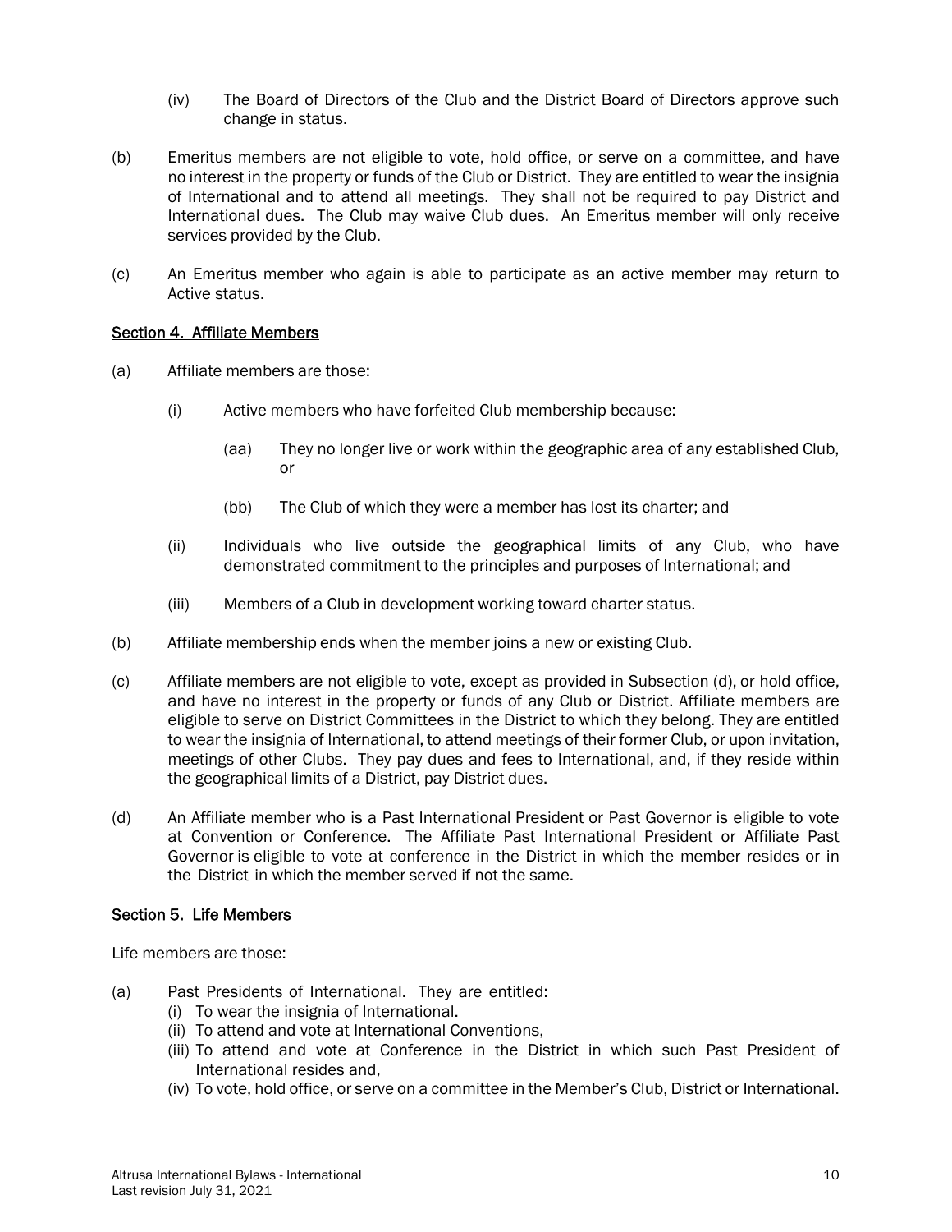(iv) The Board of Directors of the Club and the District Board of Directors approve such change in status.

(b) Emeritus members are not eligible to vote, hold office, or serve on a committee, and have no interest in the property or funds of the Club or District. They are entitled to wear the insignia of International and to attend all meetings. They shall not be required to pay District and International dues. The Club may waive Club dues. An Emeritus member will only receive services provided by the Club.

(c) An Emeritus member who again is able to participate as an active member may return to Active status.

<u>Section 4. Affiliate Members</u>

(a) Affiliate members are those:

(i) Active members who have forfeited Club membership because:

(aa) They no longer live or work within the geographic area of any established Club, or

(bb) The Club of which they were a member has lost its charter; and

(ii) Individuals who live outside the geographical limits of any Club, who have demonstrated commitment to the principles and purposes of International; and

(iii) Members of a Club in development working toward charter status.

(b) Affiliate membership ends when the member joins a new or existing Club.

(c) Affiliate members are not eligible to vote, except as provided in Subsection (d), or hold office, and have no interest in the property or funds of any Club or District. Affiliate members are eligible to serve on District Committees in the District to which they belong. They are entitled to wear the insignia of International, to attend meetings of their former Club, or upon invitation, meetings of other Clubs. They pay dues and fees to International, and, if they reside within the geographical limits of a District, pay District dues.

(d) An Affiliate member who is a Past International President or Past Governor is eligible to vote at Convention or Conference. The Affiliate Past International President or Affiliate Past Governor is eligible to vote at conference in the District in which the member resides or in the District in which the member served if not the same.

<u>Section 5. Life Members</u>

Life members are those:

(a) Past Presidents of International. They are entitled:
(i) To wear the insignia of International.
(ii) To attend and vote at International Conventions,
(iii) To attend and vote at Conference in the District in which such Past President of International resides and,
(iv) To vote, hold office, or serve on a committee in the Member's Club, District or International.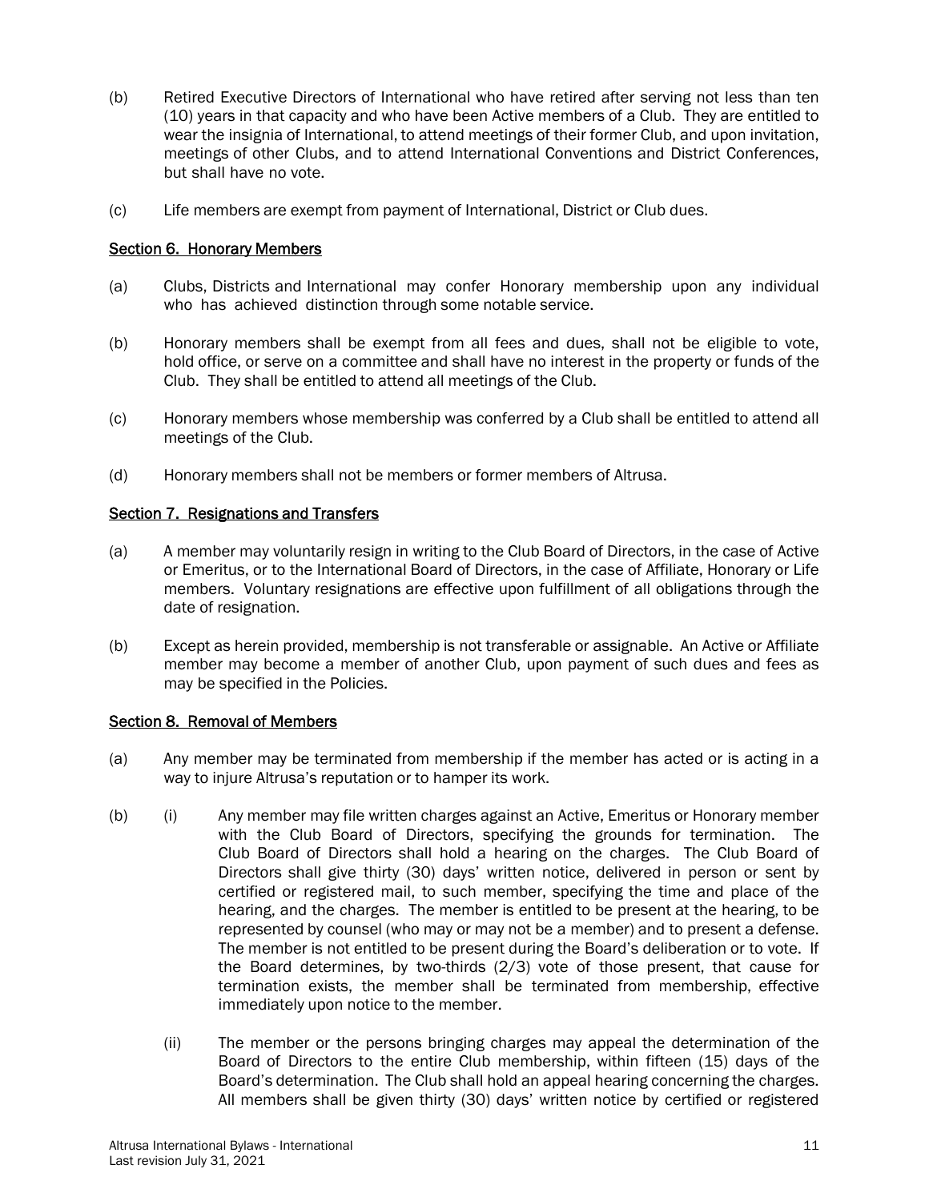(b) Retired Executive Directors of International who have retired after serving not less than ten (10) years in that capacity and who have been Active members of a Club. They are entitled to wear the insignia of International, to attend meetings of their former Club, and upon invitation, meetings of other Clubs, and to attend International Conventions and District Conferences, but shall have no vote.

(c) Life members are exempt from payment of International, District or Club dues.

## Section 6. Honorary Members

(a) Clubs, Districts and International may confer Honorary membership upon any individual who has achieved distinction through some notable service.

(b) Honorary members shall be exempt from all fees and dues, shall not be eligible to vote, hold office, or serve on a committee and shall have no interest in the property or funds of the Club. They shall be entitled to attend all meetings of the Club.

(c) Honorary members whose membership was conferred by a Club shall be entitled to attend all meetings of the Club.

(d) Honorary members shall not be members or former members of Altrusa.

## Section 7. Resignations and Transfers

(a) A member may voluntarily resign in writing to the Club Board of Directors, in the case of Active or Emeritus, or to the International Board of Directors, in the case of Affiliate, Honorary or Life members. Voluntary resignations are effective upon fulfillment of all obligations through the date of resignation.

(b) Except as herein provided, membership is not transferable or assignable. An Active or Affiliate member may become a member of another Club, upon payment of such dues and fees as may be specified in the Policies.

## Section 8. Removal of Members

(a) Any member may be terminated from membership if the member has acted or is acting in a way to injure Altrusa's reputation or to hamper its work.

(b) (i) Any member may file written charges against an Active, Emeritus or Honorary member with the Club Board of Directors, specifying the grounds for termination. The Club Board of Directors shall hold a hearing on the charges. The Club Board of Directors shall give thirty (30) days' written notice, delivered in person or sent by certified or registered mail, to such member, specifying the time and place of the hearing, and the charges. The member is entitled to be present at the hearing, to be represented by counsel (who may or may not be a member) and to present a defense. The member is not entitled to be present during the Board's deliberation or to vote. If the Board determines, by two-thirds (2/3) vote of those present, that cause for termination exists, the member shall be terminated from membership, effective immediately upon notice to the member.

(ii) The member or the persons bringing charges may appeal the determination of the Board of Directors to the entire Club membership, within fifteen (15) days of the Board's determination. The Club shall hold an appeal hearing concerning the charges. All members shall be given thirty (30) days' written notice by certified or registered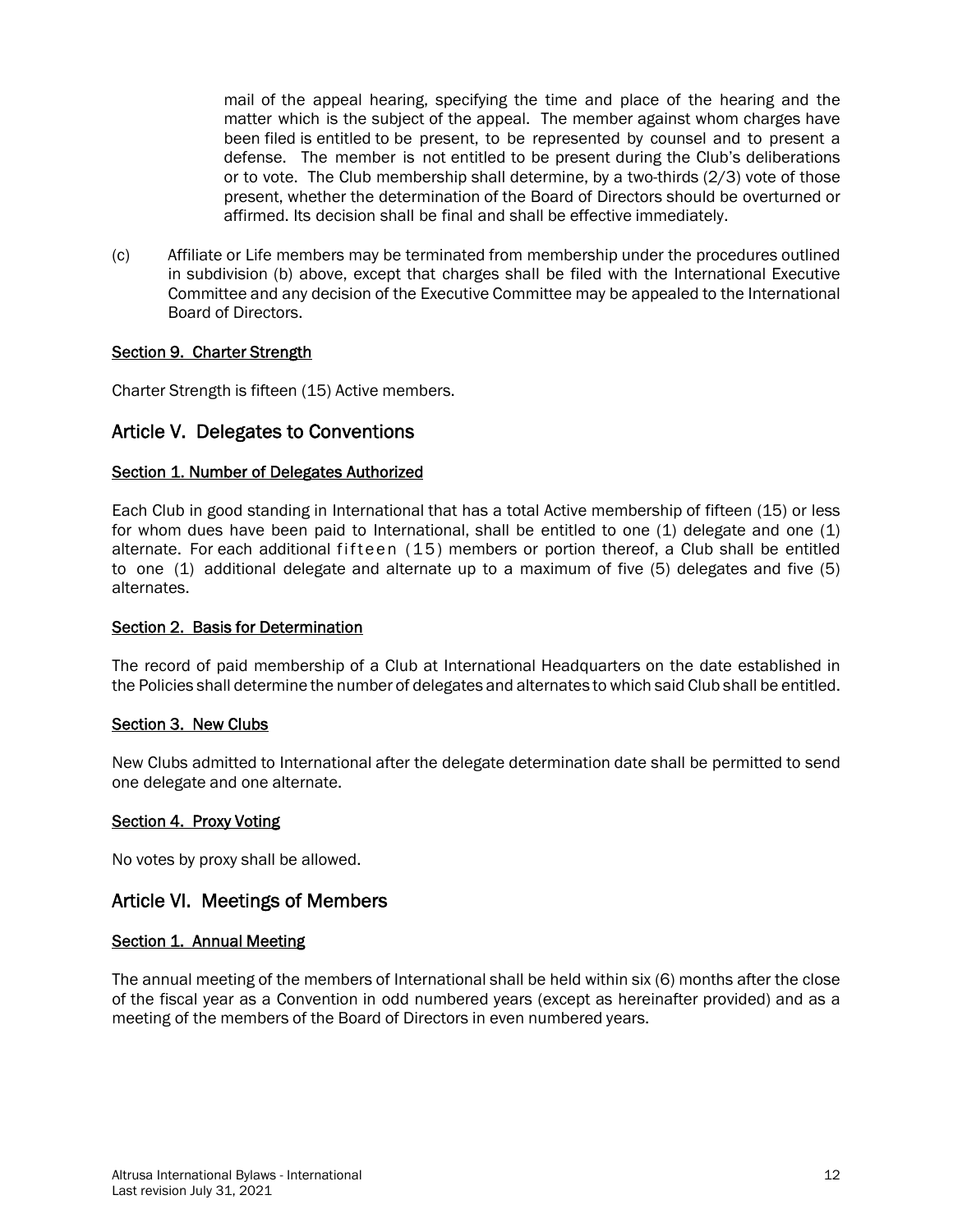mail of the appeal hearing, specifying the time and place of the hearing and the matter which is the subject of the appeal. The member against whom charges have been filed is entitled to be present, to be represented by counsel and to present a defense. The member is not entitled to be present during the Club's deliberations or to vote. The Club membership shall determine, by a two-thirds (2/3) vote of those present, whether the determination of the Board of Directors should be overturned or affirmed. Its decision shall be final and shall be effective immediately.

(c) Affiliate or Life members may be terminated from membership under the procedures outlined in subdivision (b) above, except that charges shall be filed with the International Executive Committee and any decision of the Executive Committee may be appealed to the International Board of Directors.

### Section 9. Charter Strength

Charter Strength is fifteen (15) Active members.

## Article V. Delegates to Conventions

### Section 1. Number of Delegates Authorized

Each Club in good standing in International that has a total Active membership of fifteen (15) or less for whom dues have been paid to International, shall be entitled to one (1) delegate and one (1) alternate. For each additional fifteen (15) members or portion thereof, a Club shall be entitled to one (1) additional delegate and alternate up to a maximum of five (5) delegates and five (5) alternates.

### Section 2. Basis for Determination

The record of paid membership of a Club at International Headquarters on the date established in the Policies shall determine the number of delegates and alternates to which said Club shall be entitled.

### Section 3. New Clubs

New Clubs admitted to International after the delegate determination date shall be permitted to send one delegate and one alternate.

### Section 4. Proxy Voting

No votes by proxy shall be allowed.

## Article VI. Meetings of Members

### Section 1. Annual Meeting

The annual meeting of the members of International shall be held within six (6) months after the close of the fiscal year as a Convention in odd numbered years (except as hereinafter provided) and as a meeting of the members of the Board of Directors in even numbered years.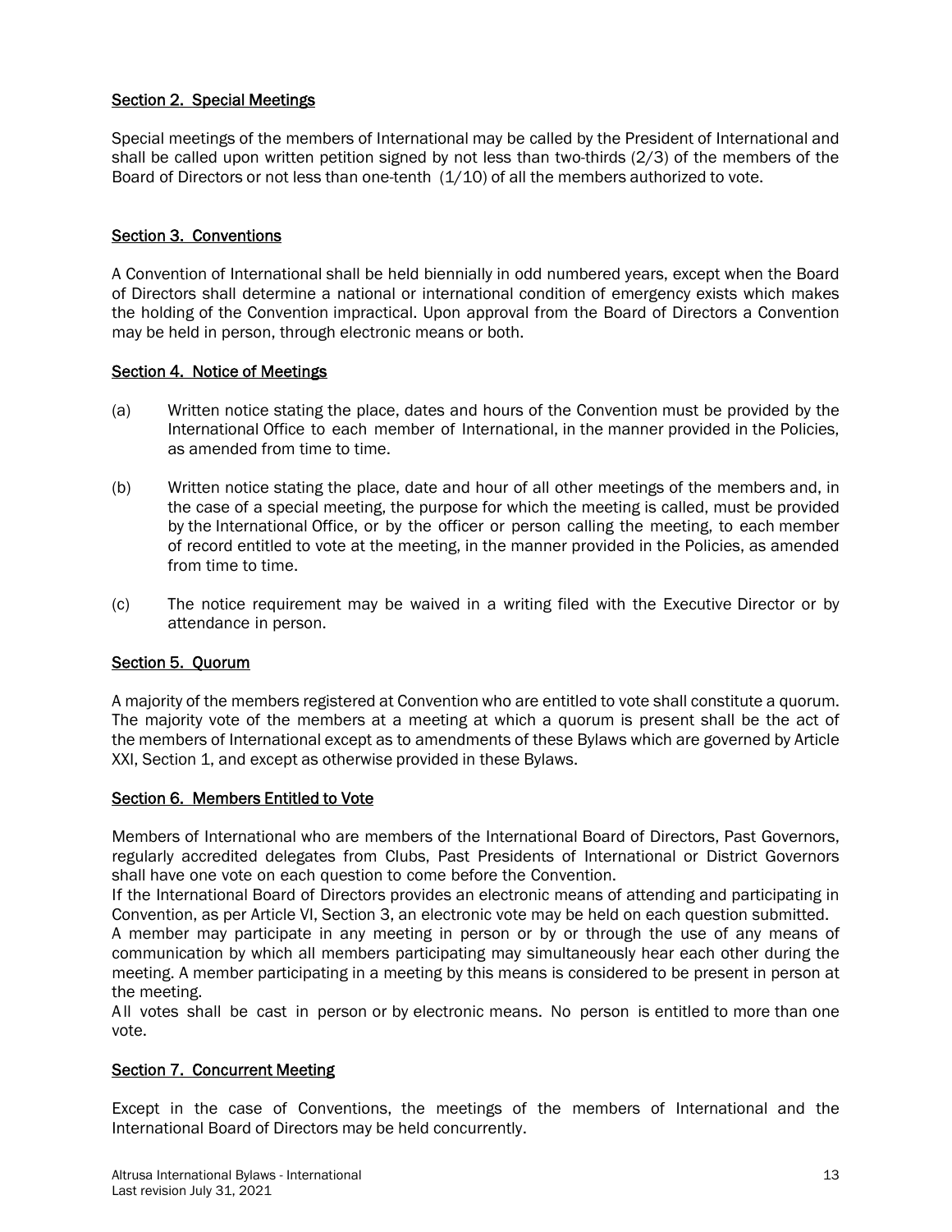## Section 2. Special Meetings

Special meetings of the members of International may be called by the President of International and shall be called upon written petition signed by not less than two-thirds (2/3) of the members of the Board of Directors or not less than one-tenth (1/10) of all the members authorized to vote.

## Section 3. Conventions

A Convention of International shall be held biennially in odd numbered years, except when the Board of Directors shall determine a national or international condition of emergency exists which makes the holding of the Convention impractical. Upon approval from the Board of Directors a Convention may be held in person, through electronic means or both.

## Section 4. Notice of Meetings

(a) Written notice stating the place, dates and hours of the Convention must be provided by the International Office to each member of International, in the manner provided in the Policies, as amended from time to time.

(b) Written notice stating the place, date and hour of all other meetings of the members and, in the case of a special meeting, the purpose for which the meeting is called, must be provided by the International Office, or by the officer or person calling the meeting, to each member of record entitled to vote at the meeting, in the manner provided in the Policies, as amended from time to time.

(c) The notice requirement may be waived in a writing filed with the Executive Director or by attendance in person.

## Section 5. Quorum

A majority of the members registered at Convention who are entitled to vote shall constitute a quorum. The majority vote of the members at a meeting at which a quorum is present shall be the act of the members of International except as to amendments of these Bylaws which are governed by Article XXI, Section 1, and except as otherwise provided in these Bylaws.

## Section 6. Members Entitled to Vote

Members of International who are members of the International Board of Directors, Past Governors, regularly accredited delegates from Clubs, Past Presidents of International or District Governors shall have one vote on each question to come before the Convention.

If the International Board of Directors provides an electronic means of attending and participating in Convention, as per Article VI, Section 3, an electronic vote may be held on each question submitted.

A member may participate in any meeting in person or by or through the use of any means of communication by which all members participating may simultaneously hear each other during the meeting. A member participating in a meeting by this means is considered to be present in person at the meeting.

All votes shall be cast in person or by electronic means. No person is entitled to more than one vote.

## Section 7. Concurrent Meeting

Except in the case of Conventions, the meetings of the members of International and the International Board of Directors may be held concurrently.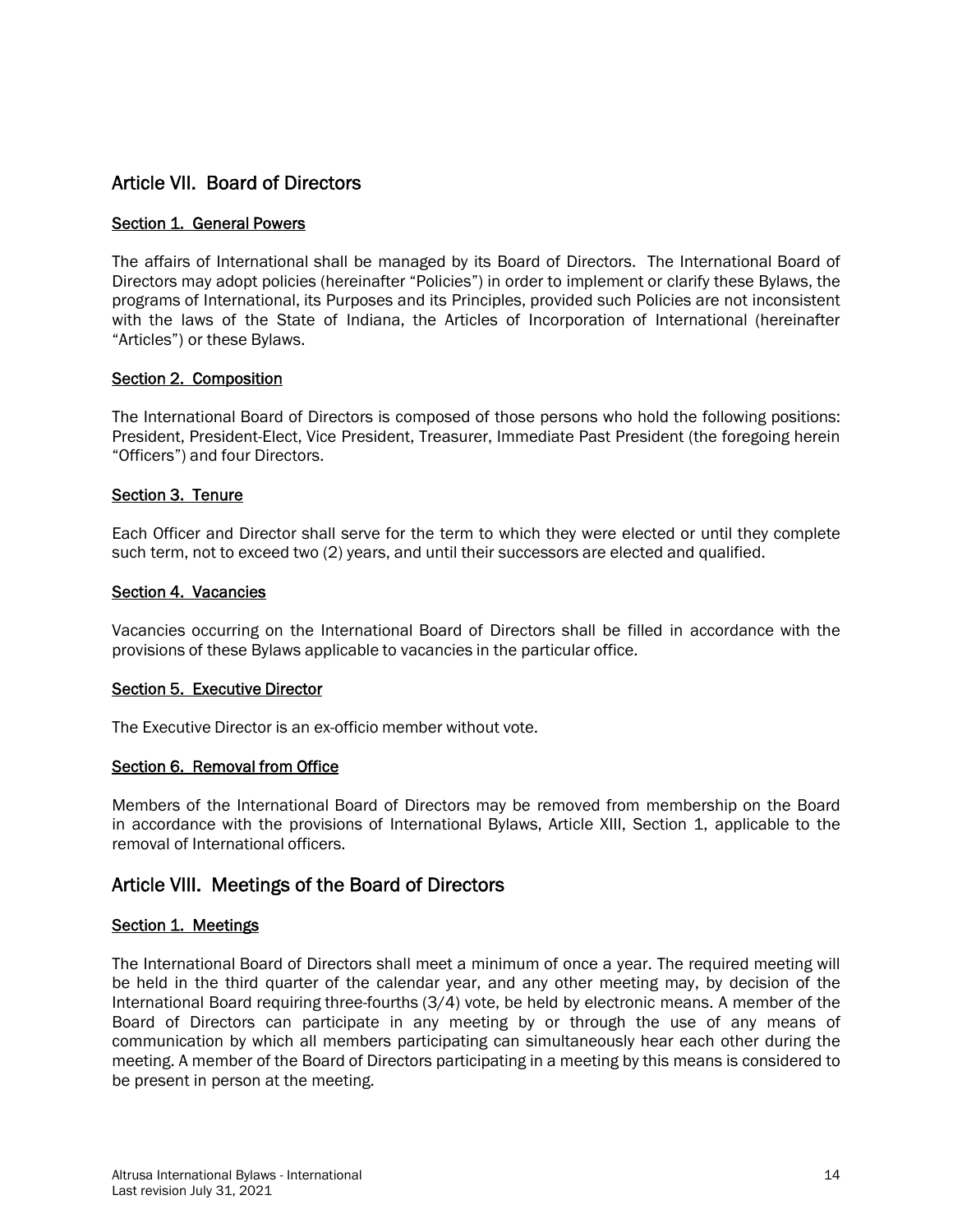## Article VII. Board of Directors

### Section 1. General Powers

The affairs of International shall be managed by its Board of Directors. The International Board of Directors may adopt policies (hereinafter "Policies") in order to implement or clarify these Bylaws, the programs of International, its Purposes and its Principles, provided such Policies are not inconsistent with the laws of the State of Indiana, the Articles of Incorporation of International (hereinafter "Articles") or these Bylaws.

### Section 2. Composition

The International Board of Directors is composed of those persons who hold the following positions: President, President-Elect, Vice President, Treasurer, Immediate Past President (the foregoing herein "Officers") and four Directors.

### Section 3. Tenure

Each Officer and Director shall serve for the term to which they were elected or until they complete such term, not to exceed two (2) years, and until their successors are elected and qualified.

### Section 4. Vacancies

Vacancies occurring on the International Board of Directors shall be filled in accordance with the provisions of these Bylaws applicable to vacancies in the particular office.

### Section 5. Executive Director

The Executive Director is an ex-officio member without vote.

### Section 6. Removal from Office

Members of the International Board of Directors may be removed from membership on the Board in accordance with the provisions of International Bylaws, Article XIII, Section 1, applicable to the removal of International officers.

## Article VIII. Meetings of the Board of Directors

### Section 1. Meetings

The International Board of Directors shall meet a minimum of once a year. The required meeting will be held in the third quarter of the calendar year, and any other meeting may, by decision of the International Board requiring three-fourths (3/4) vote, be held by electronic means. A member of the Board of Directors can participate in any meeting by or through the use of any means of communication by which all members participating can simultaneously hear each other during the meeting. A member of the Board of Directors participating in a meeting by this means is considered to be present in person at the meeting.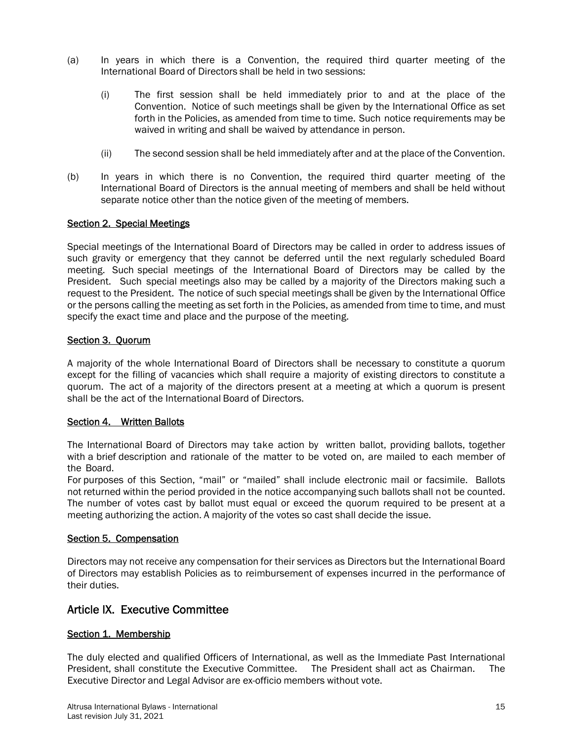(a) In years in which there is a Convention, the required third quarter meeting of the International Board of Directors shall be held in two sessions:

   (i) The first session shall be held immediately prior to and at the place of the Convention. Notice of such meetings shall be given by the International Office as set forth in the Policies, as amended from time to time. Such notice requirements may be waived in writing and shall be waived by attendance in person.

   (ii) The second session shall be held immediately after and at the place of the Convention.

(b) In years in which there is no Convention, the required third quarter meeting of the International Board of Directors is the annual meeting of members and shall be held without separate notice other than the notice given of the meeting of members.

### Section 2. Special Meetings

Special meetings of the International Board of Directors may be called in order to address issues of such gravity or emergency that they cannot be deferred until the next regularly scheduled Board meeting. Such special meetings of the International Board of Directors may be called by the President. Such special meetings also may be called by a majority of the Directors making such a request to the President. The notice of such special meetings shall be given by the International Office or the persons calling the meeting as set forth in the Policies, as amended from time to time, and must specify the exact time and place and the purpose of the meeting.

### Section 3. Quorum

A majority of the whole International Board of Directors shall be necessary to constitute a quorum except for the filling of vacancies which shall require a majority of existing directors to constitute a quorum. The act of a majority of the directors present at a meeting at which a quorum is present shall be the act of the International Board of Directors.

### Section 4. Written Ballots

The International Board of Directors may take action by written ballot, providing ballots, together with a brief description and rationale of the matter to be voted on, are mailed to each member of the Board.

For purposes of this Section, "mail" or "mailed" shall include electronic mail or facsimile. Ballots not returned within the period provided in the notice accompanying such ballots shall not be counted. The number of votes cast by ballot must equal or exceed the quorum required to be present at a meeting authorizing the action. A majority of the votes so cast shall decide the issue.

### Section 5. Compensation

Directors may not receive any compensation for their services as Directors but the International Board of Directors may establish Policies as to reimbursement of expenses incurred in the performance of their duties.

## Article IX. Executive Committee

### Section 1. Membership

The duly elected and qualified Officers of International, as well as the Immediate Past International President, shall constitute the Executive Committee. The President shall act as Chairman. The Executive Director and Legal Advisor are ex-officio members without vote.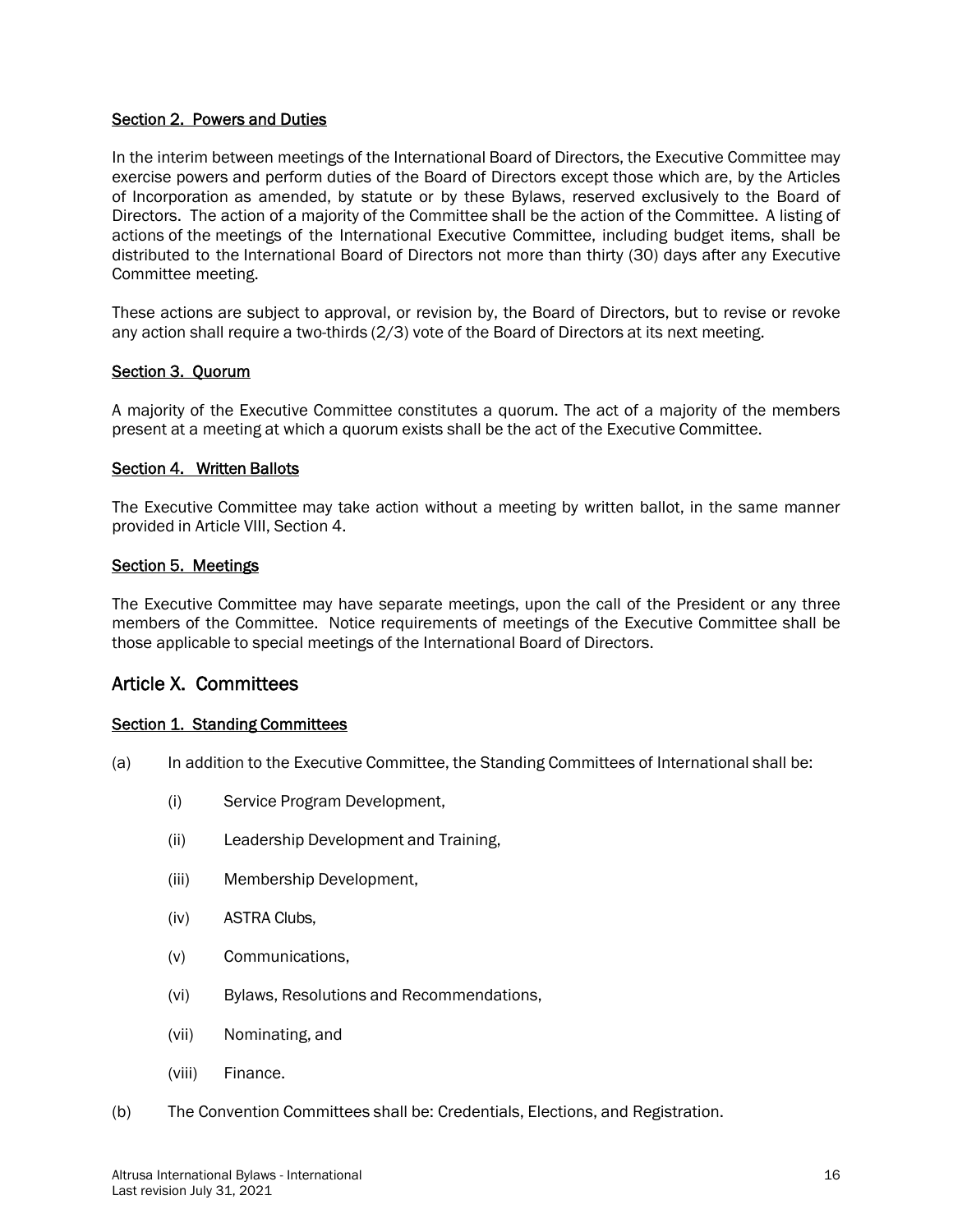### Section 2. Powers and Duties

In the interim between meetings of the International Board of Directors, the Executive Committee may exercise powers and perform duties of the Board of Directors except those which are, by the Articles of Incorporation as amended, by statute or by these Bylaws, reserved exclusively to the Board of Directors. The action of a majority of the Committee shall be the action of the Committee. A listing of actions of the meetings of the International Executive Committee, including budget items, shall be distributed to the International Board of Directors not more than thirty (30) days after any Executive Committee meeting.

These actions are subject to approval, or revision by, the Board of Directors, but to revise or revoke any action shall require a two-thirds (2/3) vote of the Board of Directors at its next meeting.

### Section 3. Quorum

A majority of the Executive Committee constitutes a quorum. The act of a majority of the members present at a meeting at which a quorum exists shall be the act of the Executive Committee.

### Section 4. Written Ballots

The Executive Committee may take action without a meeting by written ballot, in the same manner provided in Article VIII, Section 4.

### Section 5. Meetings

The Executive Committee may have separate meetings, upon the call of the President or any three members of the Committee. Notice requirements of meetings of the Executive Committee shall be those applicable to special meetings of the International Board of Directors.

## Article X. Committees

### Section 1. Standing Committees

(a) In addition to the Executive Committee, the Standing Committees of International shall be:

- (i) Service Program Development,
- (ii) Leadership Development and Training,
- (iii) Membership Development,
- (iv) ASTRA Clubs,
- (v) Communications,
- (vi) Bylaws, Resolutions and Recommendations,
- (vii) Nominating, and
- (viii) Finance.

(b) The Convention Committees shall be: Credentials, Elections, and Registration.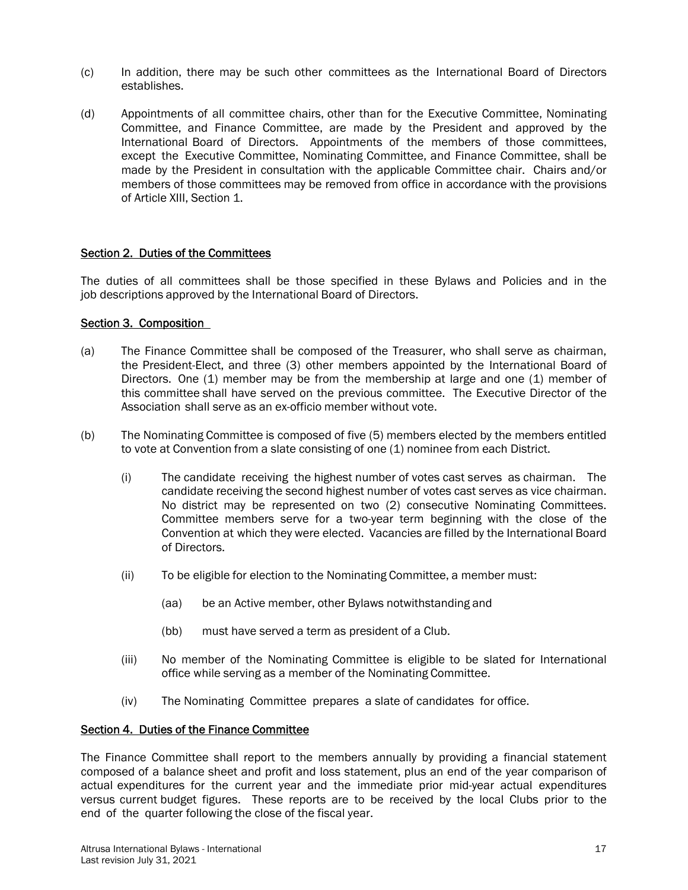(c) In addition, there may be such other committees as the International Board of Directors establishes.

(d) Appointments of all committee chairs, other than for the Executive Committee, Nominating Committee, and Finance Committee, are made by the President and approved by the International Board of Directors. Appointments of the members of those committees, except the Executive Committee, Nominating Committee, and Finance Committee, shall be made by the President in consultation with the applicable Committee chair. Chairs and/or members of those committees may be removed from office in accordance with the provisions of Article XIII, Section 1.

## Section 2. Duties of the Committees

The duties of all committees shall be those specified in these Bylaws and Policies and in the job descriptions approved by the International Board of Directors.

## Section 3. Composition

(a) The Finance Committee shall be composed of the Treasurer, who shall serve as chairman, the President-Elect, and three (3) other members appointed by the International Board of Directors. One (1) member may be from the membership at large and one (1) member of this committee shall have served on the previous committee. The Executive Director of the Association shall serve as an ex-officio member without vote.

(b) The Nominating Committee is composed of five (5) members elected by the members entitled to vote at Convention from a slate consisting of one (1) nominee from each District.

   (i) The candidate receiving the highest number of votes cast serves as chairman. The candidate receiving the second highest number of votes cast serves as vice chairman. No district may be represented on two (2) consecutive Nominating Committees. Committee members serve for a two-year term beginning with the close of the Convention at which they were elected. Vacancies are filled by the International Board of Directors.

   (ii) To be eligible for election to the Nominating Committee, a member must:

      (aa) be an Active member, other Bylaws notwithstanding and

      (bb) must have served a term as president of a Club.

   (iii) No member of the Nominating Committee is eligible to be slated for International office while serving as a member of the Nominating Committee.

   (iv) The Nominating Committee prepares a slate of candidates for office.

## Section 4. Duties of the Finance Committee

The Finance Committee shall report to the members annually by providing a financial statement composed of a balance sheet and profit and loss statement, plus an end of the year comparison of actual expenditures for the current year and the immediate prior mid-year actual expenditures versus current budget figures. These reports are to be received by the local Clubs prior to the end of the quarter following the close of the fiscal year.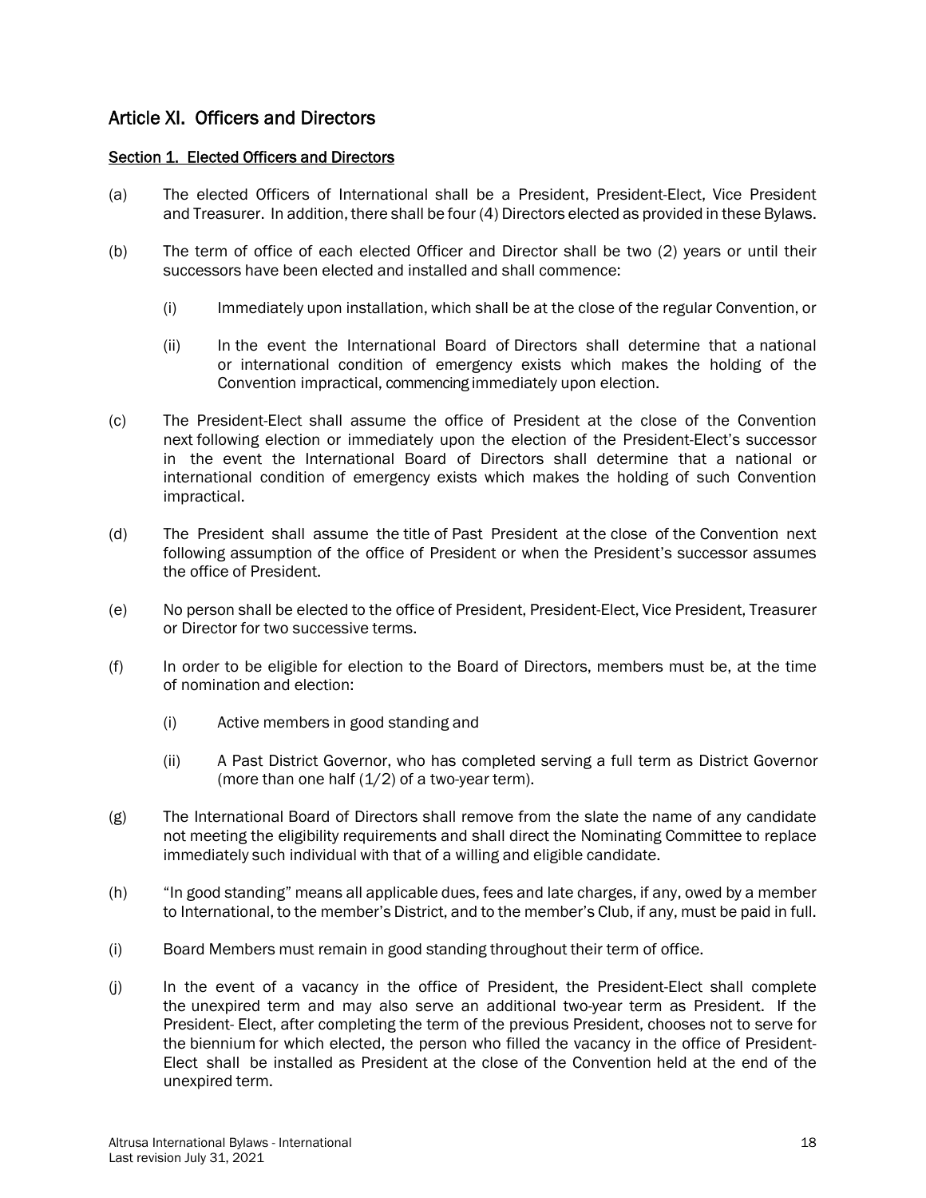## Article XI. Officers and Directors

### Section 1. Elected Officers and Directors

(a) The elected Officers of International shall be a President, President-Elect, Vice President and Treasurer. In addition, there shall be four (4) Directors elected as provided in these Bylaws.

(b) The term of office of each elected Officer and Director shall be two (2) years or until their successors have been elected and installed and shall commence:

  (i) Immediately upon installation, which shall be at the close of the regular Convention, or

  (ii) In the event the International Board of Directors shall determine that a national or international condition of emergency exists which makes the holding of the Convention impractical, commencing immediately upon election.

(c) The President-Elect shall assume the office of President at the close of the Convention next following election or immediately upon the election of the President-Elect's successor in the event the International Board of Directors shall determine that a national or international condition of emergency exists which makes the holding of such Convention impractical.

(d) The President shall assume the title of Past President at the close of the Convention next following assumption of the office of President or when the President's successor assumes the office of President.

(e) No person shall be elected to the office of President, President-Elect, Vice President, Treasurer or Director for two successive terms.

(f) In order to be eligible for election to the Board of Directors, members must be, at the time of nomination and election:

  (i) Active members in good standing and

  (ii) A Past District Governor, who has completed serving a full term as District Governor (more than one half (1/2) of a two-year term).

(g) The International Board of Directors shall remove from the slate the name of any candidate not meeting the eligibility requirements and shall direct the Nominating Committee to replace immediately such individual with that of a willing and eligible candidate.

(h) "In good standing" means all applicable dues, fees and late charges, if any, owed by a member to International, to the member's District, and to the member's Club, if any, must be paid in full.

(i) Board Members must remain in good standing throughout their term of office.

(j) In the event of a vacancy in the office of President, the President-Elect shall complete the unexpired term and may also serve an additional two-year term as President. If the President- Elect, after completing the term of the previous President, chooses not to serve for the biennium for which elected, the person who filled the vacancy in the office of President-Elect shall be installed as President at the close of the Convention held at the end of the unexpired term.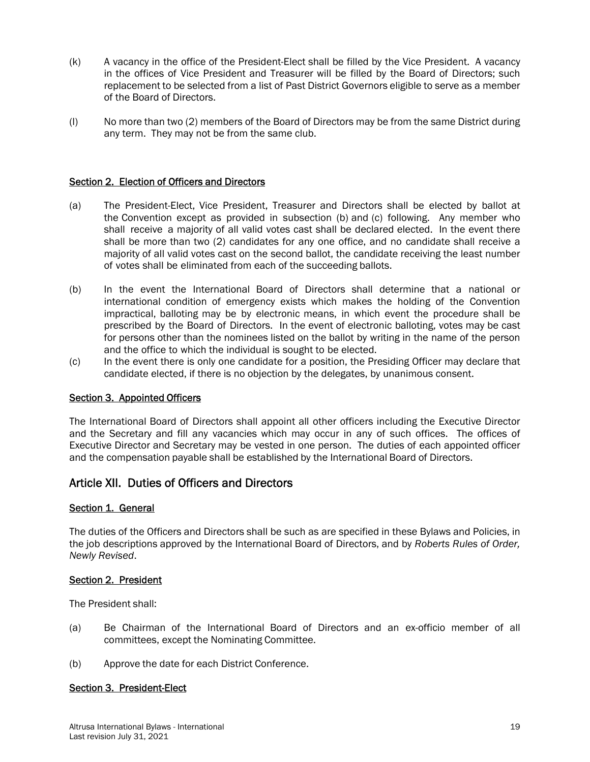(k) A vacancy in the office of the President-Elect shall be filled by the Vice President. A vacancy in the offices of Vice President and Treasurer will be filled by the Board of Directors; such replacement to be selected from a list of Past District Governors eligible to serve as a member of the Board of Directors.

(l) No more than two (2) members of the Board of Directors may be from the same District during any term. They may not be from the same club.

### Section 2. Election of Officers and Directors

(a) The President-Elect, Vice President, Treasurer and Directors shall be elected by ballot at the Convention except as provided in subsection (b) and (c) following. Any member who shall receive a majority of all valid votes cast shall be declared elected. In the event there shall be more than two (2) candidates for any one office, and no candidate shall receive a majority of all valid votes cast on the second ballot, the candidate receiving the least number of votes shall be eliminated from each of the succeeding ballots.

(b) In the event the International Board of Directors shall determine that a national or international condition of emergency exists which makes the holding of the Convention impractical, balloting may be by electronic means, in which event the procedure shall be prescribed by the Board of Directors. In the event of electronic balloting, votes may be cast for persons other than the nominees listed on the ballot by writing in the name of the person and the office to which the individual is sought to be elected.

(c) In the event there is only one candidate for a position, the Presiding Officer may declare that candidate elected, if there is no objection by the delegates, by unanimous consent.

### Section 3. Appointed Officers

The International Board of Directors shall appoint all other officers including the Executive Director and the Secretary and fill any vacancies which may occur in any of such offices. The offices of Executive Director and Secretary may be vested in one person. The duties of each appointed officer and the compensation payable shall be established by the International Board of Directors.

## Article XII. Duties of Officers and Directors

### Section 1. General

The duties of the Officers and Directors shall be such as are specified in these Bylaws and Policies, in the job descriptions approved by the International Board of Directors, and by *Roberts Rules of Order, Newly Revised*.

### Section 2. President

The President shall:

(a) Be Chairman of the International Board of Directors and an ex-officio member of all committees, except the Nominating Committee.

(b) Approve the date for each District Conference.

### Section 3. President-Elect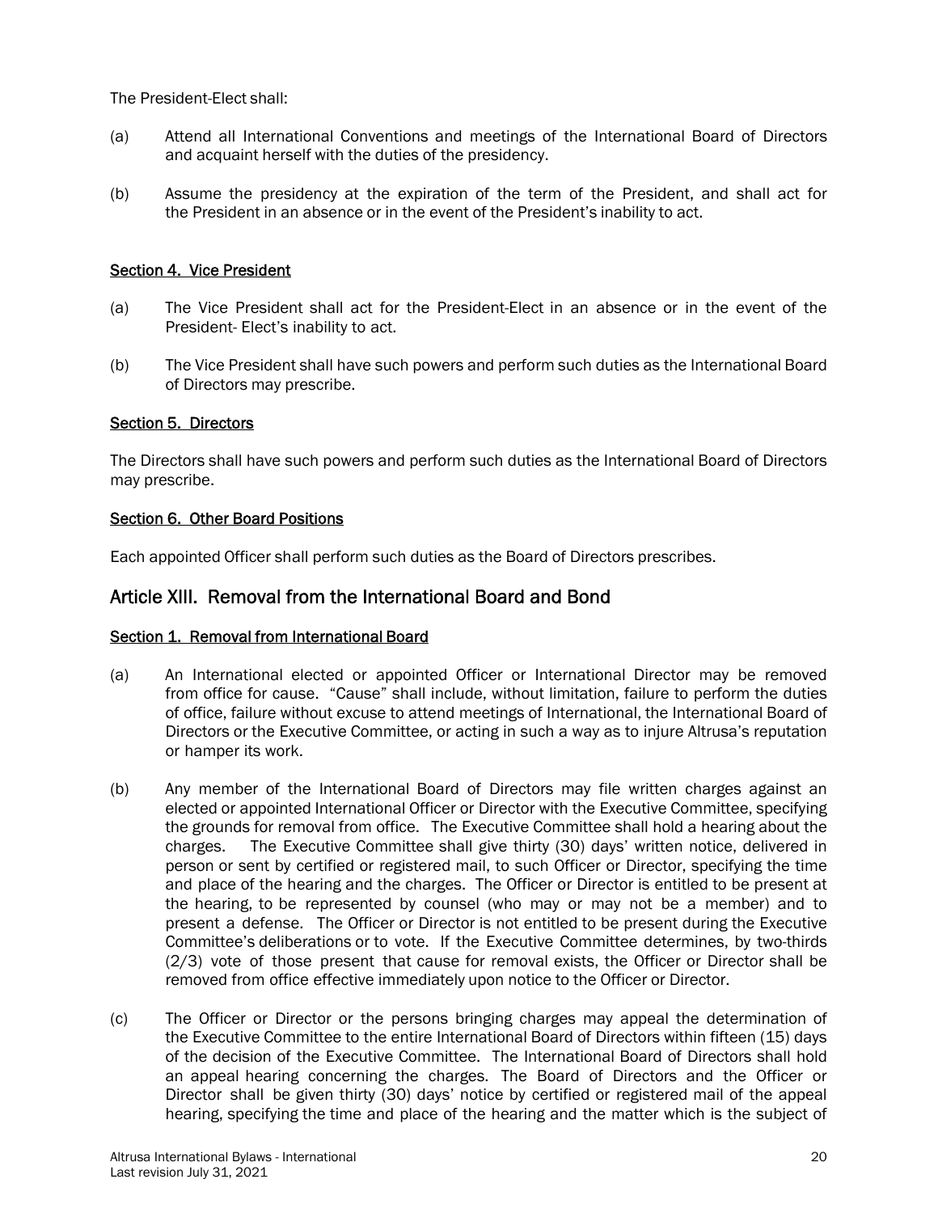The President-Elect shall:

(a) Attend all International Conventions and meetings of the International Board of Directors and acquaint herself with the duties of the presidency.

(b) Assume the presidency at the expiration of the term of the President, and shall act for the President in an absence or in the event of the President's inability to act.

### Section 4. Vice President

(a) The Vice President shall act for the President-Elect in an absence or in the event of the President- Elect's inability to act.

(b) The Vice President shall have such powers and perform such duties as the International Board of Directors may prescribe.

### Section 5. Directors

The Directors shall have such powers and perform such duties as the International Board of Directors may prescribe.

### Section 6. Other Board Positions

Each appointed Officer shall perform such duties as the Board of Directors prescribes.

## Article XIII. Removal from the International Board and Bond

### Section 1. Removal from International Board

(a) An International elected or appointed Officer or International Director may be removed from office for cause. "Cause" shall include, without limitation, failure to perform the duties of office, failure without excuse to attend meetings of International, the International Board of Directors or the Executive Committee, or acting in such a way as to injure Altrusa's reputation or hamper its work.

(b) Any member of the International Board of Directors may file written charges against an elected or appointed International Officer or Director with the Executive Committee, specifying the grounds for removal from office. The Executive Committee shall hold a hearing about the charges. The Executive Committee shall give thirty (30) days' written notice, delivered in person or sent by certified or registered mail, to such Officer or Director, specifying the time and place of the hearing and the charges. The Officer or Director is entitled to be present at the hearing, to be represented by counsel (who may or may not be a member) and to present a defense. The Officer or Director is not entitled to be present during the Executive Committee's deliberations or to vote. If the Executive Committee determines, by two-thirds (2/3) vote of those present that cause for removal exists, the Officer or Director shall be removed from office effective immediately upon notice to the Officer or Director.

(c) The Officer or Director or the persons bringing charges may appeal the determination of the Executive Committee to the entire International Board of Directors within fifteen (15) days of the decision of the Executive Committee. The International Board of Directors shall hold an appeal hearing concerning the charges. The Board of Directors and the Officer or Director shall be given thirty (30) days' notice by certified or registered mail of the appeal hearing, specifying the time and place of the hearing and the matter which is the subject of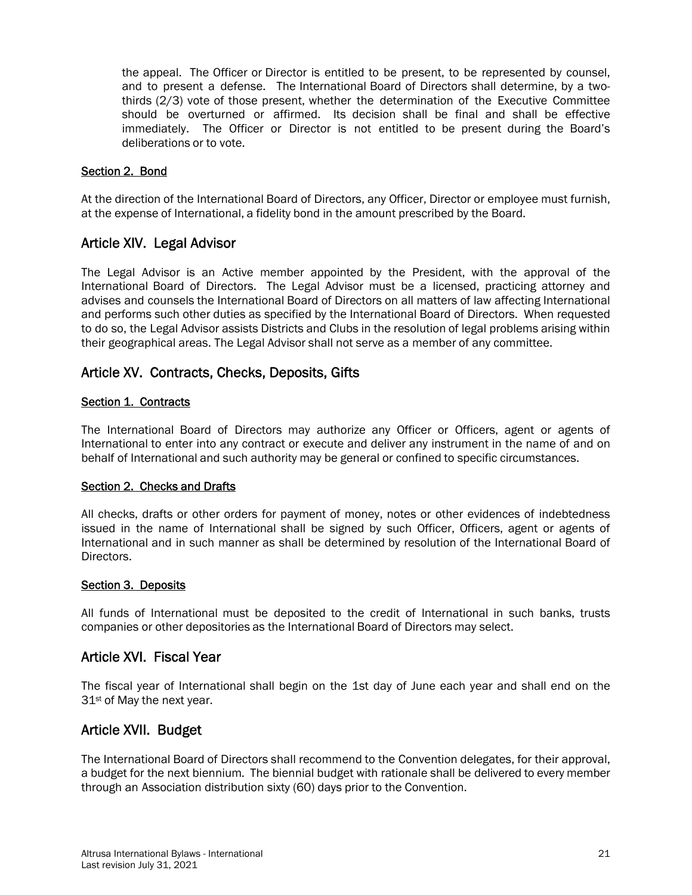the appeal. The Officer or Director is entitled to be present, to be represented by counsel, and to present a defense. The International Board of Directors shall determine, by a two-thirds (2/3) vote of those present, whether the determination of the Executive Committee should be overturned or affirmed. Its decision shall be final and shall be effective immediately. The Officer or Director is not entitled to be present during the Board's deliberations or to vote.

### Section 2. Bond

At the direction of the International Board of Directors, any Officer, Director or employee must furnish, at the expense of International, a fidelity bond in the amount prescribed by the Board.

## Article XIV. Legal Advisor

The Legal Advisor is an Active member appointed by the President, with the approval of the International Board of Directors. The Legal Advisor must be a licensed, practicing attorney and advises and counsels the International Board of Directors on all matters of law affecting International and performs such other duties as specified by the International Board of Directors. When requested to do so, the Legal Advisor assists Districts and Clubs in the resolution of legal problems arising within their geographical areas. The Legal Advisor shall not serve as a member of any committee.

## Article XV. Contracts, Checks, Deposits, Gifts

### Section 1. Contracts

The International Board of Directors may authorize any Officer or Officers, agent or agents of International to enter into any contract or execute and deliver any instrument in the name of and on behalf of International and such authority may be general or confined to specific circumstances.

### Section 2. Checks and Drafts

All checks, drafts or other orders for payment of money, notes or other evidences of indebtedness issued in the name of International shall be signed by such Officer, Officers, agent or agents of International and in such manner as shall be determined by resolution of the International Board of Directors.

### Section 3. Deposits

All funds of International must be deposited to the credit of International in such banks, trusts companies or other depositories as the International Board of Directors may select.

## Article XVI. Fiscal Year

The fiscal year of International shall begin on the 1st day of June each year and shall end on the 31st of May the next year.

## Article XVII. Budget

The International Board of Directors shall recommend to the Convention delegates, for their approval, a budget for the next biennium. The biennial budget with rationale shall be delivered to every member through an Association distribution sixty (60) days prior to the Convention.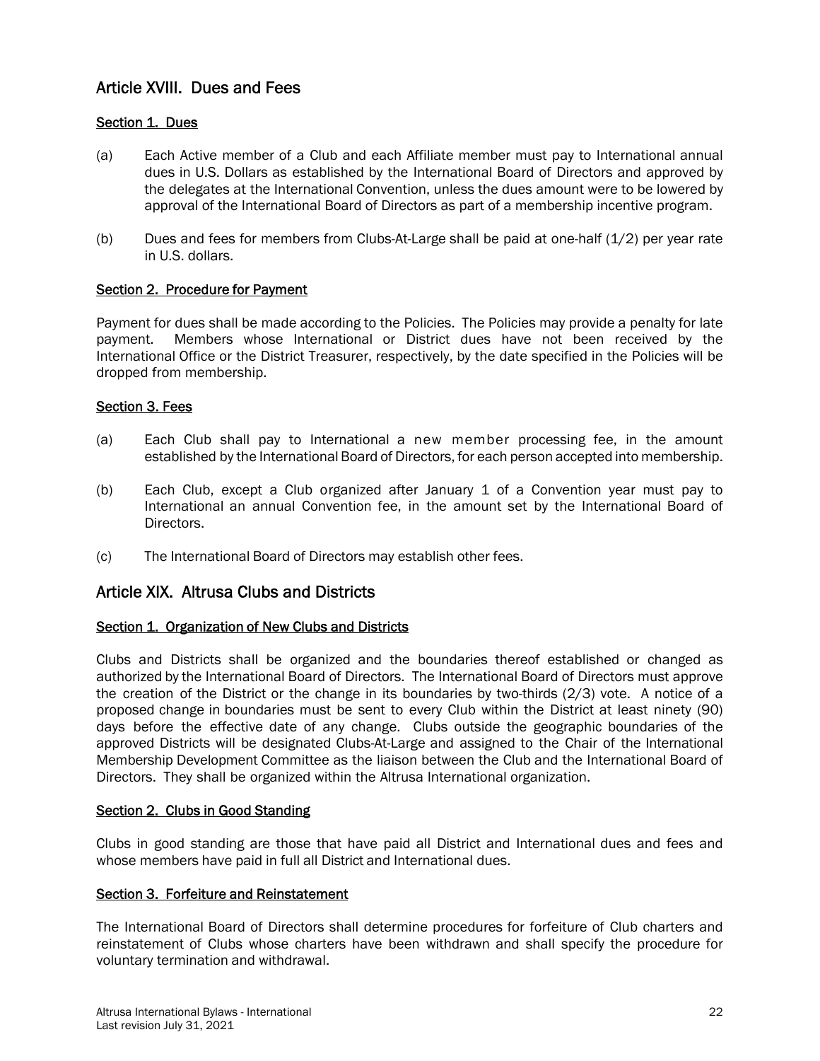## Article XVIII. Dues and Fees

### Section 1. Dues

(a) Each Active member of a Club and each Affiliate member must pay to International annual dues in U.S. Dollars as established by the International Board of Directors and approved by the delegates at the International Convention, unless the dues amount were to be lowered by approval of the International Board of Directors as part of a membership incentive program.

(b) Dues and fees for members from Clubs-At-Large shall be paid at one-half (1/2) per year rate in U.S. dollars.

### Section 2. Procedure for Payment

Payment for dues shall be made according to the Policies. The Policies may provide a penalty for late payment. Members whose International or District dues have not been received by the International Office or the District Treasurer, respectively, by the date specified in the Policies will be dropped from membership.

### Section 3. Fees

(a) Each Club shall pay to International a new member processing fee, in the amount established by the International Board of Directors, for each person accepted into membership.

(b) Each Club, except a Club organized after January 1 of a Convention year must pay to International an annual Convention fee, in the amount set by the International Board of Directors.

(c) The International Board of Directors may establish other fees.

## Article XIX. Altrusa Clubs and Districts

### Section 1. Organization of New Clubs and Districts

Clubs and Districts shall be organized and the boundaries thereof established or changed as authorized by the International Board of Directors. The International Board of Directors must approve the creation of the District or the change in its boundaries by two-thirds (2/3) vote. A notice of a proposed change in boundaries must be sent to every Club within the District at least ninety (90) days before the effective date of any change. Clubs outside the geographic boundaries of the approved Districts will be designated Clubs-At-Large and assigned to the Chair of the International Membership Development Committee as the liaison between the Club and the International Board of Directors. They shall be organized within the Altrusa International organization.

### Section 2. Clubs in Good Standing

Clubs in good standing are those that have paid all District and International dues and fees and whose members have paid in full all District and International dues.

### Section 3. Forfeiture and Reinstatement

The International Board of Directors shall determine procedures for forfeiture of Club charters and reinstatement of Clubs whose charters have been withdrawn and shall specify the procedure for voluntary termination and withdrawal.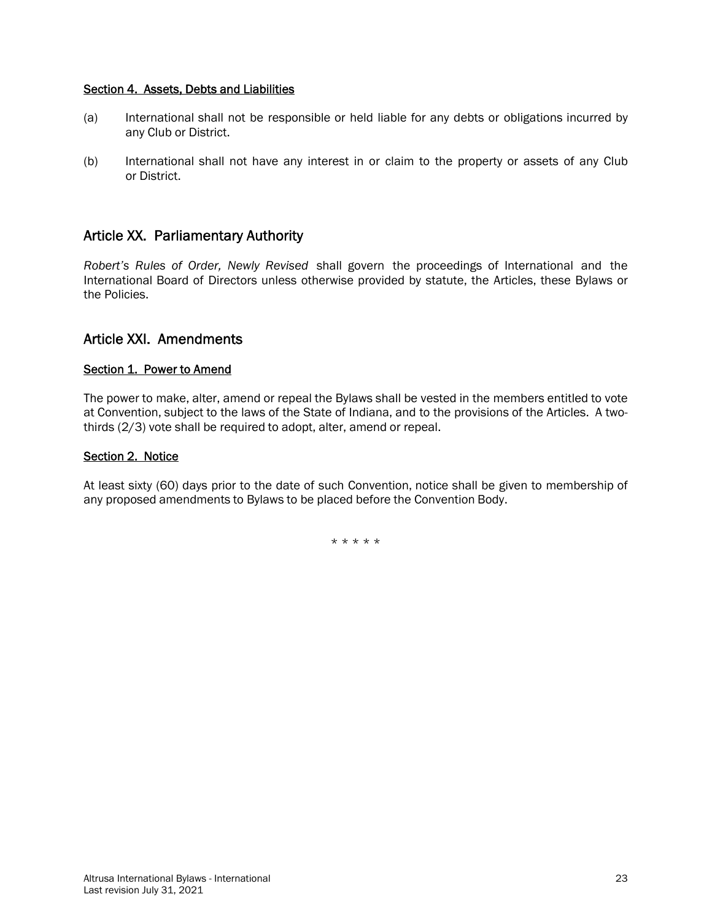### Section 4. Assets, Debts and Liabilities

(a) International shall not be responsible or held liable for any debts or obligations incurred by any Club or District.

(b) International shall not have any interest in or claim to the property or assets of any Club or District.

## Article XX. Parliamentary Authority

*Robert's Rules of Order, Newly Revised* shall govern the proceedings of International and the International Board of Directors unless otherwise provided by statute, the Articles, these Bylaws or the Policies.

## Article XXI. Amendments

### Section 1. Power to Amend

The power to make, alter, amend or repeal the Bylaws shall be vested in the members entitled to vote at Convention, subject to the laws of the State of Indiana, and to the provisions of the Articles. A two-thirds (2/3) vote shall be required to adopt, alter, amend or repeal.

### Section 2. Notice

At least sixty (60) days prior to the date of such Convention, notice shall be given to membership of any proposed amendments to Bylaws to be placed before the Convention Body.

\* \* \* \* \*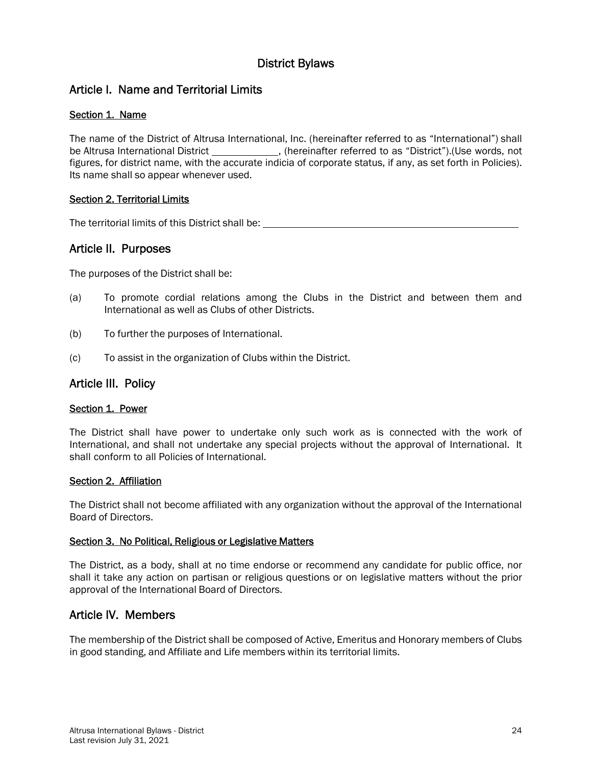# District Bylaws

## Article I. Name and Territorial Limits

### Section 1. Name

The name of the District of Altrusa International, Inc. (hereinafter referred to as "International") shall be Altrusa International District ____________, (hereinafter referred to as "District").(Use words, not figures, for district name, with the accurate indicia of corporate status, if any, as set forth in Policies). Its name shall so appear whenever used.

### Section 2. Territorial Limits

The territorial limits of this District shall be: ______________________________________________

## Article II. Purposes

The purposes of the District shall be:

(a) To promote cordial relations among the Clubs in the District and between them and International as well as Clubs of other Districts.

(b) To further the purposes of International.

(c) To assist in the organization of Clubs within the District.

## Article III. Policy

### Section 1. Power

The District shall have power to undertake only such work as is connected with the work of International, and shall not undertake any special projects without the approval of International. It shall conform to all Policies of International.

### Section 2. Affiliation

The District shall not become affiliated with any organization without the approval of the International Board of Directors.

### Section 3. No Political, Religious or Legislative Matters

The District, as a body, shall at no time endorse or recommend any candidate for public office, nor shall it take any action on partisan or religious questions or on legislative matters without the prior approval of the International Board of Directors.

## Article IV. Members

The membership of the District shall be composed of Active, Emeritus and Honorary members of Clubs in good standing, and Affiliate and Life members within its territorial limits.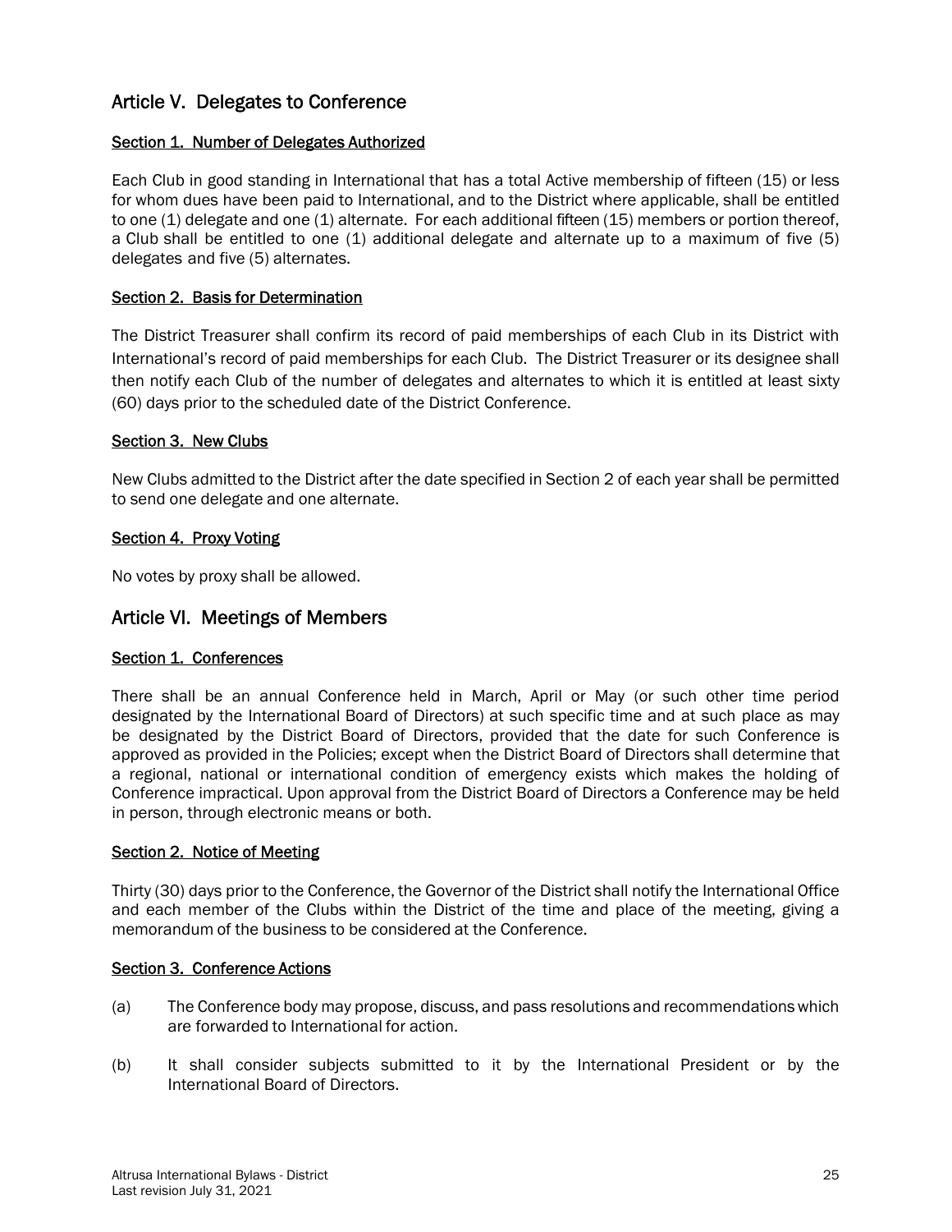## Article V. Delegates to Conference

### Section 1. Number of Delegates Authorized

Each Club in good standing in International that has a total Active membership of fifteen (15) or less for whom dues have been paid to International, and to the District where applicable, shall be entitled to one (1) delegate and one (1) alternate. For each additional fifteen (15) members or portion thereof, a Club shall be entitled to one (1) additional delegate and alternate up to a maximum of five (5) delegates and five (5) alternates.

### Section 2. Basis for Determination

The District Treasurer shall confirm its record of paid memberships of each Club in its District with International's record of paid memberships for each Club. The District Treasurer or its designee shall then notify each Club of the number of delegates and alternates to which it is entitled at least sixty (60) days prior to the scheduled date of the District Conference.

### Section 3. New Clubs

New Clubs admitted to the District after the date specified in Section 2 of each year shall be permitted to send one delegate and one alternate.

### Section 4. Proxy Voting

No votes by proxy shall be allowed.

## Article VI. Meetings of Members

### Section 1. Conferences

There shall be an annual Conference held in March, April or May (or such other time period designated by the International Board of Directors) at such specific time and at such place as may be designated by the District Board of Directors, provided that the date for such Conference is approved as provided in the Policies; except when the District Board of Directors shall determine that a regional, national or international condition of emergency exists which makes the holding of Conference impractical. Upon approval from the District Board of Directors a Conference may be held in person, through electronic means or both.

### Section 2. Notice of Meeting

Thirty (30) days prior to the Conference, the Governor of the District shall notify the International Office and each member of the Clubs within the District of the time and place of the meeting, giving a memorandum of the business to be considered at the Conference.

### Section 3. Conference Actions

(a) The Conference body may propose, discuss, and pass resolutions and recommendations which are forwarded to International for action.

(b) It shall consider subjects submitted to it by the International President or by the International Board of Directors.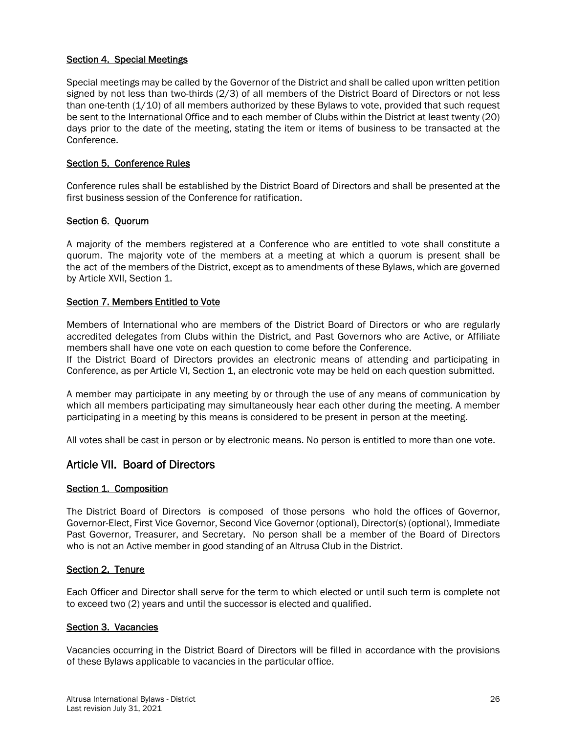Section 4. Special Meetings

Special meetings may be called by the Governor of the District and shall be called upon written petition signed by not less than two-thirds (2/3) of all members of the District Board of Directors or not less than one-tenth (1/10) of all members authorized by these Bylaws to vote, provided that such request be sent to the International Office and to each member of Clubs within the District at least twenty (20) days prior to the date of the meeting, stating the item or items of business to be transacted at the Conference.

Section 5. Conference Rules

Conference rules shall be established by the District Board of Directors and shall be presented at the first business session of the Conference for ratification.

Section 6. Quorum

A majority of the members registered at a Conference who are entitled to vote shall constitute a quorum. The majority vote of the members at a meeting at which a quorum is present shall be the act of the members of the District, except as to amendments of these Bylaws, which are governed by Article XVII, Section 1.

Section 7. Members Entitled to Vote

Members of International who are members of the District Board of Directors or who are regularly accredited delegates from Clubs within the District, and Past Governors who are Active, or Affiliate members shall have one vote on each question to come before the Conference.
If the District Board of Directors provides an electronic means of attending and participating in Conference, as per Article VI, Section 1, an electronic vote may be held on each question submitted.

A member may participate in any meeting by or through the use of any means of communication by which all members participating may simultaneously hear each other during the meeting. A member participating in a meeting by this means is considered to be present in person at the meeting.

All votes shall be cast in person or by electronic means. No person is entitled to more than one vote.

## Article VII. Board of Directors

Section 1. Composition

The District Board of Directors is composed of those persons who hold the offices of Governor, Governor-Elect, First Vice Governor, Second Vice Governor (optional), Director(s) (optional), Immediate Past Governor, Treasurer, and Secretary. No person shall be a member of the Board of Directors who is not an Active member in good standing of an Altrusa Club in the District.

Section 2. Tenure

Each Officer and Director shall serve for the term to which elected or until such term is complete not to exceed two (2) years and until the successor is elected and qualified.

Section 3. Vacancies

Vacancies occurring in the District Board of Directors will be filled in accordance with the provisions of these Bylaws applicable to vacancies in the particular office.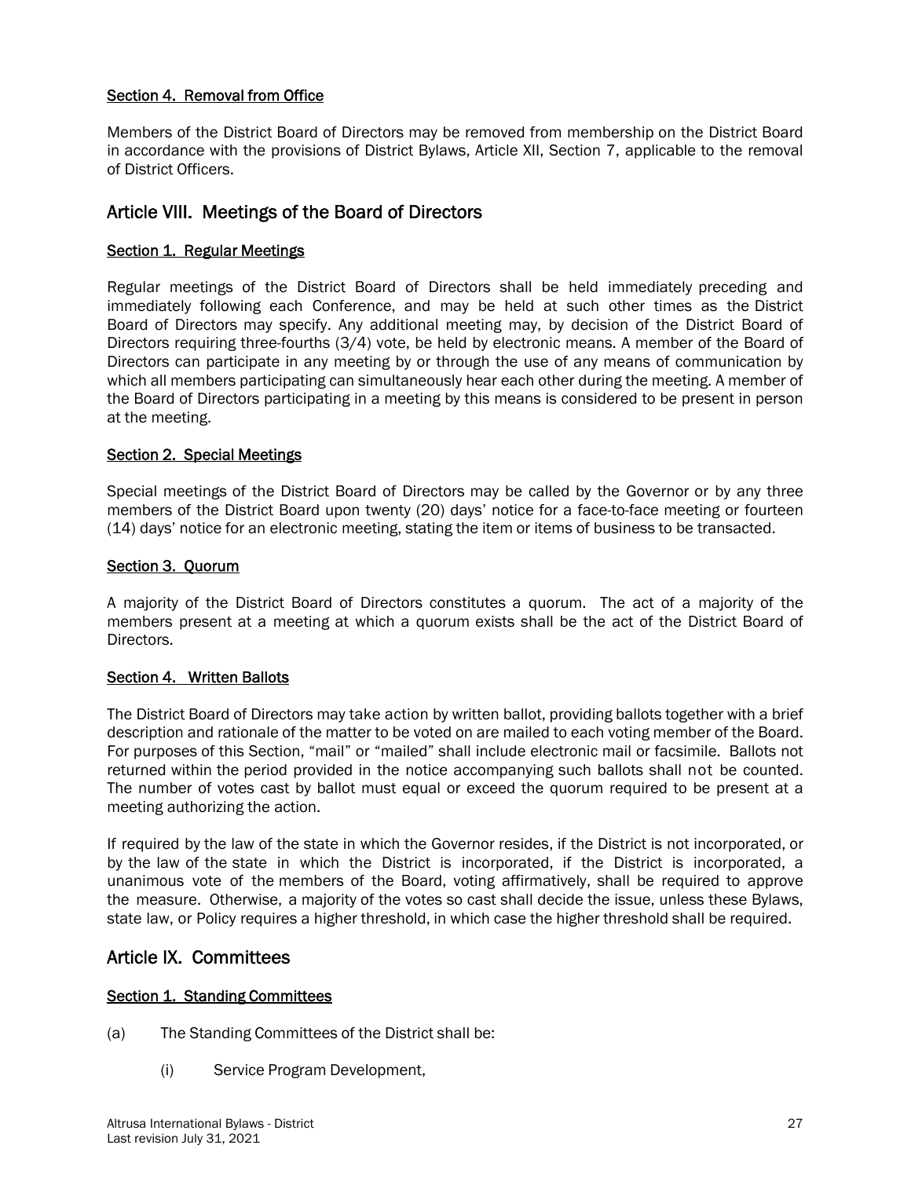### Section 4. Removal from Office

Members of the District Board of Directors may be removed from membership on the District Board in accordance with the provisions of District Bylaws, Article XII, Section 7, applicable to the removal of District Officers.

## Article VIII. Meetings of the Board of Directors

### Section 1. Regular Meetings

Regular meetings of the District Board of Directors shall be held immediately preceding and immediately following each Conference, and may be held at such other times as the District Board of Directors may specify. Any additional meeting may, by decision of the District Board of Directors requiring three-fourths (3/4) vote, be held by electronic means. A member of the Board of Directors can participate in any meeting by or through the use of any means of communication by which all members participating can simultaneously hear each other during the meeting. A member of the Board of Directors participating in a meeting by this means is considered to be present in person at the meeting.

### Section 2. Special Meetings

Special meetings of the District Board of Directors may be called by the Governor or by any three members of the District Board upon twenty (20) days' notice for a face-to-face meeting or fourteen (14) days' notice for an electronic meeting, stating the item or items of business to be transacted.

### Section 3. Quorum

A majority of the District Board of Directors constitutes a quorum. The act of a majority of the members present at a meeting at which a quorum exists shall be the act of the District Board of Directors.

### Section 4. Written Ballots

The District Board of Directors may take action by written ballot, providing ballots together with a brief description and rationale of the matter to be voted on are mailed to each voting member of the Board. For purposes of this Section, "mail" or "mailed" shall include electronic mail or facsimile. Ballots not returned within the period provided in the notice accompanying such ballots shall not be counted. The number of votes cast by ballot must equal or exceed the quorum required to be present at a meeting authorizing the action.

If required by the law of the state in which the Governor resides, if the District is not incorporated, or by the law of the state in which the District is incorporated, if the District is incorporated, a unanimous vote of the members of the Board, voting affirmatively, shall be required to approve the measure. Otherwise, a majority of the votes so cast shall decide the issue, unless these Bylaws, state law, or Policy requires a higher threshold, in which case the higher threshold shall be required.

## Article IX. Committees

### Section 1. Standing Committees

(a) The Standing Committees of the District shall be:

(i) Service Program Development,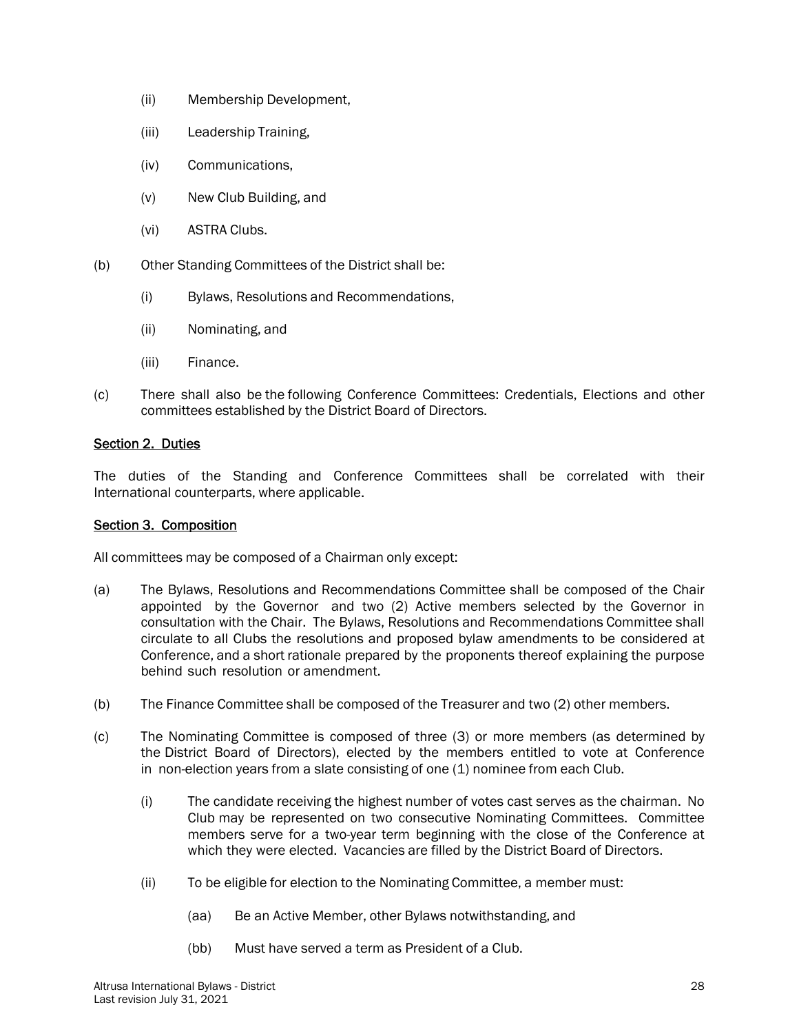(ii) Membership Development,

(iii) Leadership Training,

(iv) Communications,

(v) New Club Building, and

(vi) ASTRA Clubs.

(b) Other Standing Committees of the District shall be:

(i) Bylaws, Resolutions and Recommendations,

(ii) Nominating, and

(iii) Finance.

(c) There shall also be the following Conference Committees: Credentials, Elections and other committees established by the District Board of Directors.

<u>Section 2. Duties</u>

The duties of the Standing and Conference Committees shall be correlated with their International counterparts, where applicable.

<u>Section 3. Composition</u>

All committees may be composed of a Chairman only except:

(a) The Bylaws, Resolutions and Recommendations Committee shall be composed of the Chair appointed by the Governor and two (2) Active members selected by the Governor in consultation with the Chair. The Bylaws, Resolutions and Recommendations Committee shall circulate to all Clubs the resolutions and proposed bylaw amendments to be considered at Conference, and a short rationale prepared by the proponents thereof explaining the purpose behind such resolution or amendment.

(b) The Finance Committee shall be composed of the Treasurer and two (2) other members.

(c) The Nominating Committee is composed of three (3) or more members (as determined by the District Board of Directors), elected by the members entitled to vote at Conference in non-election years from a slate consisting of one (1) nominee from each Club.

(i) The candidate receiving the highest number of votes cast serves as the chairman. No Club may be represented on two consecutive Nominating Committees. Committee members serve for a two-year term beginning with the close of the Conference at which they were elected. Vacancies are filled by the District Board of Directors.

(ii) To be eligible for election to the Nominating Committee, a member must:

(aa) Be an Active Member, other Bylaws notwithstanding, and

(bb) Must have served a term as President of a Club.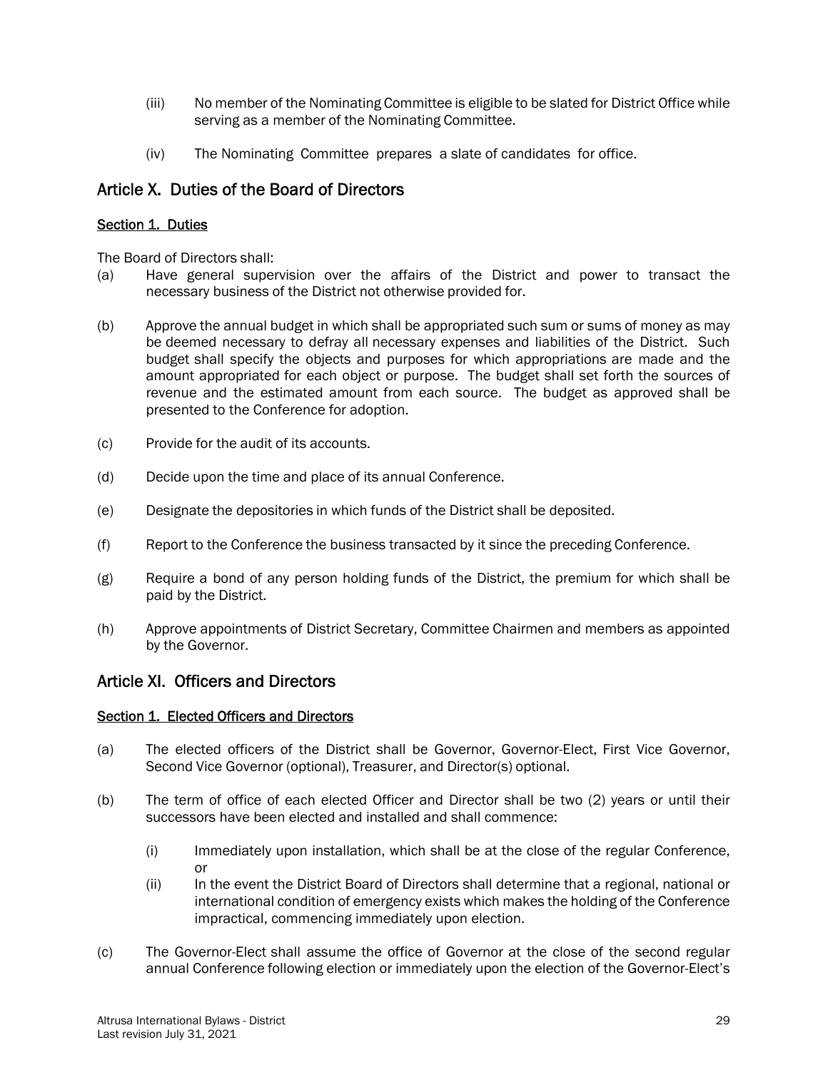(iii) No member of the Nominating Committee is eligible to be slated for District Office while serving as a member of the Nominating Committee.

(iv) The Nominating Committee prepares a slate of candidates for office.

## Article X. Duties of the Board of Directors

### Section 1. Duties

The Board of Directors shall:

(a) Have general supervision over the affairs of the District and power to transact the necessary business of the District not otherwise provided for.

(b) Approve the annual budget in which shall be appropriated such sum or sums of money as may be deemed necessary to defray all necessary expenses and liabilities of the District. Such budget shall specify the objects and purposes for which appropriations are made and the amount appropriated for each object or purpose. The budget shall set forth the sources of revenue and the estimated amount from each source. The budget as approved shall be presented to the Conference for adoption.

(c) Provide for the audit of its accounts.

(d) Decide upon the time and place of its annual Conference.

(e) Designate the depositories in which funds of the District shall be deposited.

(f) Report to the Conference the business transacted by it since the preceding Conference.

(g) Require a bond of any person holding funds of the District, the premium for which shall be paid by the District.

(h) Approve appointments of District Secretary, Committee Chairmen and members as appointed by the Governor.

## Article XI. Officers and Directors

### Section 1. Elected Officers and Directors

(a) The elected officers of the District shall be Governor, Governor-Elect, First Vice Governor, Second Vice Governor (optional), Treasurer, and Director(s) optional.

(b) The term of office of each elected Officer and Director shall be two (2) years or until their successors have been elected and installed and shall commence:

(i) Immediately upon installation, which shall be at the close of the regular Conference, or

(ii) In the event the District Board of Directors shall determine that a regional, national or international condition of emergency exists which makes the holding of the Conference impractical, commencing immediately upon election.

(c) The Governor-Elect shall assume the office of Governor at the close of the second regular annual Conference following election or immediately upon the election of the Governor-Elect's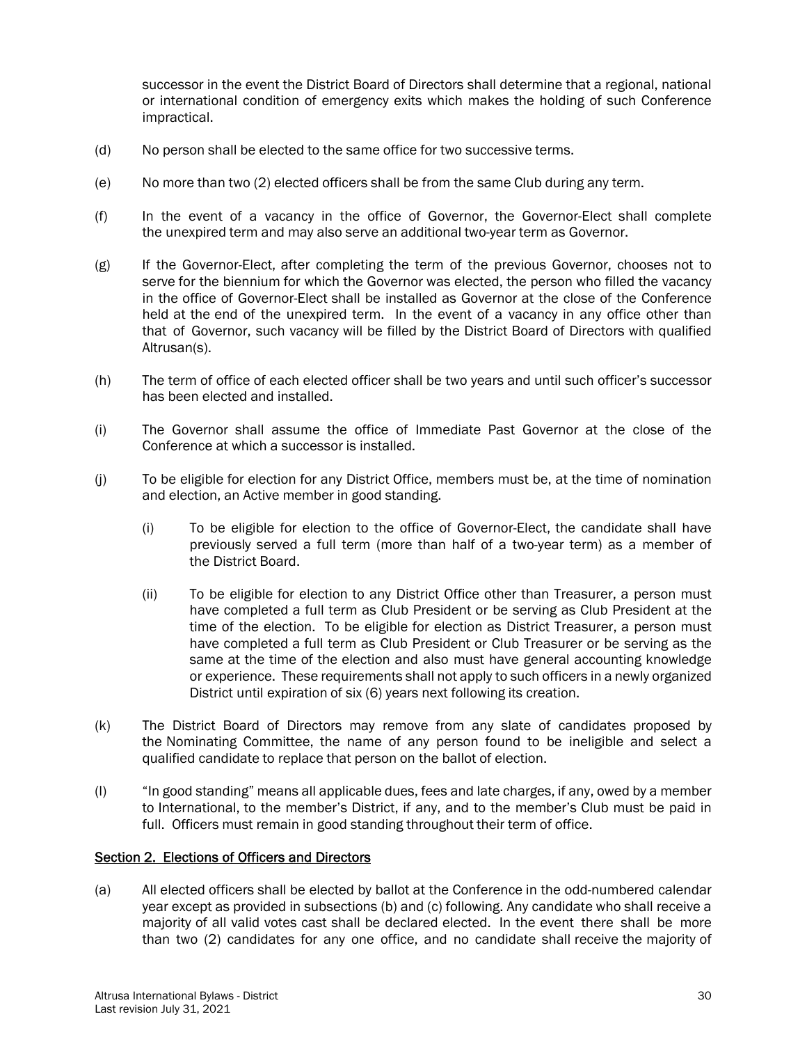successor in the event the District Board of Directors shall determine that a regional, national or international condition of emergency exits which makes the holding of such Conference impractical.

(d) No person shall be elected to the same office for two successive terms.

(e) No more than two (2) elected officers shall be from the same Club during any term.

(f) In the event of a vacancy in the office of Governor, the Governor-Elect shall complete the unexpired term and may also serve an additional two-year term as Governor.

(g) If the Governor-Elect, after completing the term of the previous Governor, chooses not to serve for the biennium for which the Governor was elected, the person who filled the vacancy in the office of Governor-Elect shall be installed as Governor at the close of the Conference held at the end of the unexpired term. In the event of a vacancy in any office other than that of Governor, such vacancy will be filled by the District Board of Directors with qualified Altrusan(s).

(h) The term of office of each elected officer shall be two years and until such officer's successor has been elected and installed.

(i) The Governor shall assume the office of Immediate Past Governor at the close of the Conference at which a successor is installed.

(j) To be eligible for election for any District Office, members must be, at the time of nomination and election, an Active member in good standing.

  (i) To be eligible for election to the office of Governor-Elect, the candidate shall have previously served a full term (more than half of a two-year term) as a member of the District Board.

  (ii) To be eligible for election to any District Office other than Treasurer, a person must have completed a full term as Club President or be serving as Club President at the time of the election. To be eligible for election as District Treasurer, a person must have completed a full term as Club President or Club Treasurer or be serving as the same at the time of the election and also must have general accounting knowledge or experience. These requirements shall not apply to such officers in a newly organized District until expiration of six (6) years next following its creation.

(k) The District Board of Directors may remove from any slate of candidates proposed by the Nominating Committee, the name of any person found to be ineligible and select a qualified candidate to replace that person on the ballot of election.

(l) "In good standing" means all applicable dues, fees and late charges, if any, owed by a member to International, to the member's District, if any, and to the member's Club must be paid in full. Officers must remain in good standing throughout their term of office.

## Section 2. Elections of Officers and Directors

(a) All elected officers shall be elected by ballot at the Conference in the odd-numbered calendar year except as provided in subsections (b) and (c) following. Any candidate who shall receive a majority of all valid votes cast shall be declared elected. In the event there shall be more than two (2) candidates for any one office, and no candidate shall receive the majority of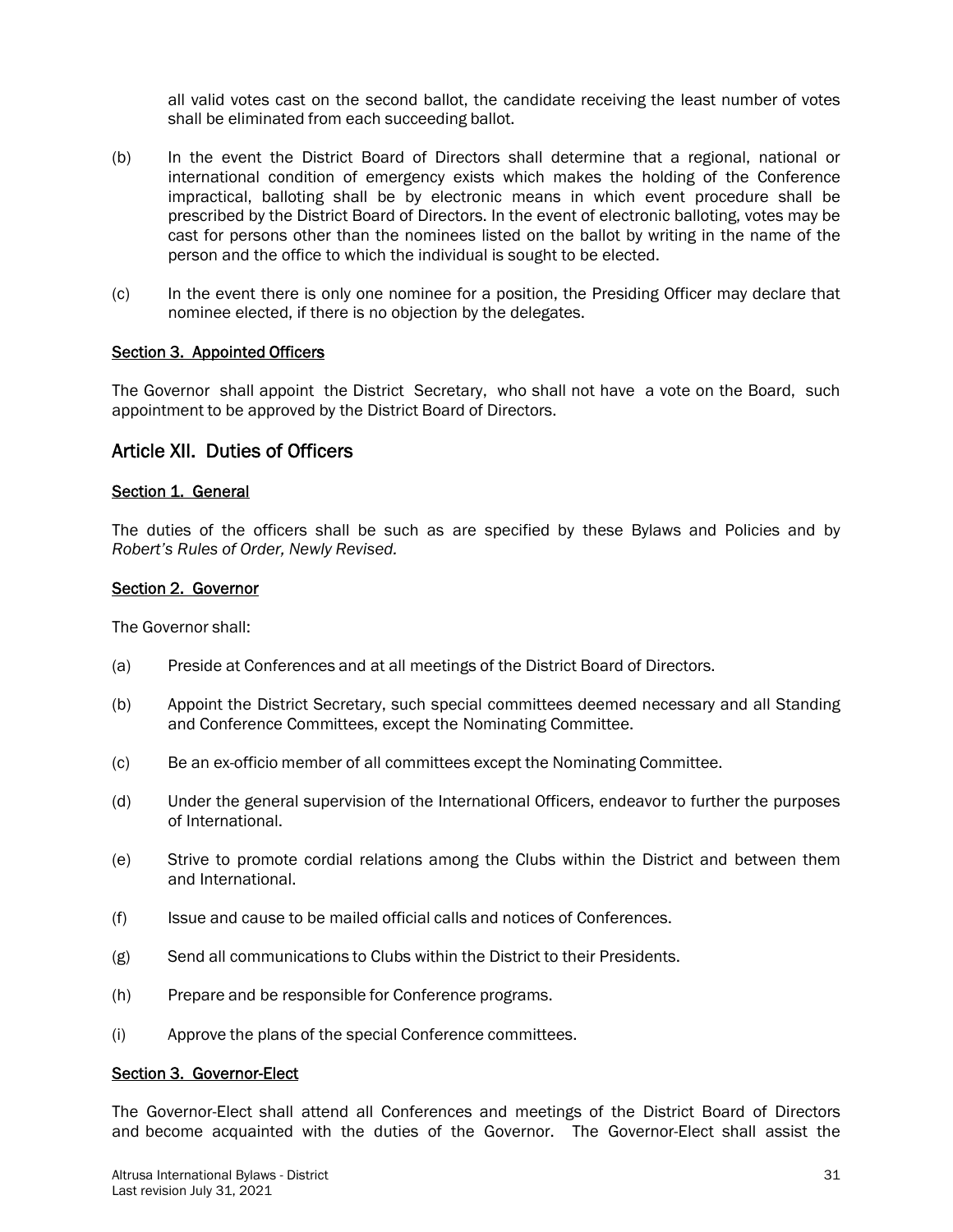all valid votes cast on the second ballot, the candidate receiving the least number of votes shall be eliminated from each succeeding ballot.

(b) In the event the District Board of Directors shall determine that a regional, national or international condition of emergency exists which makes the holding of the Conference impractical, balloting shall be by electronic means in which event procedure shall be prescribed by the District Board of Directors. In the event of electronic balloting, votes may be cast for persons other than the nominees listed on the ballot by writing in the name of the person and the office to which the individual is sought to be elected.

(c) In the event there is only one nominee for a position, the Presiding Officer may declare that nominee elected, if there is no objection by the delegates.

<u>Section 3. Appointed Officers</u>

The Governor shall appoint the District Secretary, who shall not have a vote on the Board, such appointment to be approved by the District Board of Directors.

## Article XII. Duties of Officers

<u>Section 1. General</u>

The duties of the officers shall be such as are specified by these Bylaws and Policies and by *Robert's Rules of Order, Newly Revised.*

<u>Section 2. Governor</u>

The Governor shall:

(a) Preside at Conferences and at all meetings of the District Board of Directors.

(b) Appoint the District Secretary, such special committees deemed necessary and all Standing and Conference Committees, except the Nominating Committee.

(c) Be an ex-officio member of all committees except the Nominating Committee.

(d) Under the general supervision of the International Officers, endeavor to further the purposes of International.

(e) Strive to promote cordial relations among the Clubs within the District and between them and International.

(f) Issue and cause to be mailed official calls and notices of Conferences.

(g) Send all communications to Clubs within the District to their Presidents.

(h) Prepare and be responsible for Conference programs.

(i) Approve the plans of the special Conference committees.

<u>Section 3. Governor-Elect</u>

The Governor-Elect shall attend all Conferences and meetings of the District Board of Directors and become acquainted with the duties of the Governor. The Governor-Elect shall assist the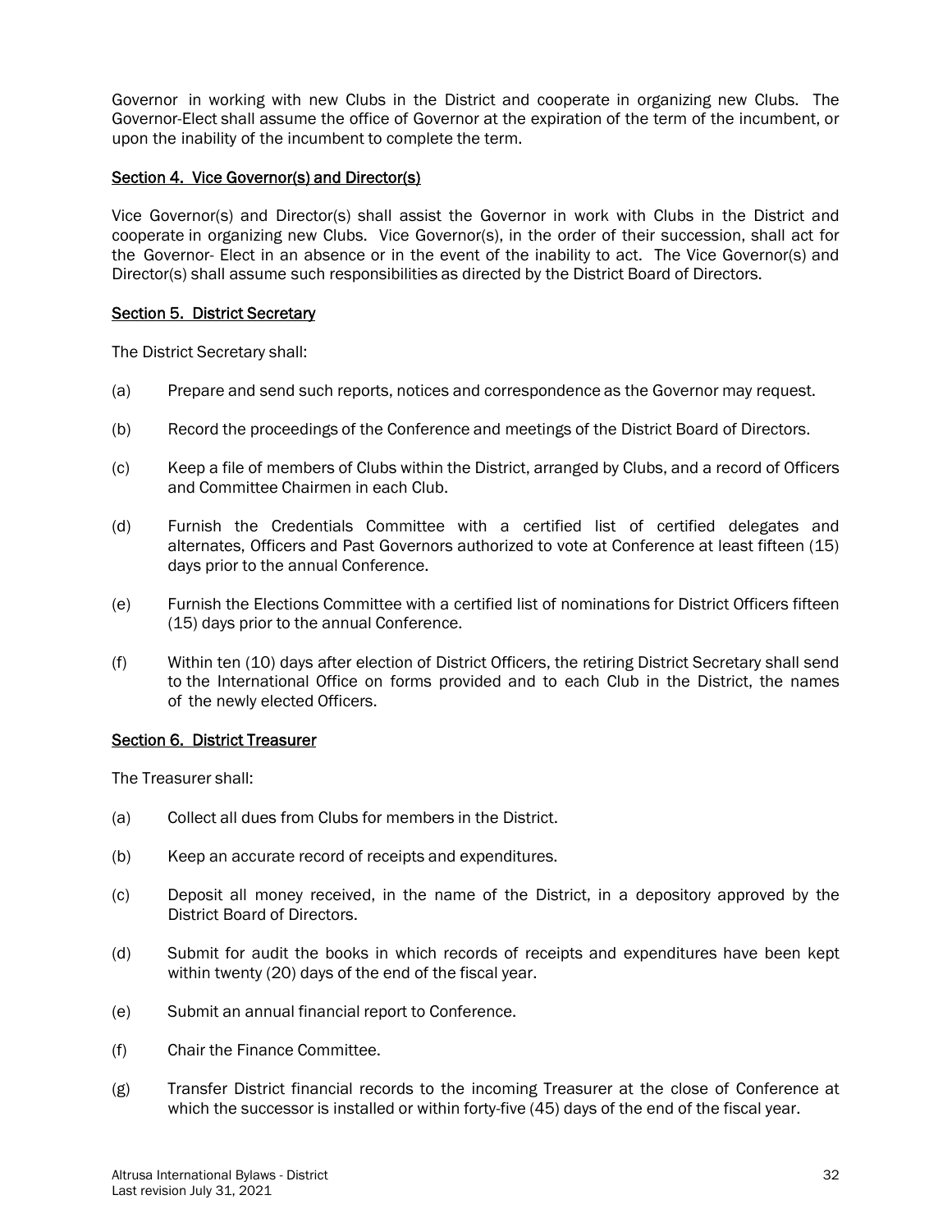Governor in working with new Clubs in the District and cooperate in organizing new Clubs. The Governor-Elect shall assume the office of Governor at the expiration of the term of the incumbent, or upon the inability of the incumbent to complete the term.

### Section 4. Vice Governor(s) and Director(s)

Vice Governor(s) and Director(s) shall assist the Governor in work with Clubs in the District and cooperate in organizing new Clubs. Vice Governor(s), in the order of their succession, shall act for the Governor- Elect in an absence or in the event of the inability to act. The Vice Governor(s) and Director(s) shall assume such responsibilities as directed by the District Board of Directors.

### Section 5. District Secretary

The District Secretary shall:

(a) Prepare and send such reports, notices and correspondence as the Governor may request.

(b) Record the proceedings of the Conference and meetings of the District Board of Directors.

(c) Keep a file of members of Clubs within the District, arranged by Clubs, and a record of Officers and Committee Chairmen in each Club.

(d) Furnish the Credentials Committee with a certified list of certified delegates and alternates, Officers and Past Governors authorized to vote at Conference at least fifteen (15) days prior to the annual Conference.

(e) Furnish the Elections Committee with a certified list of nominations for District Officers fifteen (15) days prior to the annual Conference.

(f) Within ten (10) days after election of District Officers, the retiring District Secretary shall send to the International Office on forms provided and to each Club in the District, the names of the newly elected Officers.

### Section 6. District Treasurer

The Treasurer shall:

(a) Collect all dues from Clubs for members in the District.

(b) Keep an accurate record of receipts and expenditures.

(c) Deposit all money received, in the name of the District, in a depository approved by the District Board of Directors.

(d) Submit for audit the books in which records of receipts and expenditures have been kept within twenty (20) days of the end of the fiscal year.

(e) Submit an annual financial report to Conference.

(f) Chair the Finance Committee.

(g) Transfer District financial records to the incoming Treasurer at the close of Conference at which the successor is installed or within forty-five (45) days of the end of the fiscal year.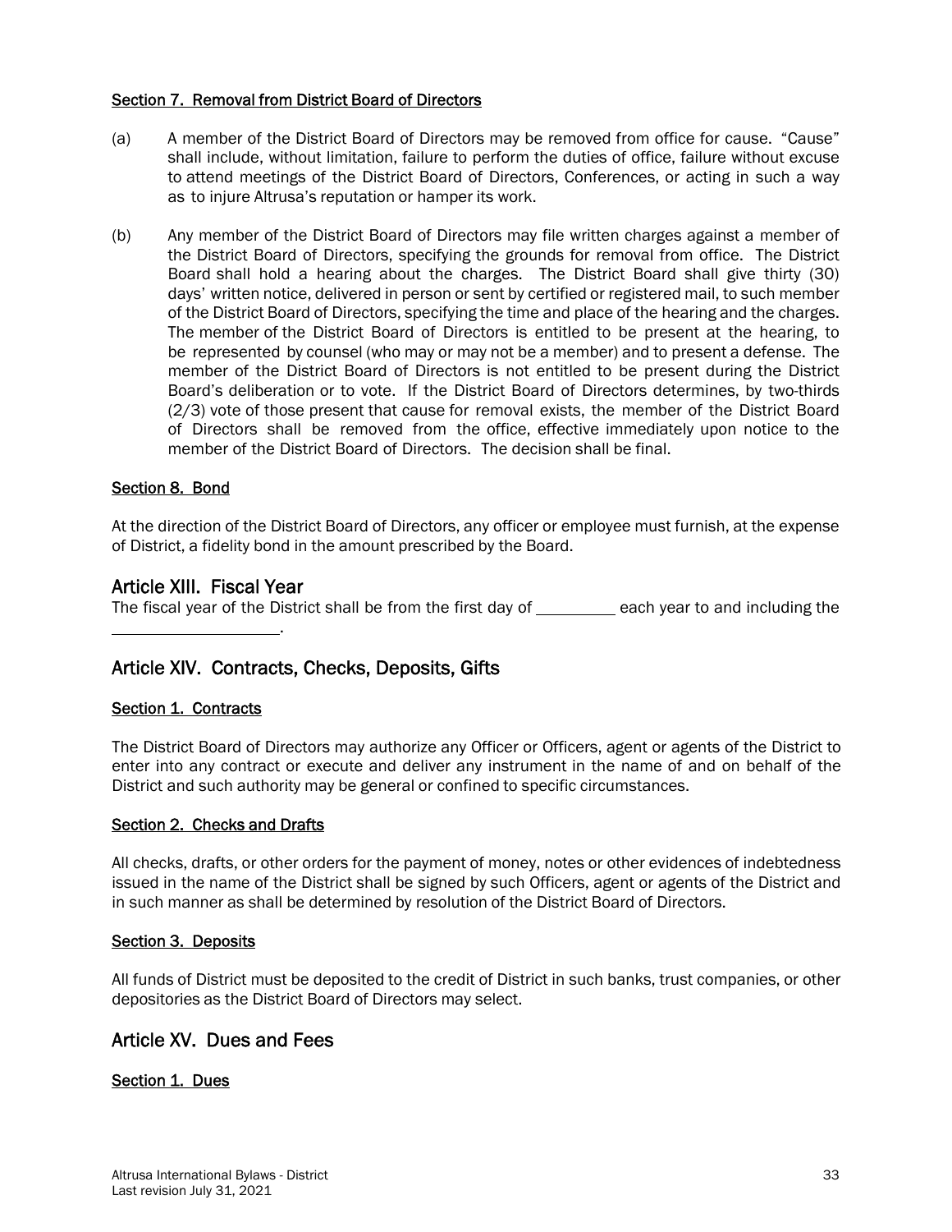### Section 7. Removal from District Board of Directors

(a) A member of the District Board of Directors may be removed from office for cause. "Cause" shall include, without limitation, failure to perform the duties of office, failure without excuse to attend meetings of the District Board of Directors, Conferences, or acting in such a way as to injure Altrusa's reputation or hamper its work.

(b) Any member of the District Board of Directors may file written charges against a member of the District Board of Directors, specifying the grounds for removal from office. The District Board shall hold a hearing about the charges. The District Board shall give thirty (30) days' written notice, delivered in person or sent by certified or registered mail, to such member of the District Board of Directors, specifying the time and place of the hearing and the charges. The member of the District Board of Directors is entitled to be present at the hearing, to be represented by counsel (who may or may not be a member) and to present a defense. The member of the District Board of Directors is not entitled to be present during the District Board's deliberation or to vote. If the District Board of Directors determines, by two-thirds (2/3) vote of those present that cause for removal exists, the member of the District Board of Directors shall be removed from the office, effective immediately upon notice to the member of the District Board of Directors. The decision shall be final.

### Section 8. Bond

At the direction of the District Board of Directors, any officer or employee must furnish, at the expense of District, a fidelity bond in the amount prescribed by the Board.

## Article XIII. Fiscal Year

The fiscal year of the District shall be from the first day of _________ each year to and including the ____________________.

## Article XIV. Contracts, Checks, Deposits, Gifts

### Section 1. Contracts

The District Board of Directors may authorize any Officer or Officers, agent or agents of the District to enter into any contract or execute and deliver any instrument in the name of and on behalf of the District and such authority may be general or confined to specific circumstances.

### Section 2. Checks and Drafts

All checks, drafts, or other orders for the payment of money, notes or other evidences of indebtedness issued in the name of the District shall be signed by such Officers, agent or agents of the District and in such manner as shall be determined by resolution of the District Board of Directors.

### Section 3. Deposits

All funds of District must be deposited to the credit of District in such banks, trust companies, or other depositories as the District Board of Directors may select.

## Article XV. Dues and Fees

### Section 1. Dues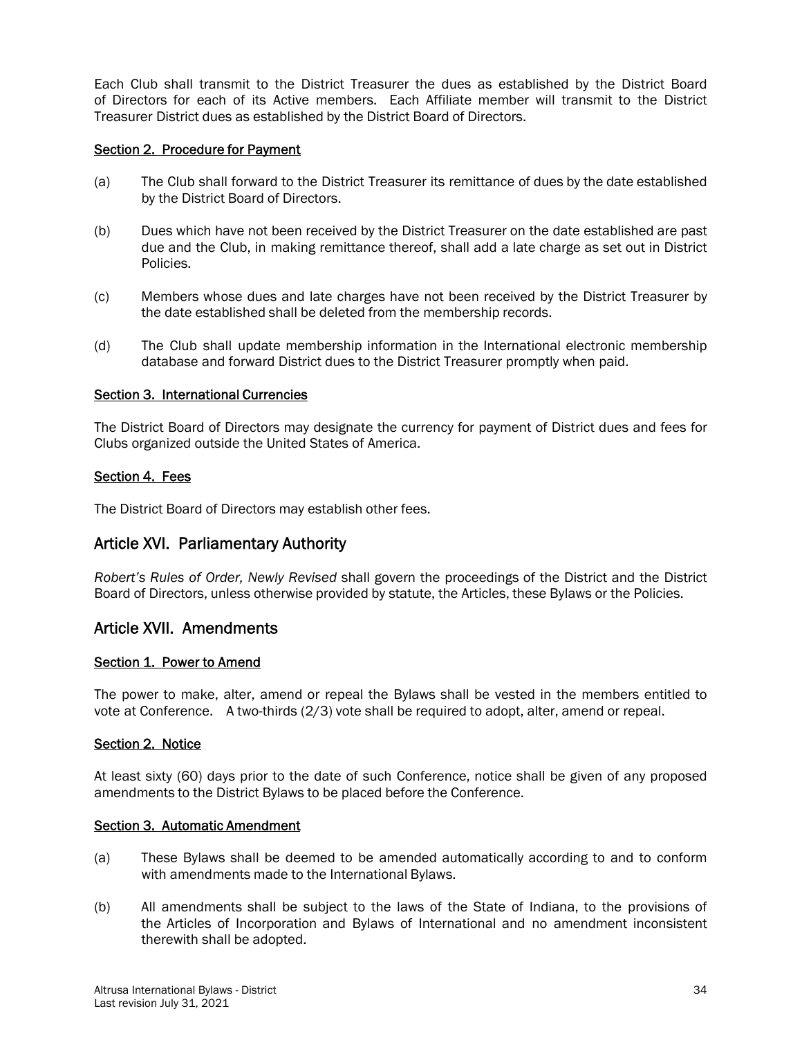Each Club shall transmit to the District Treasurer the dues as established by the District Board of Directors for each of its Active members. Each Affiliate member will transmit to the District Treasurer District dues as established by the District Board of Directors.

### Section 2. Procedure for Payment

(a) The Club shall forward to the District Treasurer its remittance of dues by the date established by the District Board of Directors.

(b) Dues which have not been received by the District Treasurer on the date established are past due and the Club, in making remittance thereof, shall add a late charge as set out in District Policies.

(c) Members whose dues and late charges have not been received by the District Treasurer by the date established shall be deleted from the membership records.

(d) The Club shall update membership information in the International electronic membership database and forward District dues to the District Treasurer promptly when paid.

### Section 3. International Currencies

The District Board of Directors may designate the currency for payment of District dues and fees for Clubs organized outside the United States of America.

### Section 4. Fees

The District Board of Directors may establish other fees.

## Article XVI. Parliamentary Authority

*Robert's Rules of Order, Newly Revised* shall govern the proceedings of the District and the District Board of Directors, unless otherwise provided by statute, the Articles, these Bylaws or the Policies.

## Article XVII. Amendments

### Section 1. Power to Amend

The power to make, alter, amend or repeal the Bylaws shall be vested in the members entitled to vote at Conference. A two-thirds (2/3) vote shall be required to adopt, alter, amend or repeal.

### Section 2. Notice

At least sixty (60) days prior to the date of such Conference, notice shall be given of any proposed amendments to the District Bylaws to be placed before the Conference.

### Section 3. Automatic Amendment

(a) These Bylaws shall be deemed to be amended automatically according to and to conform with amendments made to the International Bylaws.

(b) All amendments shall be subject to the laws of the State of Indiana, to the provisions of the Articles of Incorporation and Bylaws of International and no amendment inconsistent therewith shall be adopted.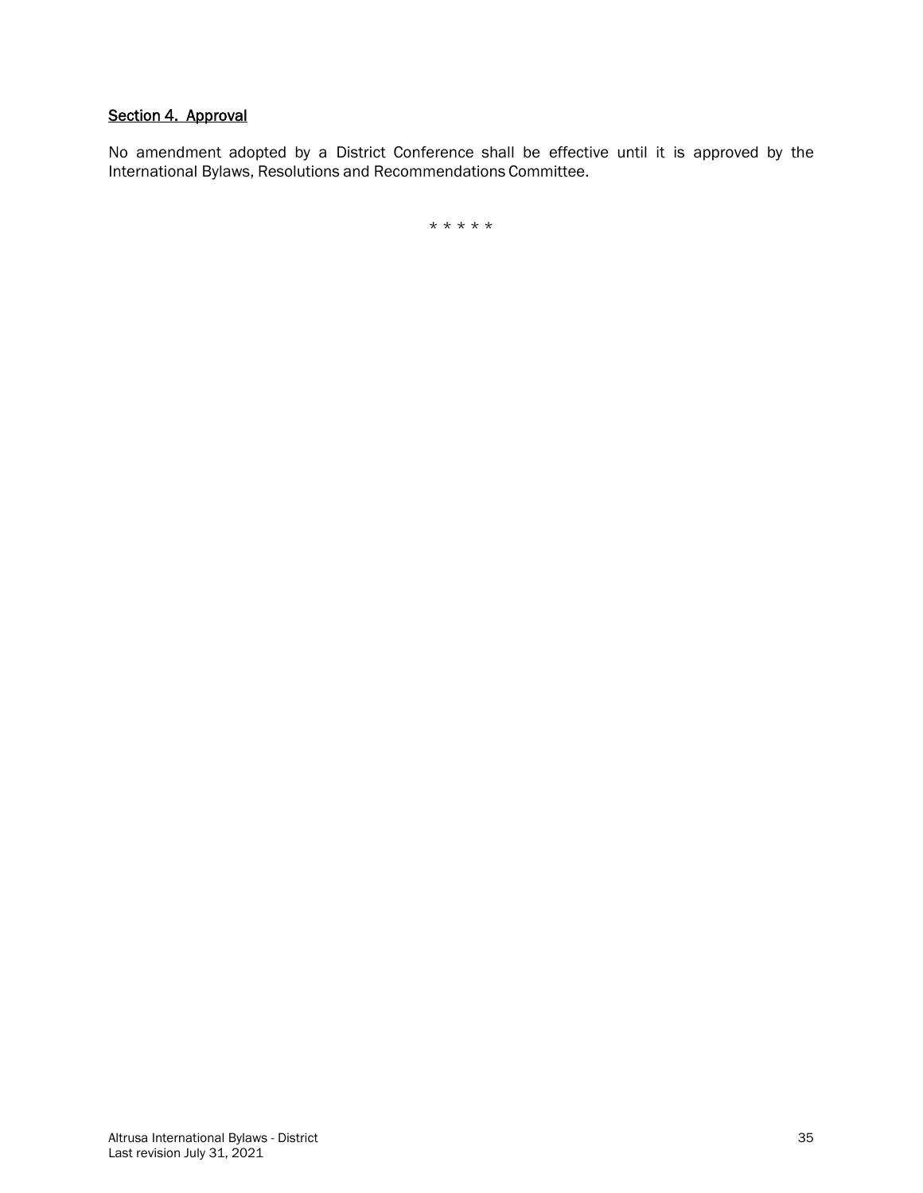### Section 4. Approval

No amendment adopted by a District Conference shall be effective until it is approved by the International Bylaws, Resolutions and Recommendations Committee.

* * * * *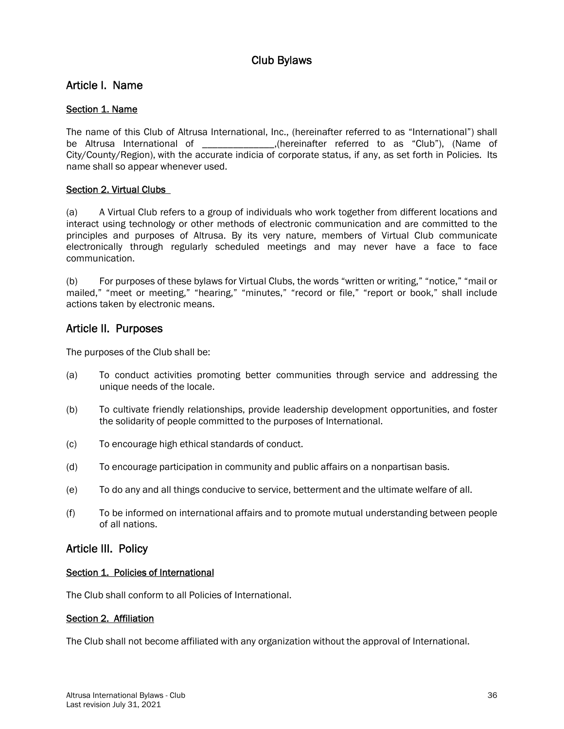# Club Bylaws

## Article I. Name

### Section 1. Name

The name of this Club of Altrusa International, Inc., (hereinafter referred to as "International") shall be Altrusa International of _______________,(hereinafter referred to as "Club"), (Name of City/County/Region), with the accurate indicia of corporate status, if any, as set forth in Policies. Its name shall so appear whenever used.

### Section 2. Virtual Clubs

(a) A Virtual Club refers to a group of individuals who work together from different locations and interact using technology or other methods of electronic communication and are committed to the principles and purposes of Altrusa. By its very nature, members of Virtual Club communicate electronically through regularly scheduled meetings and may never have a face to face communication.

(b) For purposes of these bylaws for Virtual Clubs, the words "written or writing," "notice," "mail or mailed," "meet or meeting," "hearing," "minutes," "record or file," "report or book," shall include actions taken by electronic means.

## Article II. Purposes

The purposes of the Club shall be:

(a) To conduct activities promoting better communities through service and addressing the unique needs of the locale.

(b) To cultivate friendly relationships, provide leadership development opportunities, and foster the solidarity of people committed to the purposes of International.

(c) To encourage high ethical standards of conduct.

(d) To encourage participation in community and public affairs on a nonpartisan basis.

(e) To do any and all things conducive to service, betterment and the ultimate welfare of all.

(f) To be informed on international affairs and to promote mutual understanding between people of all nations.

## Article III. Policy

### Section 1. Policies of International

The Club shall conform to all Policies of International.

### Section 2. Affiliation

The Club shall not become affiliated with any organization without the approval of International.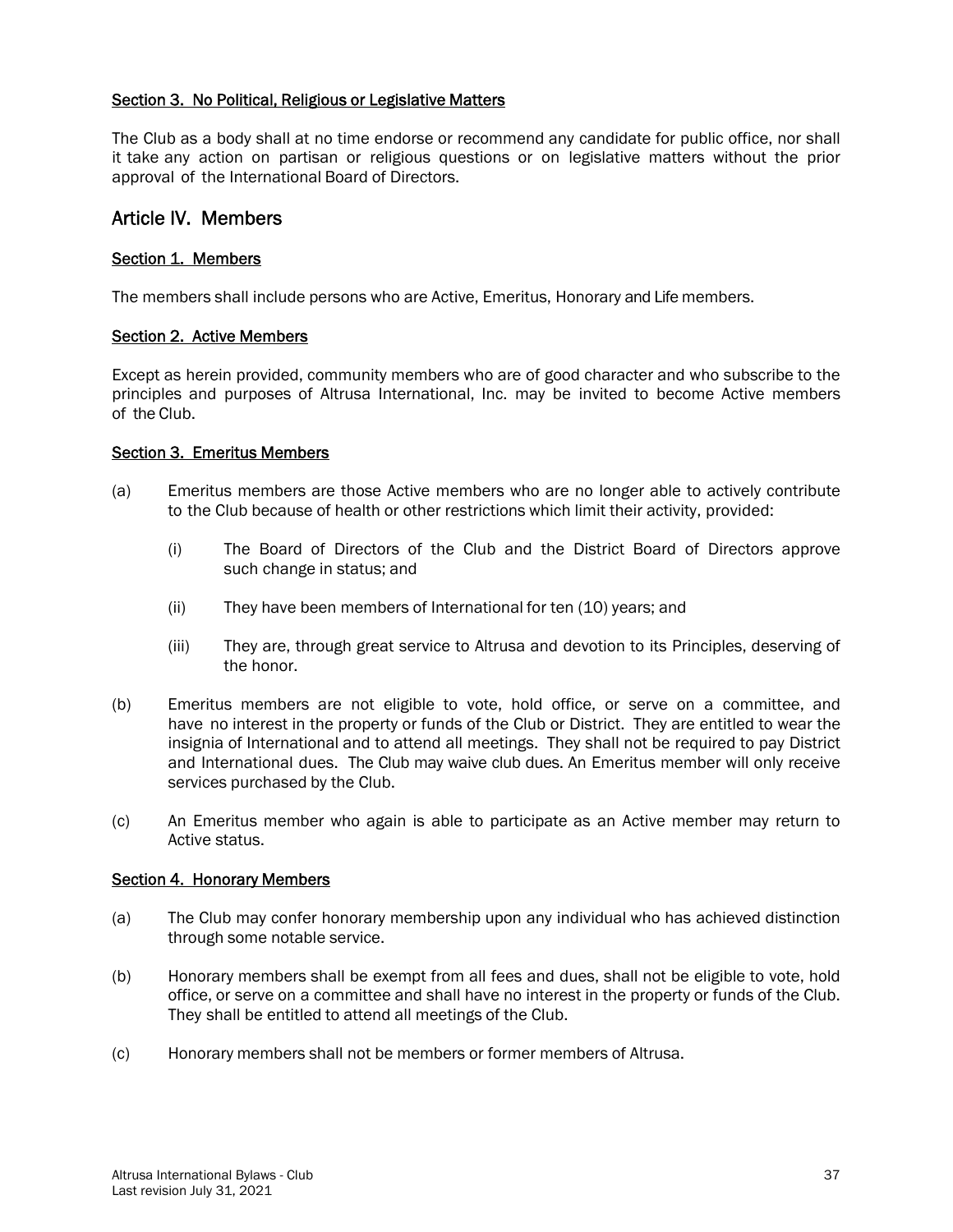Section 3. No Political, Religious or Legislative Matters

The Club as a body shall at no time endorse or recommend any candidate for public office, nor shall it take any action on partisan or religious questions or on legislative matters without the prior approval of the International Board of Directors.

## Article IV. Members

Section 1. Members

The members shall include persons who are Active, Emeritus, Honorary and Life members.

Section 2. Active Members

Except as herein provided, community members who are of good character and who subscribe to the principles and purposes of Altrusa International, Inc. may be invited to become Active members of the Club.

Section 3. Emeritus Members

(a) Emeritus members are those Active members who are no longer able to actively contribute to the Club because of health or other restrictions which limit their activity, provided:

  (i) The Board of Directors of the Club and the District Board of Directors approve such change in status; and

  (ii) They have been members of International for ten (10) years; and

  (iii) They are, through great service to Altrusa and devotion to its Principles, deserving of the honor.

(b) Emeritus members are not eligible to vote, hold office, or serve on a committee, and have no interest in the property or funds of the Club or District. They are entitled to wear the insignia of International and to attend all meetings. They shall not be required to pay District and International dues. The Club may waive club dues. An Emeritus member will only receive services purchased by the Club.

(c) An Emeritus member who again is able to participate as an Active member may return to Active status.

Section 4. Honorary Members

(a) The Club may confer honorary membership upon any individual who has achieved distinction through some notable service.

(b) Honorary members shall be exempt from all fees and dues, shall not be eligible to vote, hold office, or serve on a committee and shall have no interest in the property or funds of the Club. They shall be entitled to attend all meetings of the Club.

(c) Honorary members shall not be members or former members of Altrusa.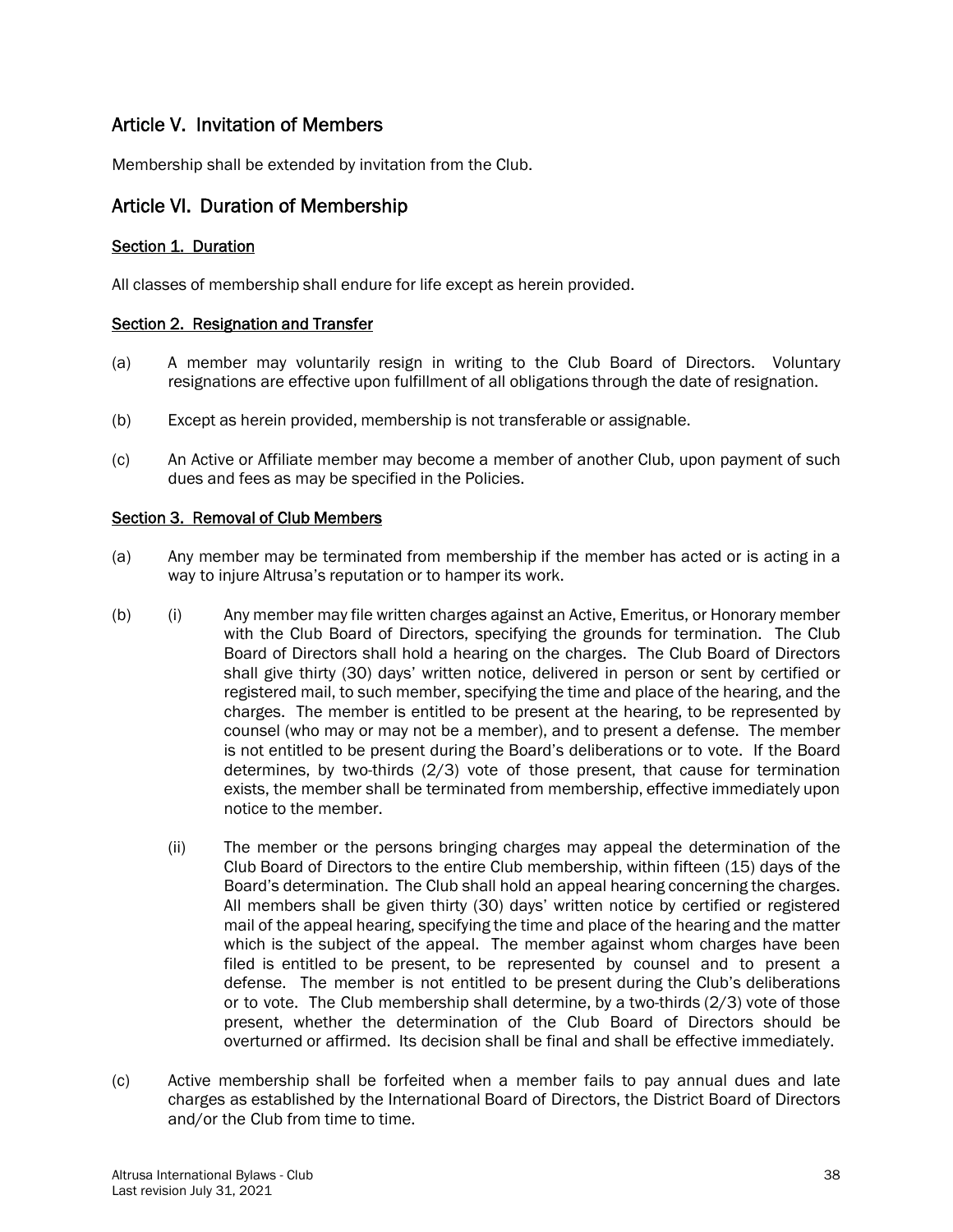## Article V. Invitation of Members

Membership shall be extended by invitation from the Club.

## Article VI. Duration of Membership

### Section 1. Duration

All classes of membership shall endure for life except as herein provided.

### Section 2. Resignation and Transfer

(a) A member may voluntarily resign in writing to the Club Board of Directors. Voluntary resignations are effective upon fulfillment of all obligations through the date of resignation.

(b) Except as herein provided, membership is not transferable or assignable.

(c) An Active or Affiliate member may become a member of another Club, upon payment of such dues and fees as may be specified in the Policies.

### Section 3. Removal of Club Members

(a) Any member may be terminated from membership if the member has acted or is acting in a way to injure Altrusa's reputation or to hamper its work.

(b) (i) Any member may file written charges against an Active, Emeritus, or Honorary member with the Club Board of Directors, specifying the grounds for termination. The Club Board of Directors shall hold a hearing on the charges. The Club Board of Directors shall give thirty (30) days' written notice, delivered in person or sent by certified or registered mail, to such member, specifying the time and place of the hearing, and the charges. The member is entitled to be present at the hearing, to be represented by counsel (who may or may not be a member), and to present a defense. The member is not entitled to be present during the Board's deliberations or to vote. If the Board determines, by two-thirds (2/3) vote of those present, that cause for termination exists, the member shall be terminated from membership, effective immediately upon notice to the member.

(ii) The member or the persons bringing charges may appeal the determination of the Club Board of Directors to the entire Club membership, within fifteen (15) days of the Board's determination. The Club shall hold an appeal hearing concerning the charges. All members shall be given thirty (30) days' written notice by certified or registered mail of the appeal hearing, specifying the time and place of the hearing and the matter which is the subject of the appeal. The member against whom charges have been filed is entitled to be present, to be represented by counsel and to present a defense. The member is not entitled to be present during the Club's deliberations or to vote. The Club membership shall determine, by a two-thirds (2/3) vote of those present, whether the determination of the Club Board of Directors should be overturned or affirmed. Its decision shall be final and shall be effective immediately.

(c) Active membership shall be forfeited when a member fails to pay annual dues and late charges as established by the International Board of Directors, the District Board of Directors and/or the Club from time to time.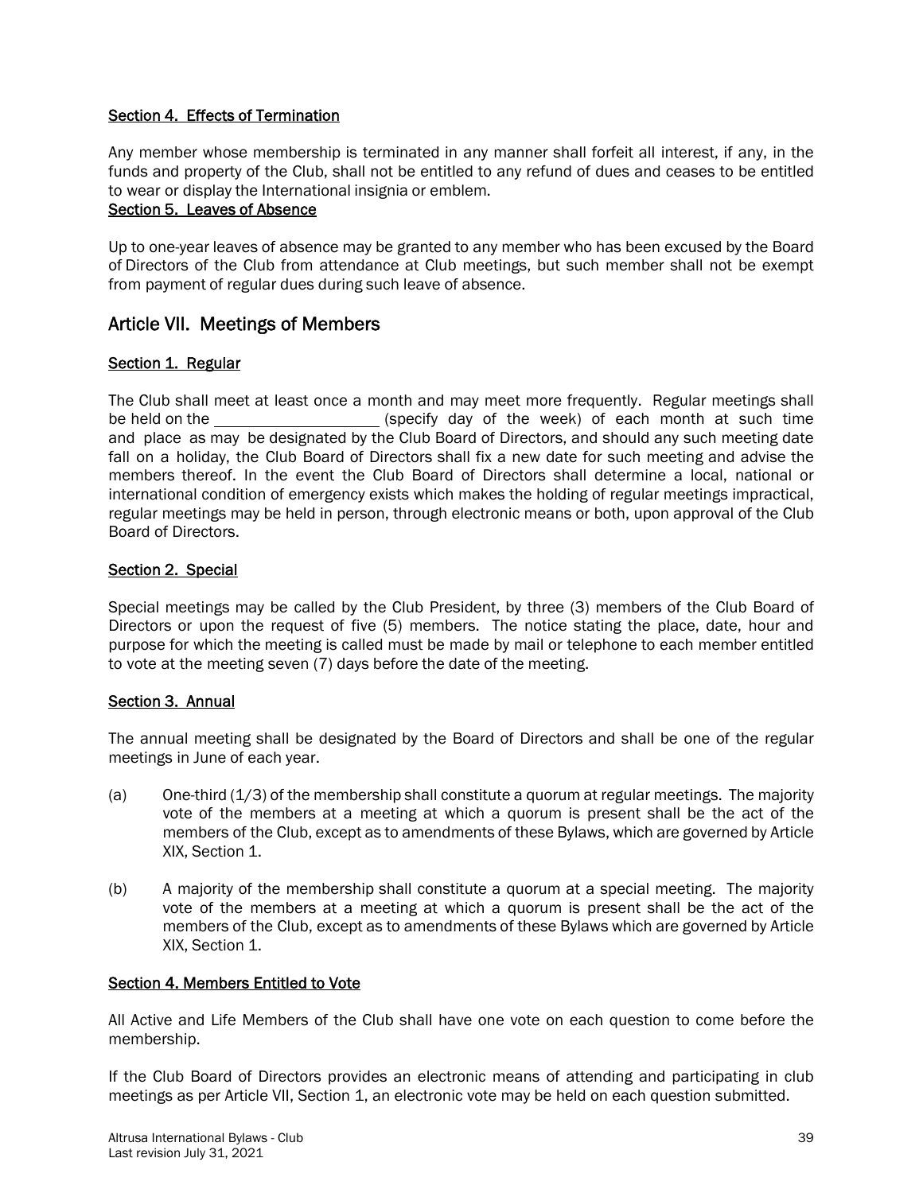Section 4. Effects of Termination

Any member whose membership is terminated in any manner shall forfeit all interest, if any, in the funds and property of the Club, shall not be entitled to any refund of dues and ceases to be entitled to wear or display the International insignia or emblem.

Section 5. Leaves of Absence

Up to one-year leaves of absence may be granted to any member who has been excused by the Board of Directors of the Club from attendance at Club meetings, but such member shall not be exempt from payment of regular dues during such leave of absence.

## Article VII. Meetings of Members

Section 1. Regular

The Club shall meet at least once a month and may meet more frequently. Regular meetings shall be held on the ____________________ (specify day of the week) of each month at such time and place as may be designated by the Club Board of Directors, and should any such meeting date fall on a holiday, the Club Board of Directors shall fix a new date for such meeting and advise the members thereof. In the event the Club Board of Directors shall determine a local, national or international condition of emergency exists which makes the holding of regular meetings impractical, regular meetings may be held in person, through electronic means or both, upon approval of the Club Board of Directors.

Section 2. Special

Special meetings may be called by the Club President, by three (3) members of the Club Board of Directors or upon the request of five (5) members. The notice stating the place, date, hour and purpose for which the meeting is called must be made by mail or telephone to each member entitled to vote at the meeting seven (7) days before the date of the meeting.

Section 3. Annual

The annual meeting shall be designated by the Board of Directors and shall be one of the regular meetings in June of each year.

(a) One-third (1/3) of the membership shall constitute a quorum at regular meetings. The majority vote of the members at a meeting at which a quorum is present shall be the act of the members of the Club, except as to amendments of these Bylaws, which are governed by Article XIX, Section 1.

(b) A majority of the membership shall constitute a quorum at a special meeting. The majority vote of the members at a meeting at which a quorum is present shall be the act of the members of the Club, except as to amendments of these Bylaws which are governed by Article XIX, Section 1.

Section 4. Members Entitled to Vote

All Active and Life Members of the Club shall have one vote on each question to come before the membership.

If the Club Board of Directors provides an electronic means of attending and participating in club meetings as per Article VII, Section 1, an electronic vote may be held on each question submitted.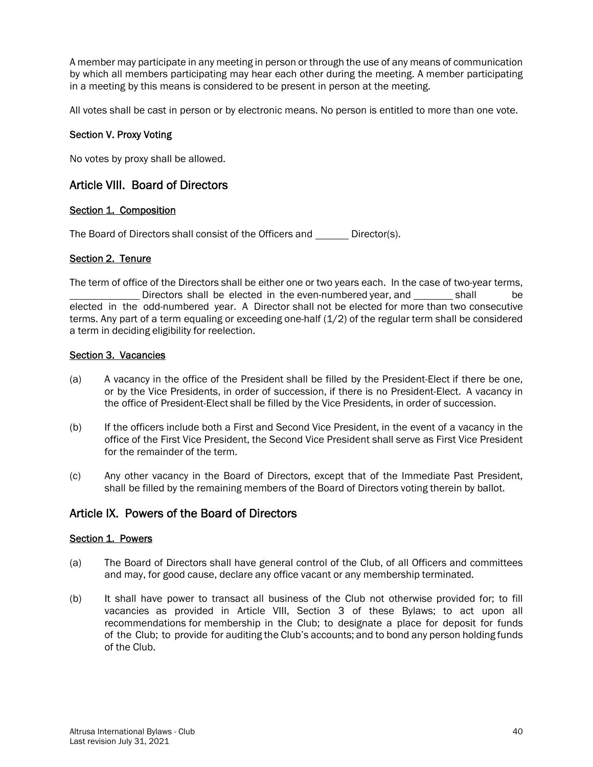A member may participate in any meeting in person or through the use of any means of communication by which all members participating may hear each other during the meeting. A member participating in a meeting by this means is considered to be present in person at the meeting.

All votes shall be cast in person or by electronic means. No person is entitled to more than one vote.

### Section V. Proxy Voting

No votes by proxy shall be allowed.

## Article VIII. Board of Directors

### Section 1. Composition

The Board of Directors shall consist of the Officers and ______ Director(s).

### Section 2. Tenure

The term of office of the Directors shall be either one or two years each. In the case of two-year terms, ____________ Directors shall be elected in the even-numbered year, and _______ shall be elected in the odd-numbered year. A Director shall not be elected for more than two consecutive terms. Any part of a term equaling or exceeding one-half (1/2) of the regular term shall be considered a term in deciding eligibility for reelection.

### Section 3. Vacancies

(a) A vacancy in the office of the President shall be filled by the President-Elect if there be one, or by the Vice Presidents, in order of succession, if there is no President-Elect. A vacancy in the office of President-Elect shall be filled by the Vice Presidents, in order of succession.

(b) If the officers include both a First and Second Vice President, in the event of a vacancy in the office of the First Vice President, the Second Vice President shall serve as First Vice President for the remainder of the term.

(c) Any other vacancy in the Board of Directors, except that of the Immediate Past President, shall be filled by the remaining members of the Board of Directors voting therein by ballot.

## Article IX. Powers of the Board of Directors

### Section 1. Powers

(a) The Board of Directors shall have general control of the Club, of all Officers and committees and may, for good cause, declare any office vacant or any membership terminated.

(b) It shall have power to transact all business of the Club not otherwise provided for; to fill vacancies as provided in Article VIII, Section 3 of these Bylaws; to act upon all recommendations for membership in the Club; to designate a place for deposit for funds of the Club; to provide for auditing the Club's accounts; and to bond any person holding funds of the Club.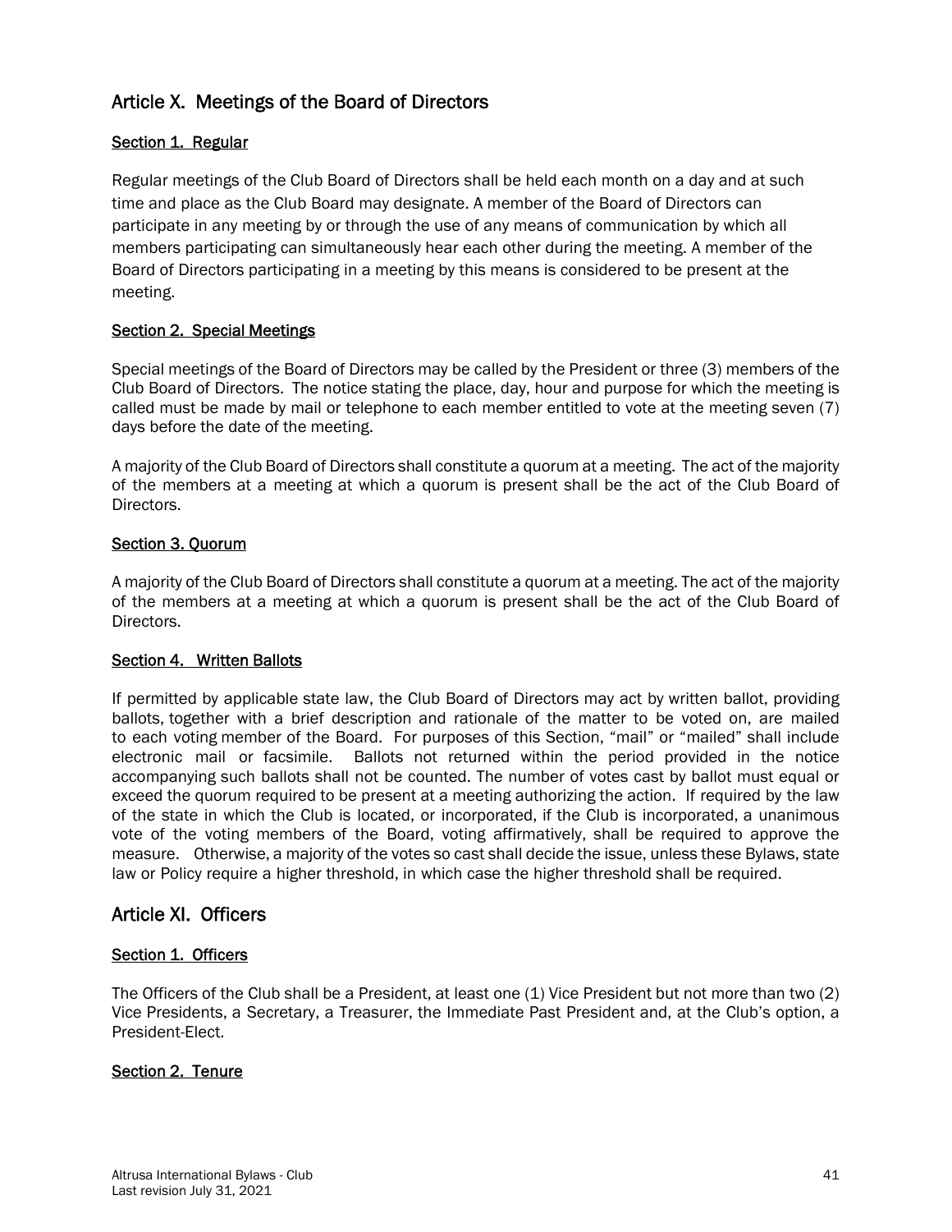## Article X. Meetings of the Board of Directors

### Section 1. Regular

Regular meetings of the Club Board of Directors shall be held each month on a day and at such time and place as the Club Board may designate. A member of the Board of Directors can participate in any meeting by or through the use of any means of communication by which all members participating can simultaneously hear each other during the meeting. A member of the Board of Directors participating in a meeting by this means is considered to be present at the meeting.

### Section 2. Special Meetings

Special meetings of the Board of Directors may be called by the President or three (3) members of the Club Board of Directors. The notice stating the place, day, hour and purpose for which the meeting is called must be made by mail or telephone to each member entitled to vote at the meeting seven (7) days before the date of the meeting.

A majority of the Club Board of Directors shall constitute a quorum at a meeting. The act of the majority of the members at a meeting at which a quorum is present shall be the act of the Club Board of Directors.

### Section 3. Quorum

A majority of the Club Board of Directors shall constitute a quorum at a meeting. The act of the majority of the members at a meeting at which a quorum is present shall be the act of the Club Board of Directors.

### Section 4. Written Ballots

If permitted by applicable state law, the Club Board of Directors may act by written ballot, providing ballots, together with a brief description and rationale of the matter to be voted on, are mailed to each voting member of the Board. For purposes of this Section, "mail" or "mailed" shall include electronic mail or facsimile. Ballots not returned within the period provided in the notice accompanying such ballots shall not be counted. The number of votes cast by ballot must equal or exceed the quorum required to be present at a meeting authorizing the action. If required by the law of the state in which the Club is located, or incorporated, if the Club is incorporated, a unanimous vote of the voting members of the Board, voting affirmatively, shall be required to approve the measure. Otherwise, a majority of the votes so cast shall decide the issue, unless these Bylaws, state law or Policy require a higher threshold, in which case the higher threshold shall be required.

## Article XI. Officers

### Section 1. Officers

The Officers of the Club shall be a President, at least one (1) Vice President but not more than two (2) Vice Presidents, a Secretary, a Treasurer, the Immediate Past President and, at the Club's option, a President-Elect.

### Section 2. Tenure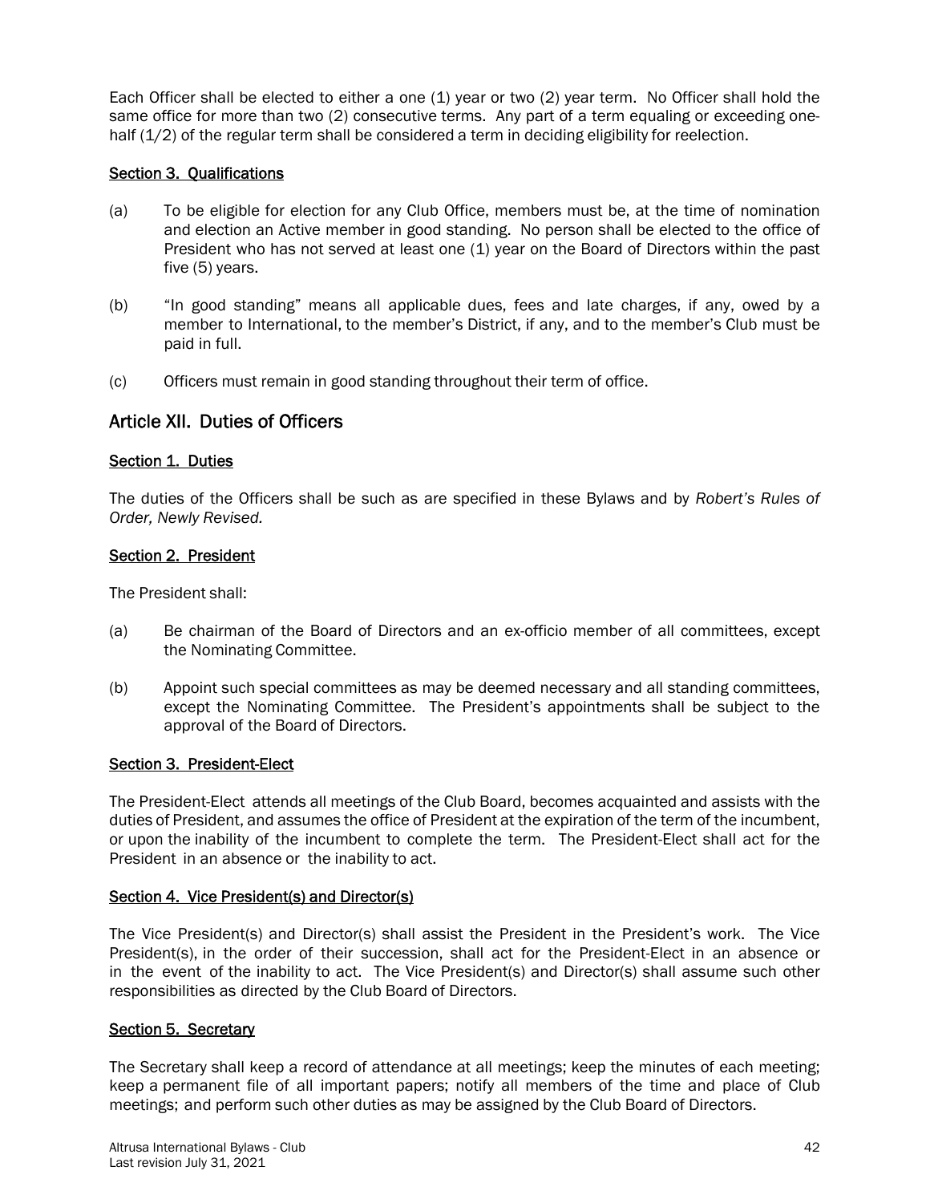Each Officer shall be elected to either a one (1) year or two (2) year term. No Officer shall hold the same office for more than two (2) consecutive terms. Any part of a term equaling or exceeding one-half (1/2) of the regular term shall be considered a term in deciding eligibility for reelection.

### Section 3. Qualifications

(a) To be eligible for election for any Club Office, members must be, at the time of nomination and election an Active member in good standing. No person shall be elected to the office of President who has not served at least one (1) year on the Board of Directors within the past five (5) years.

(b) "In good standing" means all applicable dues, fees and late charges, if any, owed by a member to International, to the member's District, if any, and to the member's Club must be paid in full.

(c) Officers must remain in good standing throughout their term of office.

## Article XII. Duties of Officers

### Section 1. Duties

The duties of the Officers shall be such as are specified in these Bylaws and by *Robert's Rules of Order, Newly Revised.*

### Section 2. President

The President shall:

(a) Be chairman of the Board of Directors and an ex-officio member of all committees, except the Nominating Committee.

(b) Appoint such special committees as may be deemed necessary and all standing committees, except the Nominating Committee. The President's appointments shall be subject to the approval of the Board of Directors.

### Section 3. President-Elect

The President-Elect attends all meetings of the Club Board, becomes acquainted and assists with the duties of President, and assumes the office of President at the expiration of the term of the incumbent, or upon the inability of the incumbent to complete the term. The President-Elect shall act for the President in an absence or the inability to act.

### Section 4. Vice President(s) and Director(s)

The Vice President(s) and Director(s) shall assist the President in the President's work. The Vice President(s), in the order of their succession, shall act for the President-Elect in an absence or in the event of the inability to act. The Vice President(s) and Director(s) shall assume such other responsibilities as directed by the Club Board of Directors.

### Section 5. Secretary

The Secretary shall keep a record of attendance at all meetings; keep the minutes of each meeting; keep a permanent file of all important papers; notify all members of the time and place of Club meetings; and perform such other duties as may be assigned by the Club Board of Directors.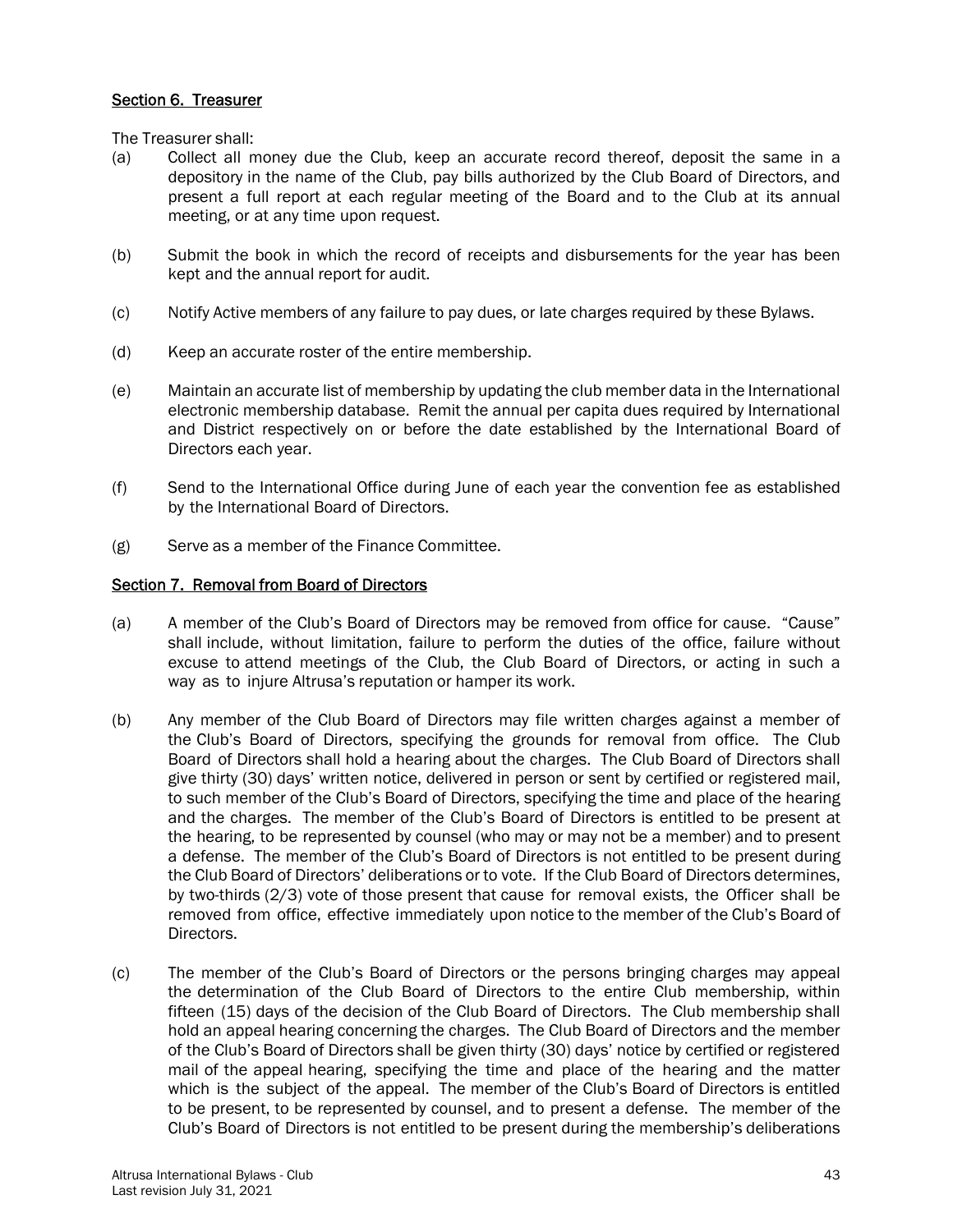### Section 6. Treasurer

The Treasurer shall:

(a) Collect all money due the Club, keep an accurate record thereof, deposit the same in a depository in the name of the Club, pay bills authorized by the Club Board of Directors, and present a full report at each regular meeting of the Board and to the Club at its annual meeting, or at any time upon request.

(b) Submit the book in which the record of receipts and disbursements for the year has been kept and the annual report for audit.

(c) Notify Active members of any failure to pay dues, or late charges required by these Bylaws.

(d) Keep an accurate roster of the entire membership.

(e) Maintain an accurate list of membership by updating the club member data in the International electronic membership database. Remit the annual per capita dues required by International and District respectively on or before the date established by the International Board of Directors each year.

(f) Send to the International Office during June of each year the convention fee as established by the International Board of Directors.

(g) Serve as a member of the Finance Committee.

### Section 7. Removal from Board of Directors

(a) A member of the Club's Board of Directors may be removed from office for cause. "Cause" shall include, without limitation, failure to perform the duties of the office, failure without excuse to attend meetings of the Club, the Club Board of Directors, or acting in such a way as to injure Altrusa's reputation or hamper its work.

(b) Any member of the Club Board of Directors may file written charges against a member of the Club's Board of Directors, specifying the grounds for removal from office. The Club Board of Directors shall hold a hearing about the charges. The Club Board of Directors shall give thirty (30) days' written notice, delivered in person or sent by certified or registered mail, to such member of the Club's Board of Directors, specifying the time and place of the hearing and the charges. The member of the Club's Board of Directors is entitled to be present at the hearing, to be represented by counsel (who may or may not be a member) and to present a defense. The member of the Club's Board of Directors is not entitled to be present during the Club Board of Directors' deliberations or to vote. If the Club Board of Directors determines, by two-thirds (2/3) vote of those present that cause for removal exists, the Officer shall be removed from office, effective immediately upon notice to the member of the Club's Board of Directors.

(c) The member of the Club's Board of Directors or the persons bringing charges may appeal the determination of the Club Board of Directors to the entire Club membership, within fifteen (15) days of the decision of the Club Board of Directors. The Club membership shall hold an appeal hearing concerning the charges. The Club Board of Directors and the member of the Club's Board of Directors shall be given thirty (30) days' notice by certified or registered mail of the appeal hearing, specifying the time and place of the hearing and the matter which is the subject of the appeal. The member of the Club's Board of Directors is entitled to be present, to be represented by counsel, and to present a defense. The member of the Club's Board of Directors is not entitled to be present during the membership's deliberations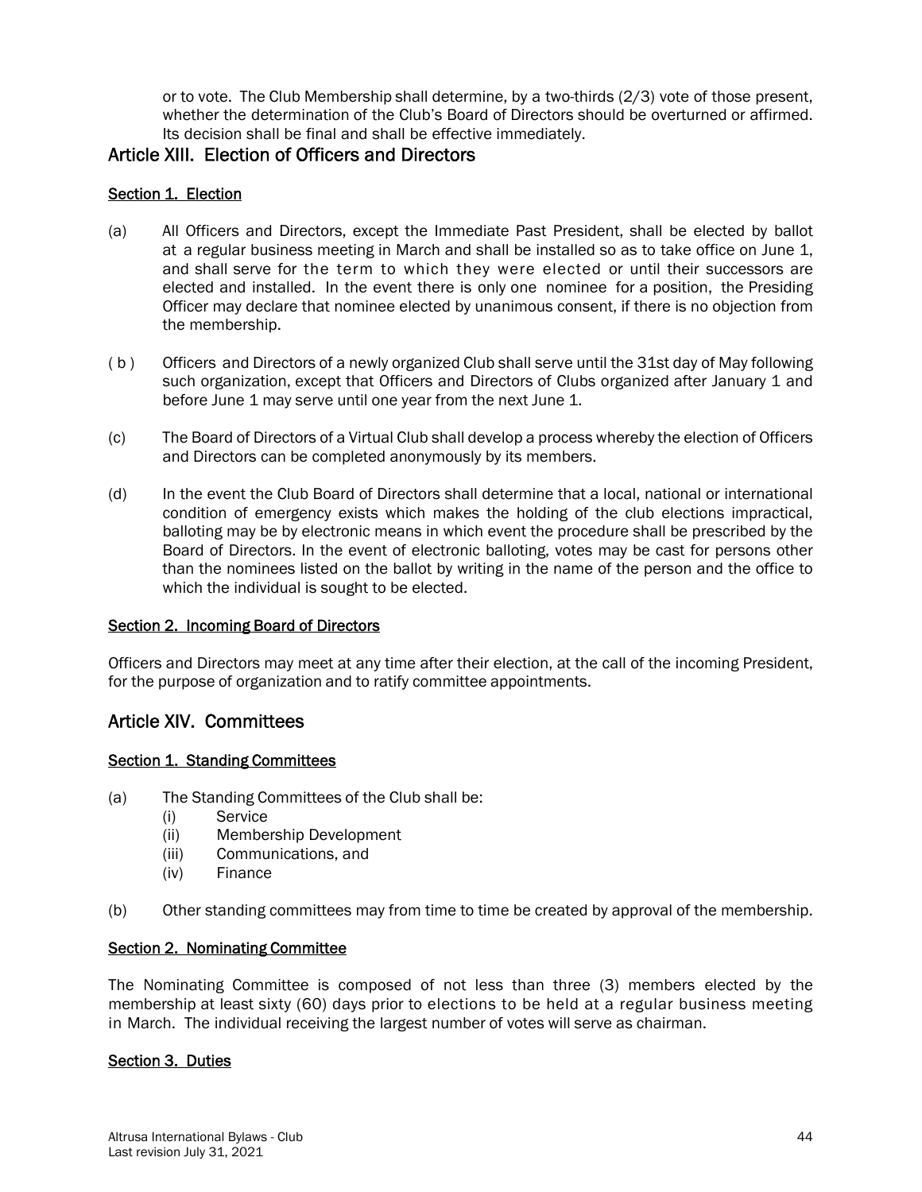or to vote. The Club Membership shall determine, by a two-thirds (2/3) vote of those present, whether the determination of the Club's Board of Directors should be overturned or affirmed. Its decision shall be final and shall be effective immediately.

## Article XIII. Election of Officers and Directors

### Section 1. Election

(a) All Officers and Directors, except the Immediate Past President, shall be elected by ballot at a regular business meeting in March and shall be installed so as to take office on June 1, and shall serve for the term to which they were elected or until their successors are elected and installed. In the event there is only one nominee for a position, the Presiding Officer may declare that nominee elected by unanimous consent, if there is no objection from the membership.

( b ) Officers and Directors of a newly organized Club shall serve until the 31st day of May following such organization, except that Officers and Directors of Clubs organized after January 1 and before June 1 may serve until one year from the next June 1.

(c) The Board of Directors of a Virtual Club shall develop a process whereby the election of Officers and Directors can be completed anonymously by its members.

(d) In the event the Club Board of Directors shall determine that a local, national or international condition of emergency exists which makes the holding of the club elections impractical, balloting may be by electronic means in which event the procedure shall be prescribed by the Board of Directors. In the event of electronic balloting, votes may be cast for persons other than the nominees listed on the ballot by writing in the name of the person and the office to which the individual is sought to be elected.

### Section 2. Incoming Board of Directors

Officers and Directors may meet at any time after their election, at the call of the incoming President, for the purpose of organization and to ratify committee appointments.

## Article XIV. Committees

### Section 1. Standing Committees

(a) The Standing Committees of the Club shall be:
   (i) Service
   (ii) Membership Development
   (iii) Communications, and
   (iv) Finance

(b) Other standing committees may from time to time be created by approval of the membership.

### Section 2. Nominating Committee

The Nominating Committee is composed of not less than three (3) members elected by the membership at least sixty (60) days prior to elections to be held at a regular business meeting in March. The individual receiving the largest number of votes will serve as chairman.

### Section 3. Duties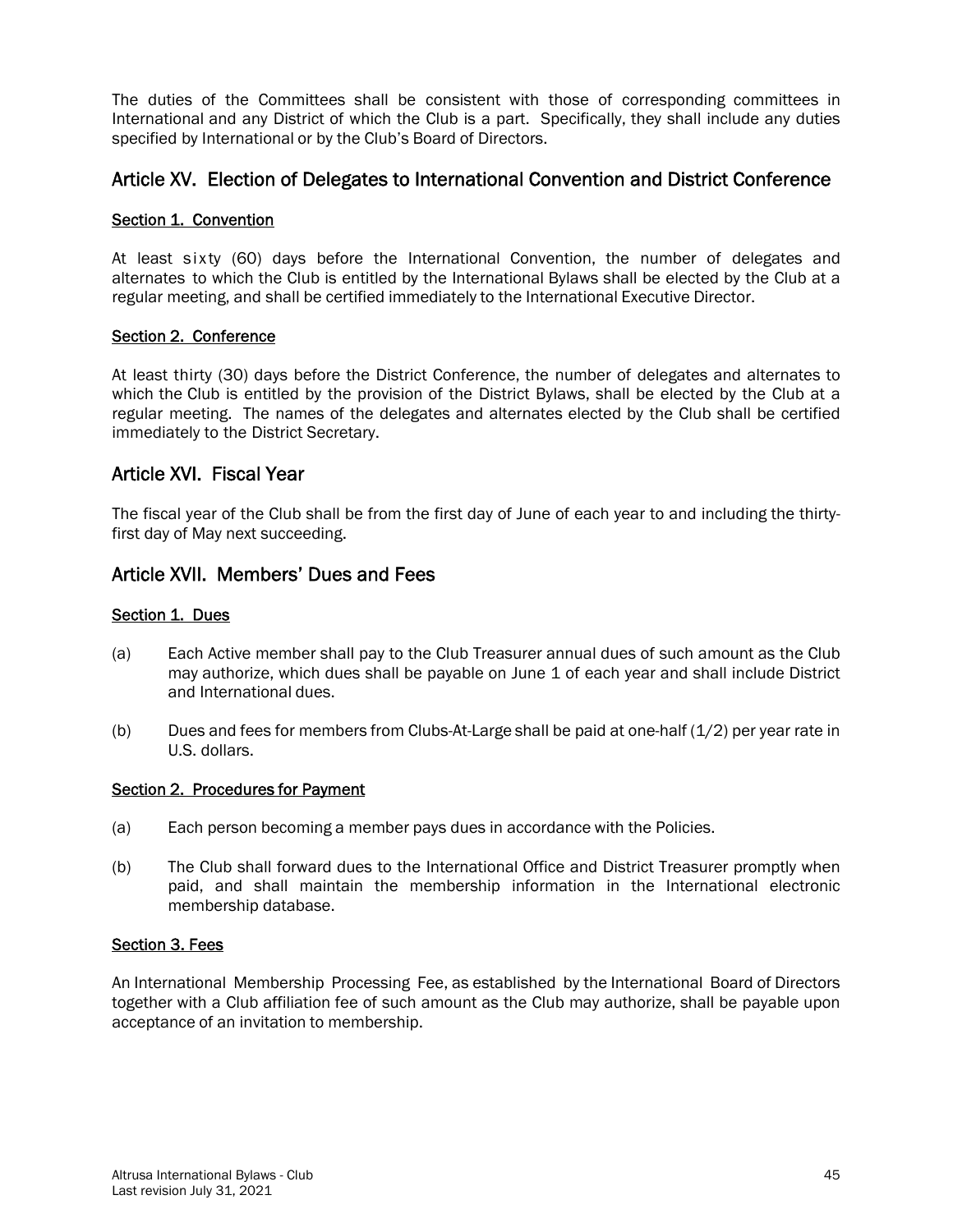The duties of the Committees shall be consistent with those of corresponding committees in International and any District of which the Club is a part. Specifically, they shall include any duties specified by International or by the Club's Board of Directors.

## Article XV. Election of Delegates to International Convention and District Conference

### Section 1. Convention

At least sixty (60) days before the International Convention, the number of delegates and alternates to which the Club is entitled by the International Bylaws shall be elected by the Club at a regular meeting, and shall be certified immediately to the International Executive Director.

### Section 2. Conference

At least thirty (30) days before the District Conference, the number of delegates and alternates to which the Club is entitled by the provision of the District Bylaws, shall be elected by the Club at a regular meeting. The names of the delegates and alternates elected by the Club shall be certified immediately to the District Secretary.

## Article XVI. Fiscal Year

The fiscal year of the Club shall be from the first day of June of each year to and including the thirty-first day of May next succeeding.

## Article XVII. Members' Dues and Fees

### Section 1. Dues

(a) Each Active member shall pay to the Club Treasurer annual dues of such amount as the Club may authorize, which dues shall be payable on June 1 of each year and shall include District and International dues.

(b) Dues and fees for members from Clubs-At-Large shall be paid at one-half (1/2) per year rate in U.S. dollars.

### Section 2. Procedures for Payment

(a) Each person becoming a member pays dues in accordance with the Policies.

(b) The Club shall forward dues to the International Office and District Treasurer promptly when paid, and shall maintain the membership information in the International electronic membership database.

### Section 3. Fees

An International Membership Processing Fee, as established by the International Board of Directors together with a Club affiliation fee of such amount as the Club may authorize, shall be payable upon acceptance of an invitation to membership.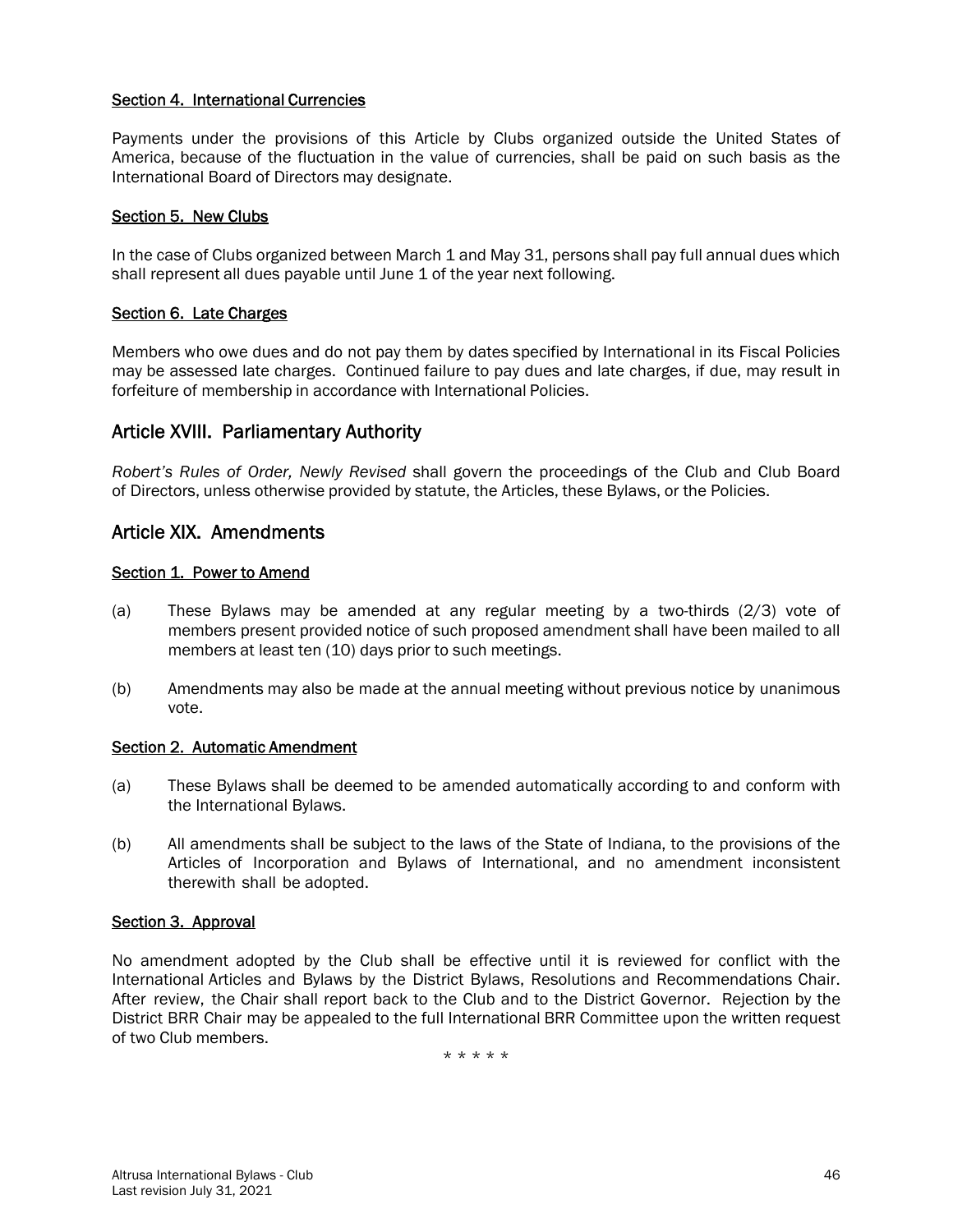Section 4. International Currencies

Payments under the provisions of this Article by Clubs organized outside the United States of America, because of the fluctuation in the value of currencies, shall be paid on such basis as the International Board of Directors may designate.

Section 5. New Clubs

In the case of Clubs organized between March 1 and May 31, persons shall pay full annual dues which shall represent all dues payable until June 1 of the year next following.

Section 6. Late Charges

Members who owe dues and do not pay them by dates specified by International in its Fiscal Policies may be assessed late charges. Continued failure to pay dues and late charges, if due, may result in forfeiture of membership in accordance with International Policies.

## Article XVIII. Parliamentary Authority

*Robert's Rules of Order, Newly Revised* shall govern the proceedings of the Club and Club Board of Directors, unless otherwise provided by statute, the Articles, these Bylaws, or the Policies.

## Article XIX. Amendments

Section 1. Power to Amend

(a) These Bylaws may be amended at any regular meeting by a two-thirds (2/3) vote of members present provided notice of such proposed amendment shall have been mailed to all members at least ten (10) days prior to such meetings.

(b) Amendments may also be made at the annual meeting without previous notice by unanimous vote.

Section 2. Automatic Amendment

(a) These Bylaws shall be deemed to be amended automatically according to and conform with the International Bylaws.

(b) All amendments shall be subject to the laws of the State of Indiana, to the provisions of the Articles of Incorporation and Bylaws of International, and no amendment inconsistent therewith shall be adopted.

Section 3. Approval

No amendment adopted by the Club shall be effective until it is reviewed for conflict with the International Articles and Bylaws by the District Bylaws, Resolutions and Recommendations Chair. After review, the Chair shall report back to the Club and to the District Governor. Rejection by the District BRR Chair may be appealed to the full International BRR Committee upon the written request of two Club members.

\* \* \* \* \*